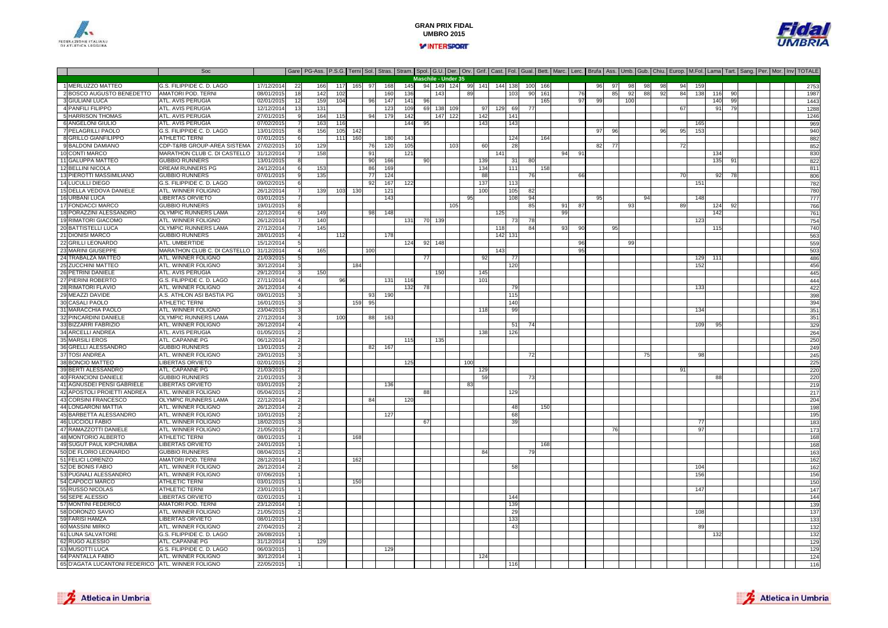# GRAN PRIX FIDAL UMBRIA 2015

INTERSPORT

| | Soc | | Gare | PG-Ass. | P.S.G. | Terni | Sol. | Stras. | Stram. | Spol. | G.U. | Der. | Orv. | Grif. | Cast. | Fol. | Gual. | Bett. | Marc. | Lerc. | Brufa | Ass. | Umb. | Gub. | Chiu. | Europ. | M.Fol. | Lama | Tart. | Sang. | Per. | Mor. | Inv | TOTALE |
|---|---|---|---|---|---|---|---|---|---|---|---|---|---|---|---|---|---|---|---|---|---|---|---|---|---|---|---|---|---|---|---|---|---|---|
| **Maschile - Under 35** | | | | | | | | | | | | | | | | | | | | | | | | | | | | | | | | | | |
| 1 MERLUZZO MATTEO | G.S. FILIPPIDE C. D. LAGO | 17/12/2014 | 22 | 166 | 117 | 165 | 97 | 168 | 145 | 94 | 149 | 124 | 99 | 141 | 144 | 138 | 100 | 166 | | | 96 | 97 | 98 | 98 | 98 | 94 | 159 | | | | | | | 2753 |
| 2 BOSCO AUGUSTO BENEDETTO | AMATORI POD. TERNI | 08/01/2015 | 18 | 142 | 102 | | | 160 | 136 | | 143 | | 89 | | | 103 | 90 | 161 | | 76 | | 85 | 92 | 88 | 92 | 84 | 138 | 116 | 90 | | | | | 1987 |
| 3 GIULIANI LUCA | ATL. AVIS PERUGIA | 02/01/2015 | 12 | 159 | 104 | | 96 | 147 | 141 | 96 | | | | | | | | 165 | | 97 | 99 | | 100 | | | | | 140 | 99 | | | | | 1443 |
| 4 PANFILI FILIPPO | ATL. AVIS PERUGIA | 12/12/2014 | 13 | 131 | | | | 123 | 109 | 69 | 138 | 109 | | 97 | 129 | 69 | 77 | | | | | | | | | 67 | | 91 | 79 | | | | | 1288 |
| 5 HARRISON THOMAS | ATL. AVIS PERUGIA | 27/01/2015 | 9 | 164 | 115 | | 94 | 179 | 142 | | 147 | 122 | | 142 | | 141 | | | | | | | | | | | | | | | | | | 1246 |
| 6 ANGELONI GIULIO | ATL. AVIS PERUGIA | 07/02/2015 | 7 | 163 | 116 | | | | 144 | 95 | | | | 143 | | 143 | | | | | | | | | | | 165 | | | | | | | 969 |
| 7 PELAGRILLI PAOLO | G.S. FILIPPIDE C. D. LAGO | 13/01/2015 | 8 | 156 | 105 | 142 | | | | | | | | | | | | | | | 97 | 96 | | | 96 | 95 | 153 | | | | | | | 940 |
| 8 GRILLO GIANFILIPPO | ATHLETIC TERNI | 07/01/2015 | 6 | | 111 | 160 | | 180 | 143 | | | | | | | 124 | | 164 | | | | | | | | | | | | | | | | 882 |
| 9 BALDONI DAMIANO | CDP-T&RB GROUP-AREA SISTEMA | 27/02/2015 | 10 | 129 | | | 76 | 120 | 105 | | | 103 | | 60 | | 28 | | | | | 82 | 77 | | | | 72 | | | | | | | | 852 |
| 10 CONTI MARCO | MARATHON CLUB C. DI CASTELLO | 31/12/2014 | 7 | 158 | | | 91 | | 121 | | | | | | 141 | | | | 94 | 91 | | | | | | | | 134 | | | | | | 830 |
| 11 GALUPPA MATTEO | GUBBIO RUNNERS | 13/01/2015 | 8 | | | | 90 | 166 | | 90 | | | | 139 | | 31 | 80 | | | | | | | | | | | 135 | 91 | | | | | 822 |
| 12 BELLINI NICOLA | DREAM RUNNERS PG | 24/12/2014 | 6 | 153 | | | 86 | 169 | | | | | | 134 | | 111 | | 158 | | | | | | | | | | | | | | | | 811 |
| 13 PIEROTTI MASSIMILIANO | GUBBIO RUNNERS | 07/01/2015 | 9 | 135 | | | 77 | 124 | | | | | | 88 | | | 76 | | | 66 | | | | | | 70 | | 92 | 78 | | | | | 806 |
| 14 LUCULLI DIEGO | G.S. FILIPPIDE C. D. LAGO | 09/02/2015 | 6 | | | | 92 | 167 | 122 | | | | | 137 | | 113 | | | | | | | | | | | 151 | | | | | | | 782 |
| 15 DELLA VEDOVA DANIELE | ATL. WINNER FOLIGNO | 26/12/2014 | 7 | 139 | 103 | 130 | | 121 | | | | | | 100 | | 105 | 82 | | | | | | | | | | | | | | | | | 780 |
| 16 URBANI LUCA | LIBERTAS ORVIETO | 03/01/2015 | 7 | | | | | 143 | | | | | 95 | | | 108 | 94 | | | | 95 | | | 94 | | | 148 | | | | | | | 777 |
| 17 FONDACCI MARCO | GUBBIO RUNNERS | 19/01/2015 | 8 | | | | | | | | | 105 | | | | | 85 | | 91 | 87 | | | 93 | | | 89 | | 124 | 92 | | | | | 766 |
| 18 PORAZZINI ALESSANDRO | OLYMPIC RUNNERS LAMA | 22/12/2014 | 6 | 149 | | | 98 | 148 | | | | | | | 125 | | | | 99 | | | | | | | | | 142 | | | | | | 761 |
| 19 RIMATORI GIACOMO | ATL. WINNER FOLIGNO | 26/12/2014 | 7 | 140 | | | | | 131 | 70 | 139 | | | | | 73 | 78 | | | | | | | | | | 123 | | | | | | | 754 |
| 20 BATTISTELLI LUCA | OLYMPIC RUNNERS LAMA | 27/12/2014 | 7 | 145 | | | | | | | | | | | 118 | | 84 | | 93 | 90 | | 95 | | | | | | 115 | | | | | | 740 |
| 21 DIONISI MARCO | GUBBIO RUNNERS | 28/01/2015 | 4 | | 112 | | | 178 | | | | | | | 142 | 131 | | | | | | | | | | | | | | | | | | 563 |
| 22 GRILLI LEONARDO | ATL. UMBERTIDE | 15/12/2014 | 5 | | | | | | 124 | 92 | 148 | | | | | | | | | 96 | | | 99 | | | | | | | | | | | 559 |
| 23 MARINI GIUSEPPE | MARATHON CLUB C. DI CASTELLO | 31/12/2014 | 4 | 165 | | | 100 | | | | | | | | 143 | | | | | 95 | | | | | | | | | | | | | | 503 |
| 24 TRABALZA MATTEO | ATL. WINNER FOLIGNO | 21/03/2015 | 5 | | | | | | | 77 | | | | 92 | | 77 | | | | | | | | | | | 129 | 111 | | | | | | 486 |
| 25 ZUCCHINI MATTEO | ATL. WINNER FOLIGNO | 30/12/2014 | 3 | | | 184 | | | | | | | | | | 120 | | | | | | | | | | | 152 | | | | | | | 456 |
| 26 PETRINI DANIELE | ATL. AVIS PERUGIA | 29/12/2014 | 3 | 150 | | | | | | | 150 | | | 145 | | | | | | | | | | | | | | | | | | | | 445 |
| 27 PIERINI ROBERTO | G.S. FILIPPIDE C. D. LAGO | 27/11/2014 | 4 | | 96 | | | 131 | 116 | | | | | 101 | | | | | | | | | | | | | | | | | | | | 444 |
| 28 RIMATORI FLAVIO | ATL. WINNER FOLIGNO | 26/12/2014 | 4 | | | | | | 132 | 78 | | | | | | 79 | | | | | | | | | | | 133 | | | | | | | 422 |
| 29 MEAZZI DAVIDE | A.S. ATHLON ASI BASTIA PG | 09/01/2015 | 3 | | | | 93 | 190 | | | | | | | | 115 | | | | | | | | | | | | | | | | | | 398 |
| 30 CASALI PAOLO | ATHLETIC TERNI | 16/01/2015 | 3 | | | 159 | 95 | | | | | | | | | 140 | | | | | | | | | | | | | | | | | | 394 |
| 31 MARACCHIA PAOLO | ATL. WINNER FOLIGNO | 23/04/2015 | 3 | | | | | | | | | | | 118 | | 99 | | | | | | | | | | | 134 | | | | | | | 351 |
| 32 PINCARDINI DANIELE | OLYMPIC RUNNERS LAMA | 27/12/2014 | 3 | | 100 | | 88 | 163 | | | | | | | | | | | | | | | | | | | | | | | | | | 351 |
| 33 BIZZARRI FABRIZIO | ATL. WINNER FOLIGNO | 26/12/2014 | 4 | | | | | | | | | | | | | 51 | 74 | | | | | | | | | | 109 | 95 | | | | | | 329 |
| 34 ARCELLI ANDREA | ATL. AVIS PERUGIA | 01/05/2015 | 2 | | | | | | | | | | | 138 | | 126 | | | | | | | | | | | | | | | | | | 264 |
| 35 MARSILI EROS | ATL. CAPANNE PG | 06/12/2014 | 2 | | | | | | 115 | | 135 | | | | | | | | | | | | | | | | | | | | | | | 250 |
| 36 GRELLI ALESSANDRO | GUBBIO RUNNERS | 13/01/2015 | 2 | | | | 82 | 167 | | | | | | | | | | | | | | | | | | | | | | | | | | 249 |
| 37 TOSI ANDREA | ATL. WINNER FOLIGNO | 29/01/2015 | 3 | | | | | | | | | | | | | | 72 | | | | | | | | 75 | | 98 | | | | | | | 245 |
| 38 BONCIO MATTEO | LIBERTAS ORVIETO | 02/01/2015 | 2 | | | | | | 125 | | | | 100 | | | | | | | | | | | | | | | | | | | | | 225 |
| 39 BERTI ALESSANDRO | ATL. CAPANNE PG | 21/03/2015 | 2 | | | | | | | | | | | 129 | | | | | | | | | | | | 91 | | | | | | | | 220 |
| 40 FRANCIONI DANIELE | GUBBIO RUNNERS | 21/01/2015 | 3 | | | | | | | | | | | 59 | | | 73 | | | | | | | | | | | 88 | | | | | | 220 |
| 41 AGNUSDEI PENSI GABRIELE | LIBERTAS ORVIETO | 03/01/2015 | 2 | | | | | 136 | | | | | 83 | | | | | | | | | | | | | | | | | | | | | 219 |
| 42 APOSTOLI PROIETTI ANDREA | ATL. WINNER FOLIGNO | 05/04/2015 | 2 | | | | | | | 88 | | | | | | 129 | | | | | | | | | | | | | | | | | | 217 |
| 43 CORSINI FRANCESCO | OLYMPIC RUNNERS LAMA | 22/12/2014 | 2 | | | | 84 | | 120 | | | | | | | | | | | | | | | | | | | | | | | | | 204 |
| 44 LONGARONI MATTIA | ATL. WINNER FOLIGNO | 26/12/2014 | 2 | | | | | | | | | | | | | 48 | | 150 | | | | | | | | | | | | | | | | 198 |
| 45 BARBETTA ALESSANDRO | ATL. WINNER FOLIGNO | 10/01/2015 | 2 | | | | | 127 | | | | | | | | 68 | | | | | | | | | | | | | | | | | | 195 |
| 46 LUCCIOLI FABIO | ATL. WINNER FOLIGNO | 18/02/2015 | 3 | | | | | | | 67 | | | | | | 39 | | | | | | | | | | | 77 | | | | | | | 183 |
| 47 RAMAZZOTTI DANIELE | ATL. WINNER FOLIGNO | 21/05/2015 | 2 | | | | | | | | | | | | | | | | | | | 76 | | | | | 97 | | | | | | | 173 |
| 48 MONTORIO ALBERTO | ATHLETIC TERNI | 08/01/2015 | 1 | | | 168 | | | | | | | | | | | | | | | | | | | | | | | | | | | | 168 |
| 49 SUGUT PAUL KIPCHUMBA | LIBERTAS ORVIETO | 24/01/2015 | 1 | | | | | | | | | | | | | | | 168 | | | | | | | | | | | | | | | | 168 |
| 50 DE FLORIO LEONARDO | GUBBIO RUNNERS | 08/04/2015 | 2 | | | | | | | | | | | 84 | | | 79 | | | | | | | | | | | | | | | | | 163 |
| 51 FELICI LORENZO | AMATORI POD. TERNI | 28/12/2014 | 1 | | | 162 | | | | | | | | | | | | | | | | | | | | | | | | | | | | 162 |
| 52 DE BONIS FABIO | ATL. WINNER FOLIGNO | 26/12/2014 | 2 | | | | | | | | | | | | | 58 | | | | | | | | | | | 104 | | | | | | | 162 |
| 53 PUGNALI ALESSANDRO | ATL. WINNER FOLIGNO | 07/06/2015 | 1 | | | | | | | | | | | | | | | | | | | | | | | | 156 | | | | | | | 156 |
| 54 CAPOCCI MARCO | ATHLETIC TERNI | 03/01/2015 | 1 | | | 150 | | | | | | | | | | | | | | | | | | | | | | | | | | | | 150 |
| 55 RUSSO NICOLAS | ATHLETIC TERNI | 23/01/2015 | 1 | | | | | | | | | | | | | | | | | | | | | | | | 147 | | | | | | | 147 |
| 56 SEPE ALESSIO | LIBERTAS ORVIETO | 02/01/2015 | 1 | | | | | | | | | | | | | 144 | | | | | | | | | | | | | | | | | | 144 |
| 57 MONTINI FEDERICO | AMATORI POD. TERNI | 23/12/2014 | 1 | | | | | | | | | | | | | 139 | | | | | | | | | | | | | | | | | | 139 |
| 58 DORONZO SAVIO | ATL. WINNER FOLIGNO | 21/05/2015 | 2 | | | | | | | | | | | | | 29 | | | | | | | | | | | 108 | | | | | | | 137 |
| 59 FARISI HAMZA | LIBERTAS ORVIETO | 08/01/2015 | 1 | | | | | | | | | | | | | 133 | | | | | | | | | | | | | | | | | | 133 |
| 60 MASSINI MIRKO | ATL. WINNER FOLIGNO | 27/04/2015 | 2 | | | | | | | | | | | | | 43 | | | | | | | | | | | 89 | | | | | | | 132 |
| 61 LUNA SALVATORE | G.S. FILIPPIDE C. D. LAGO | 26/08/2015 | 1 | | | | | | | | | | | | | | | | | | | | | | | | | 132 | | | | | | 132 |
| 62 RUGO ALESSIO | ATL. CAPANNE PG | 31/12/2014 | 1 | 129 | | | | | | | | | | | | | | | | | | | | | | | | | | | | | | 129 |
| 63 MUSOTTI LUCA | G.S. FILIPPIDE C. D. LAGO | 06/03/2015 | 1 | | | | | 129 | | | | | | | | | | | | | | | | | | | | | | | | | | 129 |
| 64 PANTALLA FABIO | ATL. WINNER FOLIGNO | 30/12/2014 | 1 | | | | | | | | | | | 124 | | | | | | | | | | | | | | | | | | | | 124 |
| 65 D'AGATA LUCANTONI FEDERICO | ATL. WINNER FOLIGNO | 22/05/2015 | 1 | | | | | | | | | | | | | 116 | | | | | | | | | | | | | | | | | | 116 |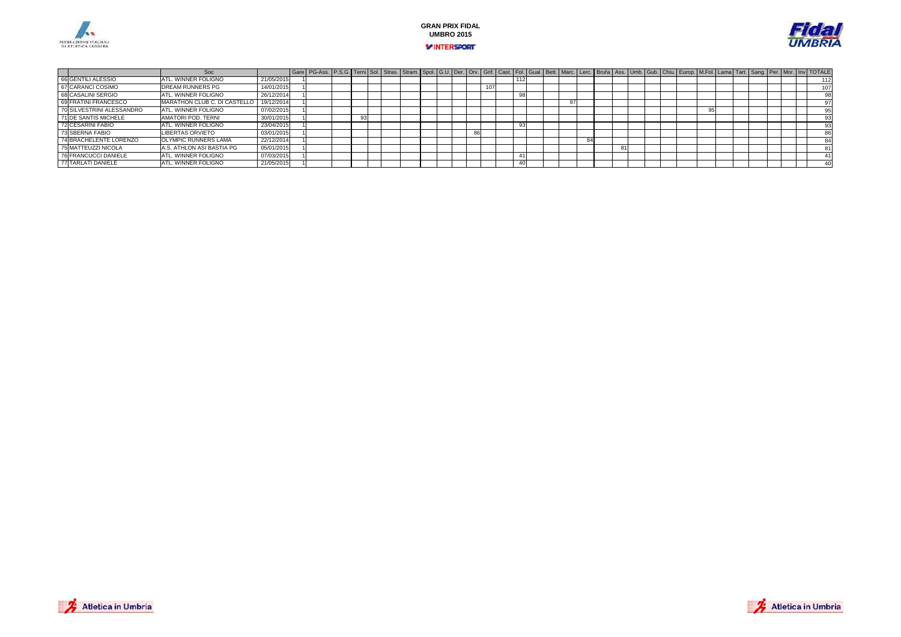| | | Soc | | Gare | PG-Ass. | P.S.G. | Terni | Sol. | Stras. | Stram. | Spol. | G.U. | Der. | Orv. | Grif. | Cast. | Fol. | Gual. | Bett. | Marc. | Lerc. | Brufa | Ass. | Umb. | Gub. | Chiu. | Europ. | M.Fol. | Lama | Tart. | Sang. | Per. | Mor. | Inv | TOTALE |
|---|---|---|---|---|---|---|---|---|---|---|---|---|---|---|---|---|---|---|---|---|---|---|---|---|---|---|---|---|---|---|---|---|---|---|---|
| 66 | GENTILI ALESSIO | ATL. WINNER FOLIGNO | 21/05/2015 | 1 | | | | | | | | | | | | | 112 | | | | | | | | | | | | | | | | | | 112 |
| 67 | CARANCI COSIMO | DREAM RUNNERS PG | 14/01/2015 | 1 | | | | | | | | | | | 107 | | | | | | | | | | | | | | | | | | | | 107 |
| 68 | CASALINI SERGIO | ATL. WINNER FOLIGNO | 26/12/2014 | 1 | | | | | | | | | | | | | 98 | | | | | | | | | | | | | | | | | | 98 |
| 69 | FRATINI FRANCESCO | MARATHON CLUB C. DI CASTELLO | 19/12/2014 | 1 | | | | | | | | | | | | | | | | 97 | | | | | | | | | | | | | | | 97 |
| 70 | SILVESTRINI ALESSANDRO | ATL. WINNER FOLIGNO | 07/02/2015 | 1 | | | | | | | | | | | | | | | | | | | | | | | | 95 | | | | | | | 95 |
| 71 | DE SANTIS MICHELE | AMATORI POD. TERNI | 30/01/2015 | 1 | | | 93 | | | | | | | | | | | | | | | | | | | | | | | | | | | | 93 |
| 72 | CESARINI FABIO | ATL. WINNER FOLIGNO | 23/04/2015 | 1 | | | | | | | | | | | | | 93 | | | | | | | | | | | | | | | | | | 93 |
| 73 | SBERNA FABIO | LIBERTAS ORVIETO | 03/01/2015 | 1 | | | | | | | | | | 86 | | | | | | | | | | | | | | | | | | | | | 86 |
| 74 | BRACHELENTE LORENZO | OLYMPIC RUNNERS LAMA | 22/12/2014 | 1 | | | | | | | | | | | | | | | | | 84 | | | | | | | | | | | | | | 84 |
| 75 | MATTEUZZI NICOLA | A.S. ATHLON ASI BASTIA PG | 05/01/2015 | 1 | | | | | | | | | | | | | | | | | | | 81 | | | | | | | | | | | | 81 |
| 76 | FRANCUCCI DANIELE | ATL. WINNER FOLIGNO | 07/03/2015 | 1 | | | | | | | | | | | | | 41 | | | | | | | | | | | | | | | | | | 41 |
| 77 | TARLATI DANIELE | ATL. WINNER FOLIGNO | 21/05/2015 | 1 | | | | | | | | | | | | | 40 | | | | | | | | | | | | | | | | | | 40 |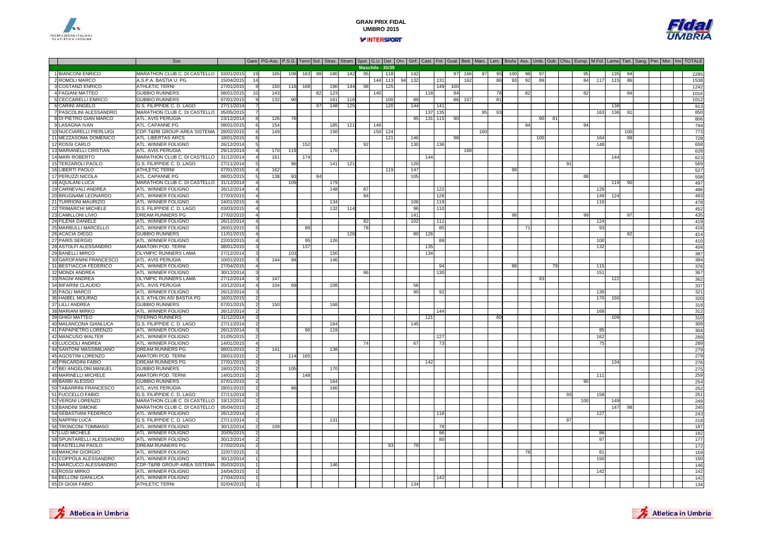# GRAN PRIX FIDAL UMBRIA 2015

| | | Soc | | Gare | PG-Ass. | P.S.G. | Terni | Sol. | Stras. | Stram. | Spol. | G.U. | Der. | Orv. | Grif. | Cast. | Fol. | Gual. | Bett. | Marc. | Lerc. | Brufa | Ass. | Umb. | Gub. | Chiu. | Europ. | M.Fol. | Lama | Tart. | Sang. | Per. | Mor. | Inv | TOTALE |
|---|---|---|---|---|---|---|---|---|---|---|---|---|---|---|---|---|---|---|---|---|---|---|---|---|---|---|---|---|---|---|---|---|---|---|---|
| | | | | | | | | | | | Maschile - 35/39 | | | | | | | | | | | | | | | | | | | | | | | | |
| 1 | BIANCONI ENRICO | MARATHON CLUB C. DI CASTELLO | 03/01/2015 | 19 | 165 | 108 | 163 | 98 | 180 | 142 | 95 | | 118 | | 142 | | | 97 | 166 | 97 | 95 | 100 | 98 | 97 | | | 95 | | 135 | 94 | | | | | 2285 |
| 2 | ROMOLI MARCO | A.S.P.A. BASTIA U. PG | 15/04/2015 | 14 | | | | | | | | 144 | 113 | 94 | 132 | | 131 | | 162 | | 86 | 93 | 92 | 89 | | | 84 | 117 | 115 | 86 | | | | | 1538 |
| 3 | COSTANZI ENRICO | ATHLETIC TERNI | 27/01/2015 | 9 | 150 | 118 | 168 | | 190 | 144 | 98 | | 125 | | | | 149 | 100 | | | | | | | | | | | | | | | | | 1242 |
| 4 | FAGIANI MATTEO | GUBBIO RUNNERS | 08/01/2015 | 10 | 143 | | | 82 | 123 | | | 140 | | | | 118 | | 84 | | | 78 | | 82 | | | | 82 | | | 84 | | | | | 1016 |
| 5 | CECCARELLI ENRICO | GUBBIO RUNNERS | 07/01/2015 | 9 | 132 | 90 | | | 161 | 116 | | | 100 | | 89 | | | 86 | 157 | | 81 | | | | | | | | | | | | | | 1012 |
| 6 | CARINI ANGELO | G.S. FILIPPIDE C. D. LAGO | 27/11/2014 | 7 | | | | 97 | 148 | 125 | | | 120 | | 144 | | 141 | | | | | | | | | | | | 138 | | | | | | 913 |
| 7 | PASCOLINI ALESSANDRO | MARATHON CLUB C. DI CASTELLO | 05/05/2015 | 7 | | | | | | | | | | | | 137 | 135 | | | 95 | 93 | | | | | | | 163 | 136 | 91 | | | | | 850 |
| 8 | DI PIETRO GIAN MARCO | ATL. AVIS PERUGIA | 23/12/2014 | 8 | 126 | 78 | | | | | | | | | 95 | 131 | 115 | 90 | | | | | | 90 | 81 | | | | | | | | | | 806 |
| 9 | LASAGNA IVAN | ATL. CAPANNE PG | 08/01/2015 | 6 | 154 | | | | 185 | 121 | | 146 | | | | | | | | | | | 94 | | | | 94 | | | | | | | | 794 |
| 10 | NUCCIARELLI PIERLUIGI | CDP-T&RB GROUP-AREA SISTEMA | 28/02/2015 | 6 | 149 | | | | 150 | | | 150 | 124 | | | | | | | 100 | | | | | | | | | | 100 | | | | | 773 |
| 11 | MEZZASOMA DOMENICO | ATL. LIBERTAS ARCS | 18/01/2015 | 6 | | | | | | | | | 121 | | 146 | | 98 | | | | | | | 100 | | | | 164 | | 99 | | | | | 728 |
| 12 | ROSSI CARLO | ATL. WINNER FOLIGNO | 26/12/2014 | 5 | | | 152 | | | | 92 | | | | 130 | | 136 | | | | | | | | | | | 148 | | | | | | | 658 |
| 13 | MARIANELLI CRISTIAN | ATL. AVIS PERUGIA | 29/12/2014 | 4 | 170 | 119 | | | 170 | | | | | | | | | | 169 | | | | | | | | | | | | | | | | 628 |
| 14 | MARI ROBERTO | MARATHON CLUB C. DI CASTELLO | 31/12/2014 | 4 | 161 | | 174 | | | | | | | | | 144 | | | | | | | | | | | | | 144 | | | | | | 623 |
| 15 | TERZAROLI PAOLO | G.S. FILIPPIDE C. D. LAGO | 27/11/2014 | 5 | | 96 | | | 141 | 121 | | | | | 120 | | | | | | | | | | | 91 | | | | | | | | | 569 |
| 16 | LIBERTI PAOLO | ATHLETIC TERNI | 07/01/2015 | 4 | 162 | | | | | | | | 119 | | 147 | | | | | | | 99 | | | | | | | | | | | | | 527 |
| 17 | PERUZZI NICOLA | ATL. CAPANNE PG | 08/01/2015 | 5 | 138 | 93 | | 84 | | | | | | | 105 | | | | | | | | | | | | 88 | | | | | | | | 508 |
| 18 | AQUILANI LUCA | MARATHON CLUB C. DI CASTELLO | 31/12/2014 | 4 | | 109 | | | 179 | | | | | | | | | | | | | | | | | | | | 119 | 90 | | | | | 497 |
| 19 | CARNEVALI ANDREA | ATL. WINNER FOLIGNO | 26/12/2014 | 4 | | | | | 148 | | 87 | | | | | | 122 | | | | | | | | | | | 129 | | | | | | | 486 |
| 20 | BRUGNAMI LEONARDO | ATL. WINNER FOLIGNO | 27/03/2015 | 4 | | | | | | | 84 | | | | | | 126 | | | | | | | | | | | 149 | 124 | | | | | | 483 |
| 21 | TURRIONI MAURIZIO | ATL. WINNER FOLIGNO | 24/01/2015 | 4 | | | | | 134 | | | | | | 106 | | 119 | | | | | | | | | | | 119 | | | | | | | 478 |
| 22 | TRIMARCHI MICHELE | G.S. FILIPPIDE C. D. LAGO | 03/03/2015 | 4 | | | | | 132 | 114 | | | | | 96 | | 110 | | | | | | | | | | | | | | | | | | 452 |
| 23 | CAMILLONI LIVIO | DREAM RUNNERS PG | 27/02/2015 | 4 | | | | | | | | | | | 141 | | | | | | | 98 | | | | | 99 | | | 97 | | | | | 435 |
| 24 | FILENA DANIELE | ATL. WINNER FOLIGNO | 26/12/2014 | 4 | | | | | | | 82 | | | | 102 | | 111 | | | | | | | | | | | 124 | | | | | | | 419 |
| 25 | MARBULLI MARCELLO | ATL. WINNER FOLIGNO | 26/01/2015 | 5 | | | | 89 | | | 78 | | | | | | 85 | | | | | | 71 | | | | | 93 | | | | | | | 416 |
| 26 | ACACIA DIEGO | GUBBIO RUNNERS | 11/01/2015 | 4 | | | | | | 126 | | | | | 80 | 126 | | | | | | | | | | | | | | 82 | | | | | 414 |
| 27 | PARIS SERGIO | ATL. WINNER FOLIGNO | 22/03/2015 | 4 | | | | 95 | 126 | | | | | | | | 89 | | | | | | | | | | | 100 | | | | | | | 410 |
| 28 | ASTOLFI ALESSANDRO | AMATORI POD. TERNI | 08/01/2015 | 3 | | | 137 | | | | | | | | | 135 | | | | | | | | | | | | 132 | | | | | | | 404 |
| 29 | BANELLI MIRCO | OLYMPIC RUNNERS LAMA | 27/12/2014 | 3 | | 103 | | | 150 | | | | | | | 134 | | | | | | | | | | | | | | | | | | | 387 |
| 30 | GAROFANINI FRANCESCO | ATL. AVIS PERUGIA | 10/01/2015 | 3 | 144 | 94 | | | 146 | | | | | | | | | | | | | | | | | | | | | | | | | | 384 |
| 31 | BESTIACCIA FEDERICO | ATL. WINNER FOLIGNO | 27/04/2015 | 4 | | | | | | | | | | | | | 94 | | | | | 88 | | | 79 | | | 115 | | | | | | | 376 |
| 32 | MONDI ANDREA | ATL. WINNER FOLIGNO | 30/12/2014 | 3 | | | | | | | 86 | | | | | | 130 | | | | | | | | | | | 151 | | | | | | | 367 |
| 33 | RAGNI ANDREA | OLYMPIC RUNNERS LAMA | 27/12/2014 | 3 | 147 | | | | | | | | | | | | | | | | | | | 93 | | | | | 122 | | | | | | 362 |
| 34 | BIFARINI CLAUDIO | ATL. AVIS PERUGIA | 10/12/2014 | 4 | 104 | 69 | | | 108 | | | | | | 56 | | | | | | | | | | | | | | | | | | | | 337 |
| 35 | PAOLI MARCO | ATL. WINNER FOLIGNO | 26/12/2014 | 3 | | | | | | | | | | | 90 | | 92 | | | | | | | | | | | 139 | | | | | | | 321 |
| 36 | HAIBEL MOURAD | A.S. ATHLON ASI BASTIA PG | 16/01/2015 | 2 | | | | | | | | | | | | | | | | | | | | | | | | 170 | 150 | | | | | | 320 |
| 37 | LILLI ANDREA | GUBBIO RUNNERS | 07/01/2015 | 2 | 150 | | | | 168 | | | | | | | | | | | | | | | | | | | | | | | | | | 318 |
| 38 | MARIANI MIRKO | ATL. WINNER FOLIGNO | 26/12/2014 | 2 | | | | | | | | | | | | | 144 | | | | | | | | | | | 168 | | | | | | | 312 |
| 39 | GHIGI MATTEO | TIFERNO RUNNERS | 31/12/2014 | 3 | | | | | | | | | | | | 121 | | | | | 80 | | | | | | | | 109 | | | | | | 310 |
| 40 | MALANCONA GIANLUCA | G.S. FILIPPIDE C. D. LAGO | 27/11/2014 | 2 | | | | | 164 | | | | | | 145 | | | | | | | | | | | | | | | | | | | | 309 |
| 41 | PAPAPIETRO LORENZO | ATL. WINNER FOLIGNO | 26/12/2014 | 3 | | | | 90 | 119 | | | | | | | | | | | | | | | | | | | 95 | | | | | | | 304 |
| 42 | MANCUSO WALTER | ATL. WINNER FOLIGNO | 01/05/2015 | 2 | | | | | | | | | | | | | 127 | | | | | | | | | | | 162 | | | | | | | 289 |
| 43 | LUCCIOLI ANDREA | ATL. WINNER FOLIGNO | 14/01/2015 | 4 | | | | | | | 74 | | | | 67 | | 73 | | | | | | | | | | | 75 | | | | | | | 289 |
| 44 | SANTONI MASSIMILIANO | DREAM RUNNERS PG | 08/01/2015 | 2 | 141 | | | | 138 | | | | | | | | | | | | | | | | | | | | | | | | | | 279 |
| 45 | AGOSTINI LORENZO | AMATORI POD. TERNI | 28/01/2015 | 2 | | 114 | 165 | | | | | | | | | | | | | | | | | | | | | | | | | | | | 279 |
| 46 | PINCARDINI FABIO | DREAM RUNNERS PG | 27/01/2015 | 2 | | | | | | | | | | | | 142 | | | | | | | | | | | | | 134 | | | | | | 276 |
| 47 | BEI ANGELONI MANUEL | GUBBIO RUNNERS | 18/01/2015 | 2 | | 105 | | | 170 | | | | | | | | | | | | | | | | | | | | | | | | | | 275 |
| 48 | MARINELLI MICHELE | AMATORI POD. TERNI | 14/01/2015 | 2 | | | 148 | | | | | | | | | | | | | | | | | | | | | 111 | | | | | | | 259 |
| 49 | BARBI ALESSIO | GUBBIO RUNNERS | 07/01/2015 | 2 | | | | | 164 | | | | | | | | | | | | | | | | | | 90 | | | | | | | | 254 |
| 50 | TABARRINI FRANCESCO | ATL. AVIS PERUGIA | 28/01/2015 | 2 | | 86 | | | 166 | | | | | | | | | | | | | | | | | | | | | | | | | | 252 |
| 51 | FUCCELLO FABIO | G.S. FILIPPIDE C. D. LAGO | 27/11/2014 | 2 | | | | | | | | | | | | | | | | | | | | | | 93 | | 158 | | | | | | | 251 |
| 52 | VERGNI LORENZO | MARATHON CLUB C. DI CASTELLO | 19/12/2014 | 2 | | | | | | | | | | | | | | | | | | | | | | | 100 | | 149 | | | | | | 249 |
| 53 | BANDINI SIMONE | MARATHON CLUB C. DI CASTELLO | 05/04/2015 | 2 | | | | | | | | | | | | | | | | | | | | | | | | | 147 | 98 | | | | | 245 |
| 54 | SEBASTIANI FEDERICO | ATL. WINNER FOLIGNO | 26/12/2014 | 2 | | | | | | | | | | | | | 116 | | | | | | | | | | | 127 | | | | | | | 243 |
| 55 | NAPPINI LUCA | G.S. FILIPPIDE C. D. LAGO | 27/11/2014 | 2 | | | | | 131 | | | | | | | | | | | | | | | | | 87 | | | | | | | | | 218 |
| 56 | TRONCONI TOMMASO | ATL. WINNER FOLIGNO | 30/12/2014 | 2 | 109 | | | | | | | | | | | | 78 | | | | | | | | | | | | | | | | | | 187 |
| 57 | LUZI MICHELE | ATL. WINNER FOLIGNO | 20/05/2015 | 2 | | | | | | | | | | | | | 96 | | | | | | | | | | | 86 | | | | | | | 182 |
| 58 | SPUNTARELLI ALESSANDRO | ATL. WINNER FOLIGNO | 30/12/2014 | 2 | | | | | | | | | | | | | 80 | | | | | | | | | | | 97 | | | | | | | 177 |
| 59 | FASTELLINI PAOLO | DREAM RUNNERS PG | 27/02/2015 | 2 | | | | | | | | | 93 | | 79 | | | | | | | | | | | | | | | | | | | | 172 |
| 60 | MANCINI GIORGIO | ATL. WINNER FOLIGNO | 22/07/2015 | 2 | | | | | | | | | | | | | | | | | | | 78 | | | | | 81 | | | | | | | 159 |
| 61 | COPPOLA ALESSANDRO | ATL. WINNER FOLIGNO | 30/12/2014 | 1 | | | | | | | | | | | | | | | | | | | | | | | | 150 | | | | | | | 150 |
| 62 | MARCUCCI ALESSANDRO | CDP-T&RB GROUP-AREA SISTEMA | 05/03/2015 | 1 | | | | | 146 | | | | | | | | | | | | | | | | | | | | | | | | | | 146 |
| 63 | ROSSI MIRKO | ATL. WINNER FOLIGNO | 24/04/2015 | 1 | | | | | | | | | | | | | | | | | | | | | | | | 142 | | | | | | | 142 |
| 64 | BELLONI GIANLUCA | ATL. WINNER FOLIGNO | 27/04/2015 | 1 | | | | | | | | | | | | | 142 | | | | | | | | | | | | | | | | | | 142 |
| 65 | DI GIOIA FABIO | ATHLETIC TERNI | 02/04/2015 | 1 | | | | | | | | | | | 134 | | | | | | | | | | | | | | | | | | | | 134 |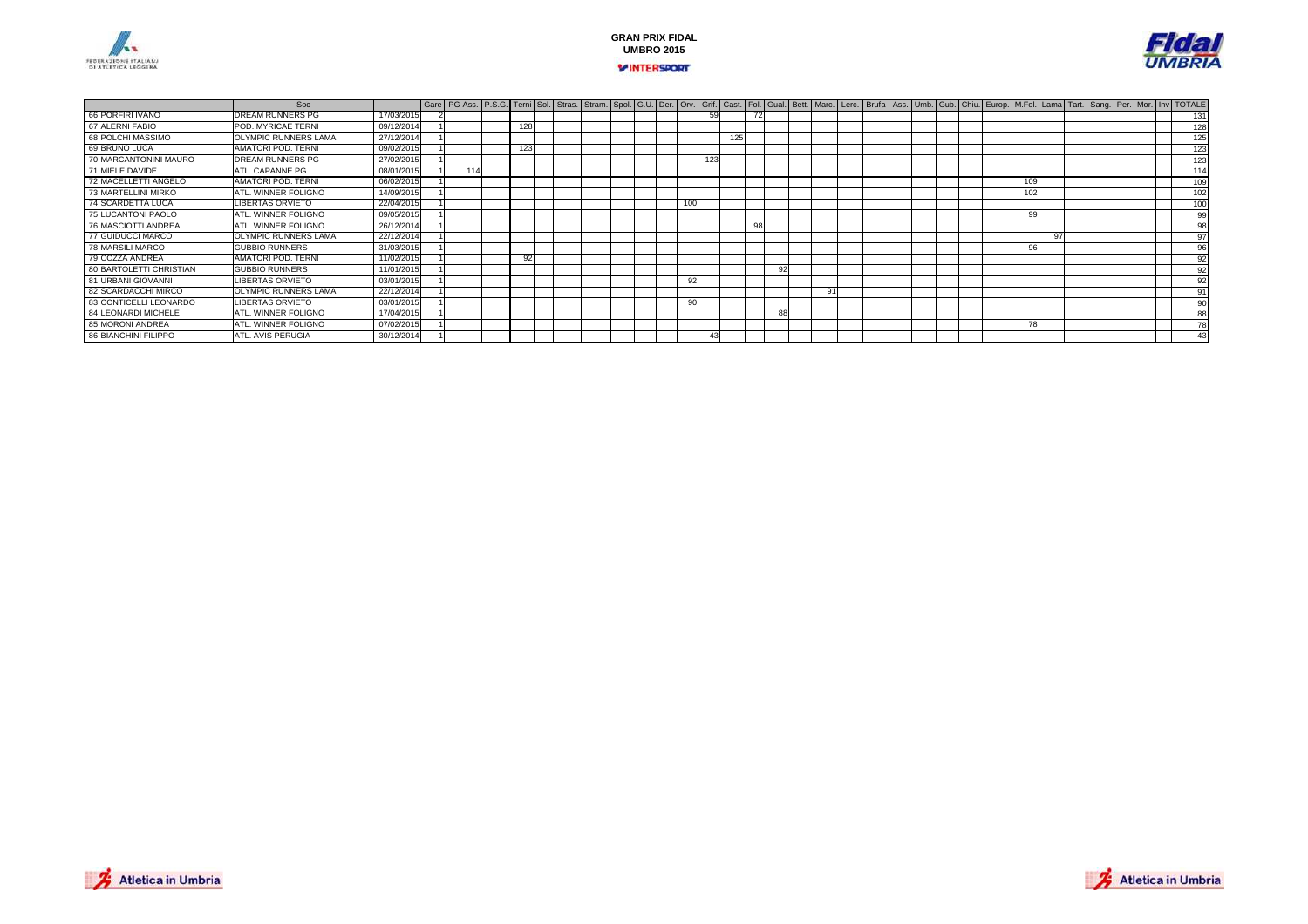# GRAN PRIX FIDAL
## UMBRO 2015

| | Soc | | Gare | PG-Ass. | P.S.G. | Terni | Sol. | Stras. | Stram. | Spol. | G.U. | Der. | Orv. | Grif. | Cast. | Fol. | Gual. | Bett. | Marc. | Lerc. | Brufa | Ass. | Umb. | Gub. | Chiu. | Europ. | M.Fol. | Lama | Tart. | Sang. | Per. | Mor. | Inv | TOTALE |
|---|---|---|---|---|---|---|---|---|---|---|---|---|---|---|---|---|---|---|---|---|---|---|---|---|---|---|---|---|---|---|---|---|---|---|
| 66 PORFIRI IVANO | DREAM RUNNERS PG | 17/03/2015 | 2 | | | | | | | | | | | 59 | | 72 | | | | | | | | | | | | | | | | | | 131 |
| 67 ALERNI FABIO | POD. MYRICAE TERNI | 09/12/2014 | 1 | | | 128 | | | | | | | | | | | | | | | | | | | | | | | | | | | | 128 |
| 68 POLCHI MASSIMO | OLYMPIC RUNNERS LAMA | 27/12/2014 | 1 | | | | | | | | | | | | 125 | | | | | | | | | | | | | | | | | | | 125 |
| 69 BRUNO LUCA | AMATORI POD. TERNI | 09/02/2015 | 1 | | | 123 | | | | | | | | | | | | | | | | | | | | | | | | | | | | 123 |
| 70 MARCANTONINI MAURO | DREAM RUNNERS PG | 27/02/2015 | 1 | | | | | | | | | | | 123 | | | | | | | | | | | | | | | | | | | | 123 |
| 71 MIELE DAVIDE | ATL. CAPANNE PG | 08/01/2015 | 1 | 114 | | | | | | | | | | | | | | | | | | | | | | | | | | | | | | 114 |
| 72 MACELLETTI ANGELO | AMATORI POD. TERNI | 06/02/2015 | 1 | | | | | | | | | | | | | | | | | | | | | | | | 109 | | | | | | | 109 |
| 73 MARTELLINI MIRKO | ATL. WINNER FOLIGNO | 14/09/2015 | 1 | | | | | | | | | | | | | | | | | | | | | | | | 102 | | | | | | | 102 |
| 74 SCARDETTA LUCA | LIBERTAS ORVIETO | 22/04/2015 | 1 | | | | | | | | | | 100 | | | | | | | | | | | | | | | | | | | | | 100 |
| 75 LUCANTONI PAOLO | ATL. WINNER FOLIGNO | 09/05/2015 | 1 | | | | | | | | | | | | | | | | | | | | | | | | 99 | | | | | | | 99 |
| 76 MASCIOTTI ANDREA | ATL. WINNER FOLIGNO | 26/12/2014 | 1 | | | | | | | | | | | | | 98 | | | | | | | | | | | | | | | | | | 98 |
| 77 GUIDUCCI MARCO | OLYMPIC RUNNERS LAMA | 22/12/2014 | 1 | | | | | | | | | | | | | | | | | | | | | | | | | 97 | | | | | | 97 |
| 78 MARSILI MARCO | GUBBIO RUNNERS | 31/03/2015 | 1 | | | | | | | | | | | | | | | | | | | | | | | | 96 | | | | | | | 96 |
| 79 COZZA ANDREA | AMATORI POD. TERNI | 11/02/2015 | 1 | | | 92 | | | | | | | | | | | | | | | | | | | | | | | | | | | | 92 |
| 80 BARTOLETTI CHRISTIAN | GUBBIO RUNNERS | 11/01/2015 | 1 | | | | | | | | | | | | | | 92 | | | | | | | | | | | | | | | | | 92 |
| 81 URBANI GIOVANNI | LIBERTAS ORVIETO | 03/01/2015 | 1 | | | | | | | | | | 92 | | | | | | | | | | | | | | | | | | | | | 92 |
| 82 SCARDACCHI MIRCO | OLYMPIC RUNNERS LAMA | 22/12/2014 | 1 | | | | | | | | | | | | | | | | 91 | | | | | | | | | | | | | | | 91 |
| 83 CONTICELLI LEONARDO | LIBERTAS ORVIETO | 03/01/2015 | 1 | | | | | | | | | | 90 | | | | | | | | | | | | | | | | | | | | | 90 |
| 84 LEONARDI MICHELE | ATL. WINNER FOLIGNO | 17/04/2015 | 1 | | | | | | | | | | | | | | 88 | | | | | | | | | | | | | | | | | 88 |
| 85 MORONI ANDREA | ATL. WINNER FOLIGNO | 07/02/2015 | 1 | | | | | | | | | | | | | | | | | | | | | | | | 78 | | | | | | | 78 |
| 86 BIANCHINI FILIPPO | ATL. AVIS PERUGIA | 30/12/2014 | 1 | | | | | | | | | | | 43 | | | | | | | | | | | | | | | | | | | | 43 |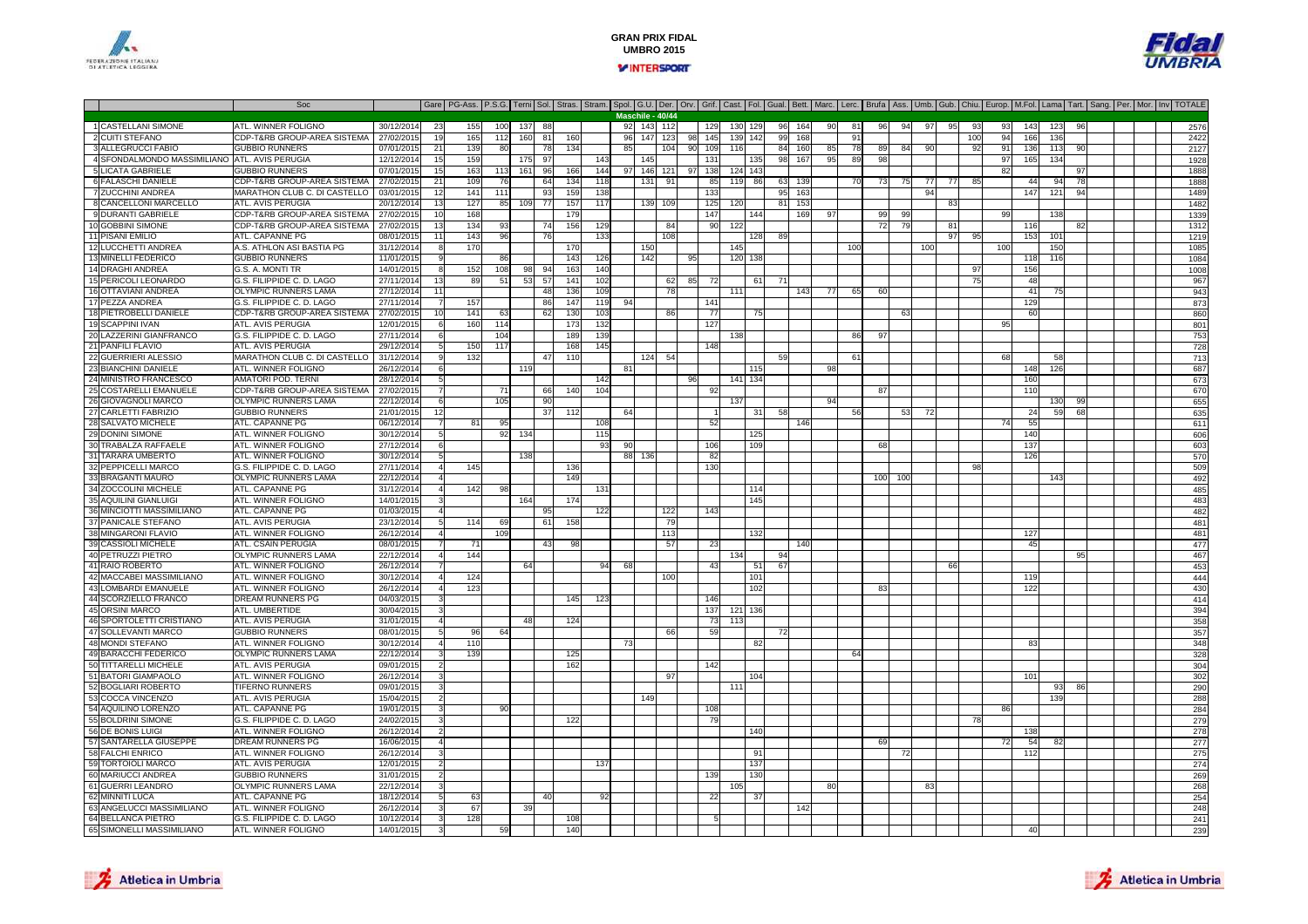# GRAN PRIX FIDAL UMBRO 2015

| | Soc | | Gare | PG-Ass. | P.S.G. | Terni | Sol. | Stras. | Stram. | Spol. | G.U. | Der. | Orv. | Grif. | Cast. | Fol. | Gual. | Bett. | Marc. | Lerc. | Brufa | Ass. | Umb. | Gub. | Chiu. | Europ. | M.Fol. | Lama | Tart. | Sang. | Per. | Mor. | Inv | TOTALE |
|---|---|---|---|---|---|---|---|---|---|---|---|---|---|---|---|---|---|---|---|---|---|---|---|---|---|---|---|---|---|---|---|---|---|---|
| | | | | | | | | | | Maschile - 40/44 | | | | | | | | | | | | | | | | | | | | | | | | |
| 1 CASTELLANI SIMONE | ATL. WINNER FOLIGNO | 30/12/2014 | 23 | 155 | 100 | 137 | 88 | | | 92 | 143 | 112 | | 129 | 130 | 129 | 96 | 164 | 90 | 81 | 96 | 94 | 97 | 95 | 93 | 93 | 143 | 123 | 96 | | | | | 2576 |
| 2 CUITI STEFANO | CDP-T&RB GROUP-AREA SISTEMA | 27/02/2015 | 19 | 165 | 112 | 160 | 81 | 160 | | 96 | 147 | 123 | 98 | 145 | 139 | 142 | 99 | 168 | | 91 | | | | | 100 | 94 | 166 | 136 | | | | | | 2422 |
| 3 ALLEGRUCCI FABIO | GUBBIO RUNNERS | 07/01/2015 | 21 | 139 | 80 | | 78 | 134 | | 85 | | 104 | 90 | 109 | 116 | | 84 | 160 | 85 | 78 | 89 | 84 | 90 | | 92 | 91 | 136 | 113 | 90 | | | | | 2127 |
| 4 SFONDALMONDO MASSIMILIANO | ATL. AVIS PERUGIA | 12/12/2014 | 15 | 159 | | 175 | 97 | | 143 | | 145 | | | 131 | | 135 | 98 | 167 | 95 | 89 | 98 | | | | | 97 | 165 | 134 | | | | | | 1928 |
| 5 LICATA GABRIELE | GUBBIO RUNNERS | 07/01/2015 | 15 | 163 | 113 | 161 | 96 | 166 | 144 | 97 | 146 | 121 | 97 | 138 | 124 | 143 | | | | | | | | | 82 | | | | | 97 | | | | 1888 |
| 6 FALASCHI DANIELE | CDP-T&RB GROUP-AREA SISTEMA | 27/02/2015 | 21 | 109 | 76 | | 64 | 134 | 118 | | 131 | 91 | | 85 | 119 | 86 | 63 | 139 | | 70 | 73 | 75 | 77 | 77 | 85 | | 44 | 94 | | 78 | | | | 1888 |
| 7 ZUCCHINI ANDREA | MARATHON CLUB C. DI CASTELLO | 03/01/2015 | 12 | 141 | 111 | | 93 | 159 | 138 | | | | | 133 | | | 95 | 163 | | | | | | 94 | | | 147 | 121 | 94 | | | | | 1489 |
| 8 CANCELLONI MARCELLO | ATL. AVIS PERUGIA | 20/12/2014 | 13 | 127 | 85 | 109 | 77 | 157 | 117 | | 139 | 109 | | 125 | 120 | | 81 | 153 | | | | | | 83 | | | | | | | | | | 1482 |
| 9 DURANTI GABRIELE | CDP-T&RB GROUP-AREA SISTEMA | 27/02/2015 | 10 | 168 | | | | 179 | | | | | | 147 | | 144 | | 169 | 97 | | 99 | 99 | | | | 99 | | 138 | | | | | | 1339 |
| 10 GOBBINI SIMONE | CDP-T&RB GROUP-AREA SISTEMA | 27/02/2015 | 13 | 134 | 93 | | 74 | 156 | 129 | | | 84 | | 90 | 122 | | | | | | 72 | 79 | | | | | 116 | | 82 | | | | | 1312 |
| 11 PISANI EMILIO | ATL. CAPANNE PG | 08/01/2015 | 11 | 143 | 96 | | 76 | | 133 | | | 108 | | | | 128 | 89 | | | | | | | 97 | 95 | | 153 | 101 | | | | | | 1219 |
| 12 LUCCHETTI ANDREA | A.S. ATHLON ASI BASTIA PG | 31/12/2014 | 8 | 170 | | | | 170 | | | 150 | | | | 145 | | | | | 100 | | | 100 | | | 100 | | 150 | | | | | | 1085 |
| 13 MINELLI FEDERICO | GUBBIO RUNNERS | 11/01/2015 | 9 | | 86 | | | 143 | 126 | | 142 | | 95 | | 120 | 138 | | | | | | | | | | | 118 | 116 | | | | | | 1084 |
| 14 DRAGHI ANDREA | G.S. A. MONTI TR | 14/01/2015 | 8 | 152 | 108 | 98 | 94 | 163 | 140 | | | | | | | | | | | | | | | | 97 | | 156 | | | | | | | 1008 |
| 15 PERICOLI LEONARDO | G.S. FILIPPIDE C. D. LAGO | 27/11/2014 | 13 | 89 | 51 | 53 | 57 | 141 | 102 | | | 62 | 85 | 72 | | 61 | 71 | | | | | | | | 75 | | 48 | | | | | | | 967 |
| 16 OTTAVIANI ANDREA | OLYMPIC RUNNERS LAMA | 27/12/2014 | 11 | | | | 48 | 136 | 109 | | | 78 | | | 111 | | | 143 | 77 | 65 | 60 | | | | | | 41 | 75 | | | | | | 943 |
| 17 PEZZA ANDREA | G.S. FILIPPIDE C. D. LAGO | 27/11/2014 | 7 | 157 | | | 86 | 147 | 119 | 94 | | | | 141 | | | | | | | | | | | | | 129 | | | | | | | 873 |
| 18 PIETROBELLI DANIELE | CDP-T&RB GROUP-AREA SISTEMA | 27/02/2015 | 10 | 141 | 63 | | 62 | 130 | 103 | | | 86 | | 77 | | 75 | | | | | | 63 | | | | | 60 | | | | | | | 860 |
| 19 SCAPPINI IVAN | ATL. AVIS PERUGIA | 12/01/2015 | 6 | 160 | 114 | | | 173 | 132 | | | | | 127 | | | | | | | | | | | | 95 | | | | | | | | 801 |
| 20 LAZZERINI GIANFRANCO | G.S. FILIPPIDE C. D. LAGO | 27/11/2014 | 6 | | 104 | | | 189 | 139 | | | | | | 138 | | | | | 86 | 97 | | | | | | | | | | | | | 753 |
| 21 PANFILI FLAVIO | ATL. AVIS PERUGIA | 29/12/2014 | 5 | 150 | 117 | | | 168 | 145 | | | | | 148 | | | | | | | | | | | | | | | | | | | | 728 |
| 22 GUERRIERI ALESSIO | MARATHON CLUB C. DI CASTELLO | 31/12/2014 | 9 | 132 | | | 47 | 110 | | | 124 | 54 | | | | | 59 | | | 61 | | | | | | 68 | | 58 | | | | | | 713 |
| 23 BIANCHINI DANIELE | ATL. WINNER FOLIGNO | 26/12/2014 | 6 | | | 119 | | | | 81 | | | | | | 115 | | | 98 | | | | | | | | 148 | 126 | | | | | | 687 |
| 24 MINISTRO FRANCESCO | AMATORI POD. TERNI | 28/12/2014 | 5 | | | | | | 142 | | | | 96 | | 141 | 134 | | | | | | | | | | | 160 | | | | | | | 673 |
| 25 COSTARELLI EMANUELE | CDP-T&RB GROUP-AREA SISTEMA | 27/02/2015 | 7 | | 71 | | 66 | 140 | 104 | | | | | 92 | | | | | | | 87 | | | | | | 110 | | | | | | | 670 |
| 26 GIOVAGNOLI MARCO | OLYMPIC RUNNERS LAMA | 22/12/2014 | 6 | | 105 | | 90 | | | | | | | | 137 | | | | 94 | | | | | | | | | 130 | 99 | | | | | 655 |
| 27 CARLETTI FABRIZIO | GUBBIO RUNNERS | 21/01/2015 | 12 | | | | 37 | 112 | | 64 | | | | 1 | | 31 | 58 | | | 56 | | 53 | 72 | | | | 24 | 59 | 68 | | | | | 635 |
| 28 SALVATO MICHELE | ATL. CAPANNE PG | 06/12/2014 | 7 | 81 | 95 | | | | 108 | | | | | 52 | | | | 146 | | | | | | | | 74 | 55 | | | | | | | 611 |
| 29 DONINI SIMONE | ATL. WINNER FOLIGNO | 30/12/2014 | 5 | | 92 | 134 | | | 115 | | | | | | | 125 | | | | | | | | | | | 140 | | | | | | | 606 |
| 30 TRABALZA RAFFAELE | ATL. WINNER FOLIGNO | 27/12/2014 | 6 | | | | | | 93 | 90 | | | | 106 | | 109 | | | | | 68 | | | | | | 137 | | | | | | | 603 |
| 31 TARARA UMBERTO | ATL. WINNER FOLIGNO | 30/12/2014 | 5 | | | 138 | | | | 88 | 136 | | | 82 | | | | | | | | | | | | | 126 | | | | | | | 570 |
| 32 PEPPICELLI MARCO | G.S. FILIPPIDE C. D. LAGO | 27/11/2014 | 4 | 145 | | | | 136 | | | | | | 130 | | | | | | | | | | | 98 | | | | | | | | | 509 |
| 33 BRAGANTI MAURO | OLYMPIC RUNNERS LAMA | 22/12/2014 | 4 | | | | | 149 | | | | | | | | | | | | | 100 | 100 | | | | | | 143 | | | | | | 492 |
| 34 ZOCCOLINI MICHELE | ATL. CAPANNE PG | 31/12/2014 | 4 | 142 | 98 | | | | 131 | | | | | | | 114 | | | | | | | | | | | | | | | | | | 485 |
| 35 AQUILINI GIANLUIGI | ATL. WINNER FOLIGNO | 14/01/2015 | 3 | | | 164 | | 174 | | | | | | | | 145 | | | | | | | | | | | | | | | | | | 483 |
| 36 MINCIOTTI MASSIMILIANO | ATL. CAPANNE PG | 01/03/2015 | 4 | | | | 95 | | 122 | | | 122 | | 143 | | | | | | | | | | | | | | | | | | | | 482 |
| 37 PANICALE STEFANO | ATL. AVIS PERUGIA | 23/12/2014 | 5 | 114 | 69 | | 61 | 158 | | | | 79 | | | | | | | | | | | | | | | | | | | | | | 481 |
| 38 MINGARONI FLAVIO | ATL. WINNER FOLIGNO | 26/12/2014 | 4 | | 109 | | | | | | | 113 | | | | 132 | | | | | | | | | | | 127 | | | | | | | 481 |
| 39 CASSIOLI MICHELE | ATL. CSAIN PERUGIA | 08/01/2015 | 7 | 71 | | | 43 | 98 | | | | 57 | | 23 | | | | 140 | | | | | | | | | 45 | | | | | | | 477 |
| 40 PETRUZZI PIETRO | OLYMPIC RUNNERS LAMA | 22/12/2014 | 4 | 144 | | | | | | | | | | | 134 | | 94 | | | | | | | | | | | | | 95 | | | | 467 |
| 41 RAIO ROBERTO | ATL. WINNER FOLIGNO | 26/12/2014 | 7 | | | 64 | | | 94 | 68 | | | | 43 | | 51 | 67 | | | | | | | 66 | | | | | | | | | | 453 |
| 42 MACCABEI MASSIMILIANO | ATL. WINNER FOLIGNO | 30/12/2014 | 4 | 124 | | | | | | | | 100 | | | | 101 | | | | | | | | | | | 119 | | | | | | | 444 |
| 43 LOMBARDI EMANUELE | ATL. WINNER FOLIGNO | 26/12/2014 | 4 | 123 | | | | | | | | | | | | 102 | | | | | 83 | | | | | | 122 | | | | | | | 430 |
| 44 SCORZIELLO FRANCO | DREAM RUNNERS PG | 04/03/2015 | 3 | | | | | 145 | 123 | | | | | 146 | | | | | | | | | | | | | | | | | | | | 414 |
| 45 ORSINI MARCO | ATL. UMBERTIDE | 30/04/2015 | 3 | | | | | | | | | | | 137 | 121 | 136 | | | | | | | | | | | | | | | | | | 394 |
| 46 SPORTOLETTI CRISTIANO | ATL. AVIS PERUGIA | 31/01/2015 | 4 | | | | 48 | 124 | | | | | | 73 | 113 | | | | | | | | | | | | | | | | | | | 358 |
| 47 SOLLEVANTI MARCO | GUBBIO RUNNERS | 08/01/2015 | 5 | 96 | 64 | | | | | | | 66 | | 59 | | | 72 | | | | | | | | | | | | | | | | | 357 |
| 48 MONDI STEFANO | ATL. WINNER FOLIGNO | 30/12/2014 | 4 | 110 | | | | | | 73 | | | | | | 82 | | | | | | | | | | | 83 | | | | | | | 348 |
| 49 BARACCHI FEDERICO | OLYMPIC RUNNERS LAMA | 22/12/2014 | 3 | 139 | | | | 125 | | | | | | | | | | | | 64 | | | | | | | | | | | | | | 328 |
| 50 TITTARELLI MICHELE | ATL. AVIS PERUGIA | 09/01/2015 | 2 | | | | | 162 | | | | | | 142 | | | | | | | | | | | | | | | | | | | | 304 |
| 51 BATORI GIAMPAOLO | ATL. WINNER FOLIGNO | 26/12/2014 | 3 | | | | | | | | | 97 | | | | 104 | | | | | | | | | | | 101 | | | | | | | 302 |
| 52 BOGLIARI ROBERTO | TIFERNO RUNNERS | 09/01/2015 | 3 | | | | | | | | | | | | 111 | | | | | | | | | | | | | 93 | 86 | | | | | 290 |
| 53 COCCA VINCENZO | ATL. AVIS PERUGIA | 15/04/2015 | 2 | | | | | | | | 149 | | | | | | | | | | | | | | | | | 139 | | | | | | 288 |
| 54 AQUILINO LORENZO | ATL. CAPANNE PG | 19/01/2015 | 3 | | 90 | | | | | | | | | 108 | | | | | | | | | | | | 86 | | | | | | | | 284 |
| 55 BOLDRINI SIMONE | G.S. FILIPPIDE C. D. LAGO | 24/02/2015 | 3 | | | | | 122 | | | | | | 79 | | | | | | | | | | | 78 | | | | | | | | | 279 |
| 56 DE BONIS LUIGI | ATL. WINNER FOLIGNO | 26/12/2014 | 2 | | | | | | | | | | | | | 140 | | | | | | | | | | | 138 | | | | | | | 278 |
| 57 SANTARELLA GIUSEPPE | DREAM RUNNERS PG | 16/06/2015 | 4 | | | | | | | | | | | | | | | | | | 69 | | | | | 72 | 54 | 82 | | | | | | 277 |
| 58 FALCHI ENRICO | ATL. WINNER FOLIGNO | 26/12/2014 | 3 | | | | | | | | | | | | | 91 | | | | | | 72 | | | | | 112 | | | | | | | 275 |
| 59 TORTOIOLI MARCO | ATL. AVIS PERUGIA | 12/01/2015 | 2 | | | | | | 137 | | | | | | | 137 | | | | | | | | | | | | | | | | | | 274 |
| 60 MARIUCCI ANDREA | GUBBIO RUNNERS | 31/01/2015 | 2 | | | | | | | | | | | 139 | | 130 | | | | | | | | | | | | | | | | | | 269 |
| 61 GUERRI LEANDRO | OLYMPIC RUNNERS LAMA | 22/12/2014 | 3 | | | | | | | | | | | | 105 | | | | 80 | | | | 83 | | | | | | | | | | | 268 |
| 62 MINNITI LUCA | ATL. CAPANNE PG | 18/12/2014 | 5 | 63 | | | 40 | | 92 | | | | | 22 | | 37 | | | | | | | | | | | | | | | | | | 254 |
| 63 ANGELUCCI MASSIMILIANO | ATL. WINNER FOLIGNO | 26/12/2014 | 3 | 67 | | 39 | | | | | | | | | | | | 142 | | | | | | | | | | | | | | | | 248 |
| 64 BELLANCA PIETRO | G.S. FILIPPIDE C. D. LAGO | 10/12/2014 | 3 | 128 | | | | 108 | | | | | | 5 | | | | | | | | | | | | | | | | | | | | 241 |
| 65 SIMONELLI MASSIMILIANO | ATL. WINNER FOLIGNO | 14/01/2015 | 3 | | | 59 | | 140 | | | | | | | | | | | | | | | | | | | 40 | | | | | | | 239 |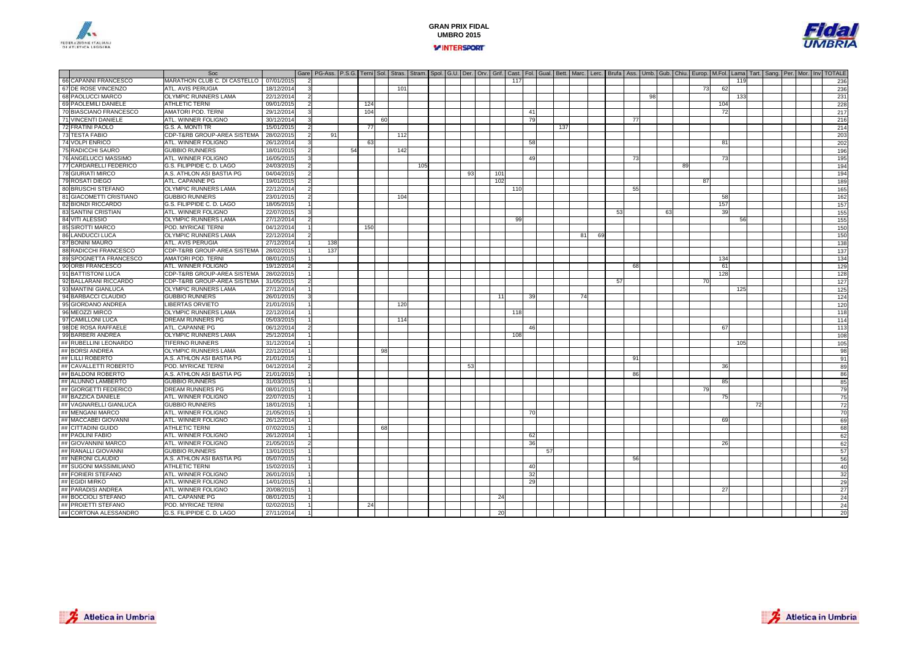# GRAN PRIX FIDAL UMBRO 2015

INTERSPORT

| | | Soc | | Gare | PG-Ass. | P.S.G. | Terni | Sol. | Stras. | Stram. | Spol. | G.U. | Der. | Orv. | Grif. | Cast. | Fol. | Gual. | Bett. | Marc. | Lerc. | Brufa | Ass. | Umb. | Gub. | Chiu. | Europ. | M.Fol. | Lama | Tart. | Sang. | Per. | Mor. | Inv | TOTALE |
|---|---|---|---|---|---|---|---|---|---|---|---|---|---|---|---|---|---|---|---|---|---|---|---|---|---|---|---|---|---|---|---|---|---|---|---|
| 66 | CAPANNI FRANCESCO | MARATHON CLUB C. DI CASTELLO | 07/01/2015 | 2 | | | | | | | | | | | | 117 | | | | | | | | | | | | | 119 | | | | | | 236 |
| 67 | DE ROSE VINCENZO | ATL. AVIS PERUGIA | 18/12/2014 | 3 | | | | | 101 | | | | | | | | | | | | | | | | | | 73 | 62 | | | | | | | 236 |
| 68 | PAOLUCCI MARCO | OLYMPIC RUNNERS LAMA | 22/12/2014 | 2 | | | | | | | | | | | | | | | | | | | | 98 | | | | | 133 | | | | | | 231 |
| 69 | PAOLEMILI DANIELE | ATHLETIC TERNI | 09/01/2015 | 2 | | | 124 | | | | | | | | | | | | | | | | | | | | | 104 | | | | | | | 228 |
| 70 | BIASCIANO FRANCESCO | AMATORI POD. TERNI | 29/12/2014 | 3 | | | 104 | | | | | | | | | | 41 | | | | | | | | | | | 72 | | | | | | | 217 |
| 71 | VINCENTI DANIELE | ATL. WINNER FOLIGNO | 30/12/2014 | 3 | | | | 60 | | | | | | | | | 79 | | | | | | 77 | | | | | | | | | | | | 216 |
| 72 | FRATINI PAOLO | G.S. A. MONTI TR | 15/01/2015 | 2 | | | 77 | | | | | | | | | | | | 137 | | | | | | | | | | | | | | | | 214 |
| 73 | TESTA FABIO | CDP-T&RB GROUP-AREA SISTEMA | 28/02/2015 | 2 | 91 | | | | 112 | | | | | | | | | | | | | | | | | | | | | | | | | | 203 |
| 74 | VOLPI ENRICO | ATL. WINNER FOLIGNO | 26/12/2014 | 3 | | | 63 | | | | | | | | | | 58 | | | | | | | | | | | 81 | | | | | | | 202 |
| 75 | RADICCHI SAURO | GUBBIO RUNNERS | 18/01/2015 | 2 | | 54 | | | 142 | | | | | | | | | | | | | | | | | | | | | | | | | | 196 |
| 76 | ANGELUCCI MASSIMO | ATL. WINNER FOLIGNO | 16/05/2015 | 3 | | | | | | | | | | | | | 49 | | | | | | 73 | | | | | 73 | | | | | | | 195 |
| 77 | CARDARELLI FEDERICO | G.S. FILIPPIDE C. D. LAGO | 24/03/2015 | 2 | | | | | | 105 | | | | | | | | | | | | | | | | 89 | | | | | | | | | 194 |
| 78 | GIURIATI MIRCO | A.S. ATHLON ASI BASTIA PG | 04/04/2015 | 2 | | | | | | | | | 93 | | 101 | | | | | | | | | | | | | | | | | | | | 194 |
| 79 | ROSATI DIEGO | ATL. CAPANNE PG | 19/01/2015 | 2 | | | | | | | | | | | 102 | | | | | | | | | | | | 87 | | | | | | | | 189 |
| 80 | BRUSCHI STEFANO | OLYMPIC RUNNERS LAMA | 22/12/2014 | 2 | | | | | | | | | | | | 110 | | | | | | | 55 | | | | | | | | | | | | 165 |
| 81 | GIACOMETTI CRISTIANO | GUBBIO RUNNERS | 23/01/2015 | 2 | | | | | 104 | | | | | | | | | | | | | | | | | | | 58 | | | | | | | 162 |
| 82 | BIONDI RICCARDO | G.S. FILIPPIDE C. D. LAGO | 18/05/2015 | 1 | | | | | | | | | | | | | | | | | | | | | | | | 157 | | | | | | | 157 |
| 83 | SANTINI CRISTIAN | ATL. WINNER FOLIGNO | 22/07/2015 | 3 | | | | | | | | | | | | | | | | | | 53 | | | 63 | | | 39 | | | | | | | 155 |
| 84 | VITI ALESSIO | OLYMPIC RUNNERS LAMA | 27/12/2014 | 2 | | | | | | | | | | | | 99 | | | | | | | | | | | | | 56 | | | | | | 155 |
| 85 | SIROTTI MARCO | POD. MYRICAE TERNI | 04/12/2014 | 1 | | | 150 | | | | | | | | | | | | | | | | | | | | | | | | | | | | 150 |
| 86 | LANDUCCI LUCA | OLYMPIC RUNNERS LAMA | 22/12/2014 | 2 | | | | | | | | | | | | | | | | 81 | 69 | | | | | | | | | | | | | | 150 |
| 87 | BONINI MAURO | ATL. AVIS PERUGIA | 27/12/2014 | 1 | 138 | | | | | | | | | | | | | | | | | | | | | | | | | | | | | | 138 |
| 88 | RADICCHI FRANCESCO | CDP-T&RB GROUP-AREA SISTEMA | 28/02/2015 | 1 | 137 | | | | | | | | | | | | | | | | | | | | | | | | | | | | | | 137 |
| 89 | SPOGNETTA FRANCESCO | AMATORI POD. TERNI | 08/01/2015 | 1 | | | | | | | | | | | | | | | | | | | | | | | | 134 | | | | | | | 134 |
| 90 | ORBI FRANCESCO | ATL. WINNER FOLIGNO | 19/12/2014 | 2 | | | | | | | | | | | | | | | | | | | 68 | | | | | 61 | | | | | | | 129 |
| 91 | BATTISTONI LUCA | CDP-T&RB GROUP-AREA SISTEMA | 28/02/2015 | 1 | | | | | | | | | | | | | | | | | | | | | | | | 128 | | | | | | | 128 |
| 92 | BALLARANI RICCARDO | CDP-T&RB GROUP-AREA SISTEMA | 31/05/2015 | 2 | | | | | | | | | | | | | | | | | | 57 | | | | | 70 | | | | | | | | 127 |
| 93 | MANTINI GIANLUCA | OLYMPIC RUNNERS LAMA | 27/12/2014 | 1 | | | | | | | | | | | | | | | | | | | | | | | | | 125 | | | | | | 125 |
| 94 | BARBACCI CLAUDIO | GUBBIO RUNNERS | 26/01/2015 | 3 | | | | | | | | | | | 11 | | 39 | | | 74 | | | | | | | | | | | | | | | 124 |
| 95 | GIORDANO ANDREA | LIBERTAS ORVIETO | 21/01/2015 | 1 | | | | | 120 | | | | | | | | | | | | | | | | | | | | | | | | | | 120 |
| 96 | MEOZZI MIRCO | OLYMPIC RUNNERS LAMA | 22/12/2014 | 1 | | | | | | | | | | | | 118 | | | | | | | | | | | | | | | | | | | 118 |
| 97 | CAMILLONI LUCA | DREAM RUNNERS PG | 05/03/2015 | 1 | | | | | 114 | | | | | | | | | | | | | | | | | | | | | | | | | | 114 |
| 98 | DE ROSA RAFFAELE | ATL. CAPANNE PG | 06/12/2014 | 2 | | | | | | | | | | | | | 46 | | | | | | | | | | | 67 | | | | | | | 113 |
| 99 | BARBERI ANDREA | OLYMPIC RUNNERS LAMA | 25/12/2014 | 1 | | | | | | | | | | | | 108 | | | | | | | | | | | | | | | | | | | 108 |
| ## | RUBELLINI LEONARDO | TIFERNO RUNNERS | 31/12/2014 | 1 | | | | | | | | | | | | | | | | | | | | | | | | | 105 | | | | | | 105 |
| ## | BORSI ANDREA | OLYMPIC RUNNERS LAMA | 22/12/2014 | 1 | | | | 98 | | | | | | | | | | | | | | | | | | | | | | | | | | | 98 |
| ## | LILLI ROBERTO | A.S. ATHLON ASI BASTIA PG | 21/01/2015 | 1 | | | | | | | | | | | | | | | | | | | 91 | | | | | | | | | | | | 91 |
| ## | CAVALLETTI ROBERTO | POD. MYRICAE TERNI | 04/12/2014 | 2 | | | | | | | | | 53 | | | | | | | | | | | | | | | 36 | | | | | | | 89 |
| ## | BALDONI ROBERTO | A.S. ATHLON ASI BASTIA PG | 21/01/2015 | 1 | | | | | | | | | | | | | | | | | | | 86 | | | | | | | | | | | | 86 |
| ## | ALUNNO LAMBERTO | GUBBIO RUNNERS | 31/03/2015 | 1 | | | | | | | | | | | | | | | | | | | | | | | | 85 | | | | | | | 85 |
| ## | GIORGETTI FEDERICO | DREAM RUNNERS PG | 08/01/2015 | 1 | | | | | | | | | | | | | | | | | | | | | | | 79 | | | | | | | | 79 |
| ## | BAZZICA DANIELE | ATL. WINNER FOLIGNO | 22/07/2015 | 1 | | | | | | | | | | | | | | | | | | | | | | | | 75 | | | | | | | 75 |
| ## | VAGNARELLI GIANLUCA | GUBBIO RUNNERS | 18/01/2015 | 1 | | | | | | | | | | | | | | | | | | | | | | | | | | 72 | | | | | 72 |
| ## | MENGANI MARCO | ATL. WINNER FOLIGNO | 21/05/2015 | 1 | | | | | | | | | | | | | 70 | | | | | | | | | | | | | | | | | | 70 |
| ## | MACCABEI GIOVANNI | ATL. WINNER FOLIGNO | 26/12/2014 | 1 | | | | | | | | | | | | | | | | | | | | | | | | 69 | | | | | | | 69 |
| ## | CITTADINI GUIDO | ATHLETIC TERNI | 07/02/2015 | 1 | | | | 68 | | | | | | | | | | | | | | | | | | | | | | | | | | | 68 |
| ## | PAOLINI FABIO | ATL. WINNER FOLIGNO | 26/12/2014 | 1 | | | | | | | | | | | | | 62 | | | | | | | | | | | | | | | | | | 62 |
| ## | GIOVANNINI MARCO | ATL. WINNER FOLIGNO | 21/05/2015 | 2 | | | | | | | | | | | | | 36 | | | | | | | | | | | 26 | | | | | | | 62 |
| ## | RANALLI GIOVANNI | GUBBIO RUNNERS | 13/01/2015 | 1 | | | | | | | | | | | | | | 57 | | | | | | | | | | | | | | | | | 57 |
| ## | NERONI CLAUDIO | A.S. ATHLON ASI BASTIA PG | 05/07/2015 | 1 | | | | | | | | | | | | | | | | | | | 56 | | | | | | | | | | | | 56 |
| ## | SUGONI MASSIMILIANO | ATHLETIC TERNI | 15/02/2015 | 1 | | | | | | | | | | | | | 40 | | | | | | | | | | | | | | | | | | 40 |
| ## | FORIERI STEFANO | ATL. WINNER FOLIGNO | 26/01/2015 | 1 | | | | | | | | | | | | | 32 | | | | | | | | | | | | | | | | | | 32 |
| ## | EGIDI MIRKO | ATL. WINNER FOLIGNO | 14/01/2015 | 1 | | | | | | | | | | | | | 29 | | | | | | | | | | | | | | | | | | 29 |
| ## | PARADISI ANDREA | ATL. WINNER FOLIGNO | 20/08/2015 | 1 | | | | | | | | | | | | | | | | | | | | | | | | 27 | | | | | | | 27 |
| ## | BOCCIOLI STEFANO | ATL. CAPANNE PG | 08/01/2015 | 1 | | | | | | | | | | | 24 | | | | | | | | | | | | | | | | | | | | 24 |
| ## | PROIETTI STEFANO | POD. MYRICAE TERNI | 02/02/2015 | 1 | | | 24 | | | | | | | | | | | | | | | | | | | | | | | | | | | | 24 |
| ## | CORTONA ALESSANDRO | G.S. FILIPPIDE C. D. LAGO | 27/11/2014 | 1 | | | | | | | | | | | 20 | | | | | | | | | | | | | | | | | | | | 20 |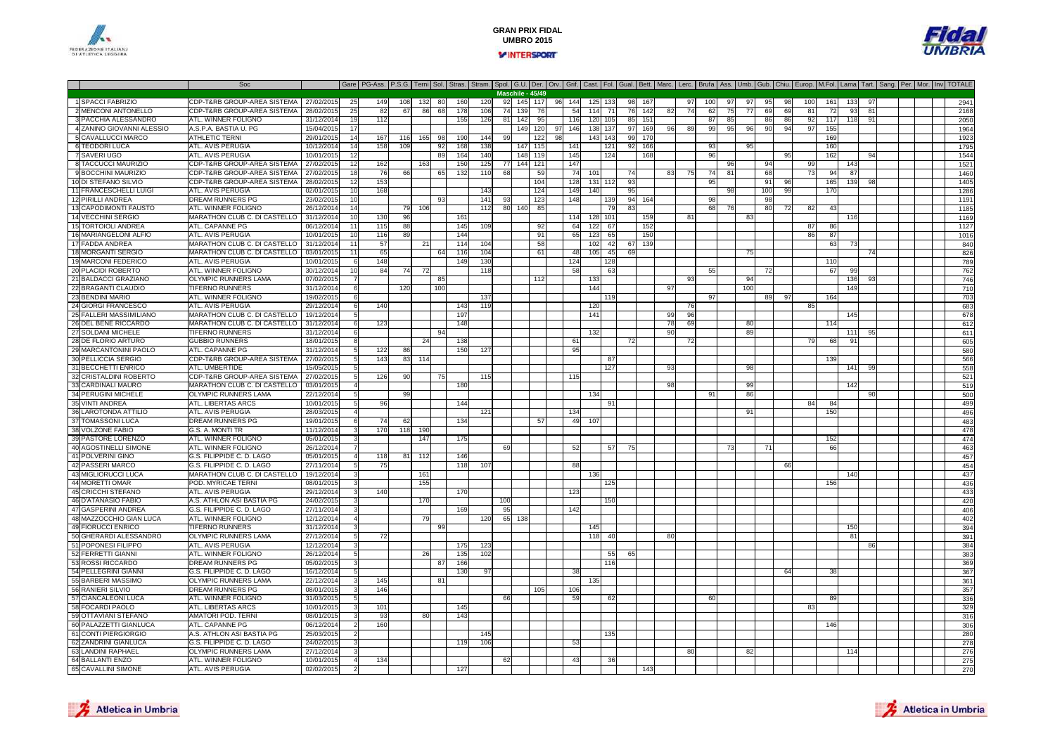# GRAN PRIX FIDAL UMBRIA 2015

INTERSPORT

| | | Soc | | Gare | PG-Ass. | P.S.G. | Terni | Sol. | Stras. | Stram. | Spol. | G.U. | Der. | Orv. | Grif. | Cast. | Fol. | Gual. | Bett. | Marc. | Lerc. | Brufa | Ass. | Umb. | Gub. | Chiu. | Europ. | M.Fol. | Lama | Tart. | Sang. | Per. | Mor. | Inv | TOTALE |
|---|---|---|---|---|---|---|---|---|---|---|---|---|---|---|---|---|---|---|---|---|---|---|---|---|---|---|---|---|---|---|---|---|---|---|---|
| | | | | | | | | | | | Maschile - 45/49 | | | | | | | | | | | | | | | | | | | | | | | | |
| 1 | SPACCI FABRIZIO | CDP-T&RB GROUP-AREA SISTEMA | 27/02/2015 | 25 | 149 | 108 | 132 | 80 | 160 | 120 | 92 | 145 | 117 | 96 | 144 | 125 | 133 | 98 | 167 | | 97 | 100 | 97 | 97 | 95 | 98 | 100 | 161 | 133 | 97 | | | | | 2941 |
| 2 | MENCONI ANTONELLO | CDP-T&RB GROUP-AREA SISTEMA | 28/02/2015 | 25 | 82 | 67 | 86 | 68 | 178 | 106 | 74 | 139 | 76 | | 54 | 114 | 71 | 76 | 142 | 82 | 74 | 62 | 75 | 77 | 69 | 69 | 81 | 72 | 93 | 81 | | | | | 2168 |
| 3 | PACCHIA ALESSANDRO | ATL. WINNER FOLIGNO | 31/12/2014 | 19 | 112 | | | | 155 | 126 | 81 | 142 | 95 | | 116 | 120 | 105 | 85 | 151 | | | 87 | 85 | | 86 | 86 | 92 | 117 | 118 | 91 | | | | | 2050 |
| 4 | ZANINO GIOVANNI ALESSIO | A.S.P.A. BASTIA U. PG | 15/04/2015 | 17 | | | | | | | | 149 | 120 | 97 | 146 | 138 | 137 | 97 | 169 | 96 | 89 | 99 | 95 | 96 | 90 | 94 | 97 | 155 | | | | | | | 1964 |
| 5 | CAVALLUCCI MARCO | ATHLETIC TERNI | 29/01/2015 | 14 | 167 | 116 | 165 | 98 | 190 | 144 | 99 | | 122 | 98 | | 143 | 143 | 99 | 170 | | | | | | | | | 169 | | | | | | | 1923 |
| 6 | TEODORI LUCA | ATL. AVIS PERUGIA | 10/12/2014 | 14 | 158 | 109 | | 92 | 168 | 138 | | 147 | 115 | | 141 | | 121 | 92 | 166 | | | 93 | | 95 | | | | 160 | | | | | | | 1795 |
| 7 | SAVERI UGO | ATL. AVIS PERUGIA | 10/01/2015 | 12 | | | | 89 | 164 | 140 | | 148 | 119 | | 145 | | 124 | | 168 | | | 96 | | | | 95 | | 162 | | 94 | | | | | 1544 |
| 8 | TACCUCCI MAURIZIO | CDP-T&RB GROUP-AREA SISTEMA | 27/02/2015 | 12 | 162 | | 163 | | 150 | 125 | 77 | 144 | 121 | | 147 | | | | | | | | 96 | | 94 | | 99 | 143 | | | | | | | 1521 |
| 9 | BOCCHINI MAURIZIO | CDP-T&RB GROUP-AREA SISTEMA | 27/02/2015 | 18 | 76 | 66 | | 65 | 132 | 110 | 68 | | 59 | | 74 | 101 | | 74 | | 83 | 75 | 74 | 81 | | 68 | | 73 | 94 | 87 | | | | | | 1460 |
| 10 | DI STEFANO SILVIO | CDP-T&RB GROUP-AREA SISTEMA | 28/02/2015 | 12 | 153 | | | | | | | | 104 | | 128 | 131 | 112 | 93 | | | | 95 | | | 91 | 96 | | 165 | 139 | 98 | | | | | 1405 |
| 11 | FRANCESCHELLI LUIGI | ATL. AVIS PERUGIA | 02/01/2015 | 10 | 168 | | | | | 143 | | | 124 | | 149 | 140 | | 95 | | | | | 98 | | 100 | 99 | | 170 | | | | | | | 1286 |
| 12 | PIRILLI ANDREA | DREAM RUNNERS PG | 23/02/2015 | 10 | | | | 93 | | 141 | 93 | | 123 | | 148 | | 139 | 94 | 164 | | | 98 | | | 98 | | | | | | | | | | 1191 |
| 13 | CAPODIMONTI FAUSTO | ATL. WINNER FOLIGNO | 26/12/2014 | 14 | | 79 | 106 | | | 112 | 80 | 140 | 85 | | | | 79 | 83 | | | | 68 | 76 | | 80 | 72 | 82 | 43 | | | | | | | 1185 |
| 14 | VECCHINI SERGIO | MARATHON CLUB C. DI CASTELLO | 31/12/2014 | 10 | 130 | 96 | | | 161 | | | | | | 114 | 128 | 101 | | 159 | | 81 | | | 83 | | | | | 116 | | | | | | 1169 |
| 15 | TORTOIOLI ANDREA | ATL. CAPANNE PG | 06/12/2014 | 11 | 115 | 88 | | | 145 | 109 | | | 92 | | 64 | 122 | 67 | | 152 | | | | | | | | 87 | 86 | | | | | | | 1127 |
| 16 | MARIANGELONI ALFIO | ATL. AVIS PERUGIA | 10/01/2015 | 10 | 116 | 89 | | | 144 | | | | 91 | | 65 | 123 | 65 | | 150 | | | | | | | | 86 | 87 | | | | | | | 1016 |
| 17 | FADDA ANDREA | MARATHON CLUB C. DI CASTELLO | 31/12/2014 | 11 | 57 | | 21 | | 114 | 104 | | | 58 | | | 102 | 42 | 67 | 139 | | | | | | | | | 63 | 73 | | | | | | 840 |
| 18 | MORGANTI SERGIO | MARATHON CLUB C. DI CASTELLO | 03/01/2015 | 11 | 65 | | | 64 | 116 | 104 | | | 61 | | 48 | 105 | 45 | 69 | | | | | | 75 | | | | | | 74 | | | | | 826 |
| 19 | MARCONI FEDERICO | ATL. AVIS PERUGIA | 10/01/2015 | 6 | 148 | | | | 149 | 130 | | | | | 124 | | 128 | | | | | | | | | | | 110 | | | | | | | 789 |
| 20 | PLACIDI ROBERTO | ATL. WINNER FOLIGNO | 30/12/2014 | 10 | 84 | 74 | 72 | | | 118 | | | | | 58 | | 63 | | | | | 55 | | | 72 | | | 67 | 99 | | | | | | 762 |
| 21 | BALDACCI GRAZIANO | OLYMPIC RUNNERS LAMA | 07/02/2015 | 7 | | | | 85 | | | | | 112 | | | 133 | | | | | 93 | | | 94 | | | | | 136 | 93 | | | | | 746 |
| 22 | BRAGANTI CLAUDIO | TIFERNO RUNNERS | 31/12/2014 | 6 | | 120 | | 100 | | | | | | | | 144 | | | | 97 | | | | 100 | | | | | 149 | | | | | | 710 |
| 23 | BENDINI MARIO | ATL. WINNER FOLIGNO | 19/02/2015 | 6 | | | | | | 137 | | | | | | | 119 | | | | | 97 | | | 89 | 97 | | 164 | | | | | | | 703 |
| 24 | GIORGI FRANCESCO | ATL. AVIS PERUGIA | 29/12/2014 | 6 | 140 | | | | 143 | 119 | | | | | | 120 | | | | | 76 | | | | | | 85 | | | | | | | | 683 |
| 25 | FALLERI MASSIMILIANO | MARATHON CLUB C. DI CASTELLO | 19/12/2014 | 5 | | | | | 197 | | | | | | | 141 | | | | 99 | 96 | | | | | | | | 145 | | | | | | 678 |
| 26 | DEL BENE RICCARDO | MARATHON CLUB C. DI CASTELLO | 31/12/2014 | 6 | 123 | | | | 148 | | | | | | | | | | | 78 | 69 | | | 80 | | | | 114 | | | | | | | 612 |
| 27 | SOLDANI MICHELE | TIFERNO RUNNERS | 31/12/2014 | 6 | | | | 94 | | | | | | | | 132 | | | | 90 | | | | 89 | | | | | 111 | 95 | | | | | 611 |
| 28 | DE FLORIO ARTURO | GUBBIO RUNNERS | 18/01/2015 | 8 | | | 24 | | 138 | | | | | | 61 | | | 72 | | | 72 | | | | | | 79 | 68 | 91 | | | | | | 605 |
| 29 | MARCANTONINI PAOLO | ATL. CAPANNE PG | 31/12/2014 | 5 | 122 | 86 | | | 150 | 127 | | | | | 95 | | | | | | | | | | | | | | | | | | | | 580 |
| 30 | PELLICCIA SERGIO | CDP-T&RB GROUP-AREA SISTEMA | 27/02/2015 | 5 | 143 | 83 | 114 | | | | | | | | | | 87 | | | | | | | | | | | 139 | | | | | | | 566 |
| 31 | BECCHETTI ENRICO | ATL. UMBERTIDE | 15/05/2015 | 5 | | | | | | | | | | | | | 127 | | | 93 | | | | 98 | | | | | 141 | 99 | | | | | 558 |
| 32 | CRISTALDINI ROBERTO | CDP-T&RB GROUP-AREA SISTEMA | 27/02/2015 | 5 | 126 | 90 | | 75 | | 115 | | | | | 115 | | | | | | | | | | | | | | | | | | | | 521 |
| 33 | CARDINALI MAURO | MARATHON CLUB C. DI CASTELLO | 03/01/2015 | 4 | | | | | 180 | | | | | | | | | | | 98 | | | | 99 | | | | | 142 | | | | | | 519 |
| 34 | PERUGINI MICHELE | OLYMPIC RUNNERS LAMA | 22/12/2014 | 5 | | 99 | | | | | | | | | | 134 | | | | | | 91 | | 86 | | | | | | 90 | | | | | 500 |
| 35 | VINTI ANDREA | ATL. LIBERTAS ARCS | 10/01/2015 | 5 | 96 | | | | 144 | | | | | | | | 91 | | | | | | | | | | 84 | 84 | | | | | | | 499 |
| 36 | LAROTONDA ATTILIO | ATL. AVIS PERUGIA | 28/03/2015 | 4 | | | | | | 121 | | | | | 134 | | | | | | | | | 91 | | | | 150 | | | | | | | 496 |
| 37 | TOMASSONI LUCA | DREAM RUNNERS PG | 19/01/2015 | 6 | 74 | 62 | | | 134 | | | | 57 | | 49 | 107 | | | | | | | | | | | | | | | | | | | 483 |
| 38 | VOLZONE FABIO | G.S. A. MONTI TR | 11/12/2014 | 3 | 170 | 118 | 190 | | | | | | | | | | | | | | | | | | | | | | | | | | | | 478 |
| 39 | PASTORE LORENZO | ATL. WINNER FOLIGNO | 05/01/2015 | 3 | | | 147 | | 175 | | | | | | | | | | | | | | | | | | | 152 | | | | | | | 474 |
| 40 | AGOSTINELLI SIMONE | ATL. WINNER FOLIGNO | 26/12/2014 | 7 | | | | | | | 69 | | | | 52 | | 57 | 75 | | | | | 73 | | 71 | | | 66 | | | | | | | 463 |
| 41 | POLVERINI GINO | G.S. FILIPPIDE C. D. LAGO | 05/01/2015 | 4 | 118 | 81 | 112 | | 146 | | | | | | | | | | | | | | | | | | | | | | | | | | 457 |
| 42 | PASSERI MARCO | G.S. FILIPPIDE C. D. LAGO | 27/11/2014 | 5 | 75 | | | | 118 | 107 | | | | | 88 | | | | | | | | | | | 66 | | | | | | | | | 454 |
| 43 | MIGLIORUCCI LUCA | MARATHON CLUB C. DI CASTELLO | 19/12/2014 | 3 | | | 161 | | | | | | | | | 136 | | | | | | | | | | | | | 140 | | | | | | 437 |
| 44 | MORETTI OMAR | POD. MYRICAE TERNI | 08/01/2015 | 3 | | | 155 | | | | | | | | | | 125 | | | | | | | | | | | 156 | | | | | | | 436 |
| 45 | CRICCHI STEFANO | ATL. AVIS PERUGIA | 29/12/2014 | 3 | 140 | | | | 170 | | | | | | 123 | | | | | | | | | | | | | | | | | | | | 433 |
| 46 | D'ATANASIO FABIO | A.S. ATHLON ASI BASTIA PG | 24/02/2015 | 3 | | | 170 | | | | 100 | | | | | | 150 | | | | | | | | | | | | | | | | | | 420 |
| 47 | GASPERINI ANDREA | G.S. FILIPPIDE C. D. LAGO | 27/11/2014 | 3 | | | | | 169 | | 95 | | | | 142 | | | | | | | | | | | | | | | | | | | | 406 |
| 48 | MAZZOCCHIO GIAN LUCA | ATL. WINNER FOLIGNO | 12/12/2014 | 4 | | | 79 | | | 120 | 65 | 138 | | | | | | | | | | | | | | | | | | | | | | | 402 |
| 49 | FIORUCCI ENRICO | TIFERNO RUNNERS | 31/12/2014 | 3 | | | | 99 | | | | | | | | 145 | | | | | | | | | | | | | 150 | | | | | | 394 |
| 50 | GHERARDI ALESSANDRO | OLYMPIC RUNNERS LAMA | 27/12/2014 | 5 | 72 | | | | | | | | | | | 118 | 40 | | | 80 | | | | | | | | | 81 | | | | | | 391 |
| 51 | POPONESI FILIPPO | ATL. AVIS PERUGIA | 12/12/2014 | 3 | | | | | 175 | 123 | | | | | | | | | | | | | | | | | | | | 86 | | | | | 384 |
| 52 | FERRETTI GIANNI | ATL. WINNER FOLIGNO | 26/12/2014 | 5 | | | 26 | | 135 | 102 | | | | | | | 55 | 65 | | | | | | | | | | | | | | | | | 383 |
| 53 | ROSSI RICCARDO | DREAM RUNNERS PG | 05/02/2015 | 3 | | | | 87 | 166 | | | | | | | | 116 | | | | | | | | | | | | | | | | | | 369 |
| 54 | PELLEGRINI GIANNI | G.S. FILIPPIDE C. D. LAGO | 16/12/2014 | 5 | | | | | 130 | 97 | | | | | 38 | | | | | | | | | | | 64 | | 38 | | | | | | | 367 |
| 55 | BARBERI MASSIMO | OLYMPIC RUNNERS LAMA | 22/12/2014 | 3 | 145 | | | 81 | | | | | | | | 135 | | | | | | | | | | | | | | | | | | | 361 |
| 56 | RANIERI SILVIO | DREAM RUNNERS PG | 08/01/2015 | 3 | 146 | | | | | | | | 105 | | 106 | | | | | | | | | | | | | | | | | | | | 357 |
| 57 | CIANCALEONI LUCA | ATL. WINNER FOLIGNO | 31/03/2015 | 5 | | | | | | | 66 | | | | 59 | | 62 | | | | | 60 | | | | | | 89 | | | | | | | 336 |
| 58 | FOCARDI PAOLO | ATL. LIBERTAS ARCS | 10/01/2015 | 3 | 101 | | | | 145 | | | | | | | | | | | | | | | | | | 83 | | | | | | | | 329 |
| 59 | OTTAVIANI STEFANO | AMATORI POD. TERNI | 08/01/2015 | 3 | 93 | | 80 | | 143 | | | | | | | | | | | | | | | | | | | | | | | | | | 316 |
| 60 | PALAZZETTI GIANLUCA | ATL. CAPANNE PG | 06/12/2014 | 2 | 160 | | | | | | | | | | | | | | | | | | | | | | | 146 | | | | | | | 306 |
| 61 | CONTI PIERGIORGIO | A.S. ATHLON ASI BASTIA PG | 25/03/2015 | 2 | | | | | | 145 | | | | | | | 135 | | | | | | | | | | | | | | | | | | 280 |
| 62 | ZANDRINI GIANLUCA | G.S. FILIPPIDE C. D. LAGO | 24/02/2015 | 3 | | | | | 119 | 106 | | | | | 53 | | | | | | | | | | | | | | | | | | | | 278 |
| 63 | LANDINI RAPHAEL | OLYMPIC RUNNERS LAMA | 27/12/2014 | 3 | | | | | | | | | | | | | | | | 80 | | | | 82 | | | | | 114 | | | | | | 276 |
| 64 | BALLANTI ENZO | ATL. WINNER FOLIGNO | 10/01/2015 | 4 | 134 | | | | | | 62 | | | | 43 | | 36 | | | | | | | | | | | | | | | | | | 275 |
| 65 | CAVALLINI SIMONE | ATL. AVIS PERUGIA | 02/02/2015 | 2 | | | | | 127 | | | | | | | | | | 143 | | | | | | | | | | | | | | | | 270 |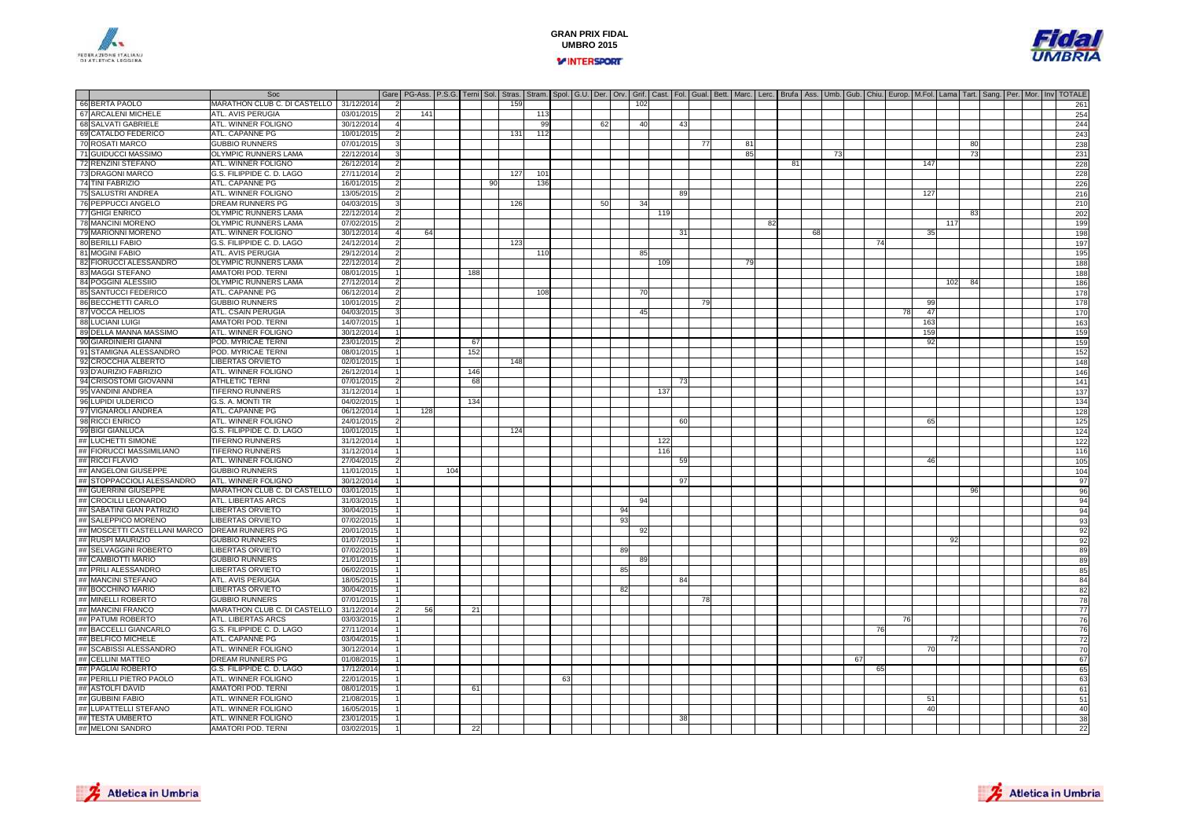# GRAN PRIX FIDAL UMBRO 2015

| | Soc | | Gare | PG-Ass. | P.S.G. | Terni | Sol. | Stras. | Stram. | Spol. | G.U. | Der. | Orv. | Grif. | Cast. | Fol. | Gual. | Bett. | Marc. | Lerc. | Brufa | Ass. | Umb. | Gub. | Chiu. | Europ. | M.Fol. | Lama | Tart. | Sang. | Per. | Mor. | Inv | TOTALE |
|---|---|---|---|---|---|---|---|---|---|---|---|---|---|---|---|---|---|---|---|---|---|---|---|---|---|---|---|---|---|---|---|---|---|---|
| 66 BERTA PAOLO | MARATHON CLUB C. DI CASTELLO | 31/12/2014 | 2 | | | | | 159 | | | | | | 102 | | | | | | | | | | | | | | | | | | | | 261 |
| 67 ARCALENI MICHELE | ATL. AVIS PERUGIA | 03/01/2015 | 2 | 141 | | | | | 113 | | | | | | | | | | | | | | | | | | | | | | | | | 254 |
| 68 SALVATI GABRIELE | ATL. WINNER FOLIGNO | 30/12/2014 | 4 | | | | | | 99 | | | 62 | | 40 | | 43 | | | | | | | | | | | | | | | | | | 244 |
| 69 CATALDO FEDERICO | ATL. CAPANNE PG | 10/01/2015 | 2 | | | | | 131 | 112 | | | | | | | | | | | | | | | | | | | | | | | | | 243 |
| 70 ROSATI MARCO | GUBBIO RUNNERS | 07/01/2015 | 3 | | | | | | | | | | | | | | 77 | | 81 | | | | | | | | | | 80 | | | | | 238 |
| 71 GUIDUCCI MASSIMO | OLYMPIC RUNNERS LAMA | 22/12/2014 | 3 | | | | | | | | | | | | | | | | 85 | | | | 73 | | | | | | 73 | | | | | 231 |
| 72 RENZINI STEFANO | ATL. WINNER FOLIGNO | 26/12/2014 | 2 | | | | | | | | | | | | | | | | | | 81 | | | | | | 147 | | | | | | | 228 |
| 73 DRAGONI MARCO | G.S. FILIPPIDE C. D. LAGO | 27/11/2014 | 2 | | | | | 127 | 101 | | | | | | | | | | | | | | | | | | | | | | | | | 228 |
| 74 TINI FABRIZIO | ATL. CAPANNE PG | 16/01/2015 | 2 | | | | 90 | | 136 | | | | | | | | | | | | | | | | | | | | | | | | | 226 |
| 75 SALUSTRI ANDREA | ATL. WINNER FOLIGNO | 13/05/2015 | 2 | | | | | | | | | | | | | 89 | | | | | | | | | | | 127 | | | | | | | 216 |
| 76 PEPPUCCI ANGELO | DREAM RUNNERS PG | 04/03/2015 | 3 | | | | | 126 | | | | 50 | | 34 | | | | | | | | | | | | | | | | | | | | 210 |
| 77 GHIGI ENRICO | OLYMPIC RUNNERS LAMA | 22/12/2014 | 2 | | | | | | | | | | | | 119 | | | | | | | | | | | | | | 83 | | | | | 202 |
| 78 MANCINI MORENO | OLYMPIC RUNNERS LAMA | 07/02/2015 | 2 | | | | | | | | | | | | | | | | | 82 | | | | | | | | 117 | | | | | | 199 |
| 79 MARIONNI MORENO | ATL. WINNER FOLIGNO | 30/12/2014 | 4 | 64 | | | | | | | | | | | | 31 | | | | | | 68 | | | | | 35 | | | | | | | 198 |
| 80 BERILLI FABIO | G.S. FILIPPIDE C. D. LAGO | 24/12/2014 | 2 | | | | | 123 | | | | | | | | | | | | | | | | | 74 | | | | | | | | | 197 |
| 81 MOGINI FABIO | ATL. AVIS PERUGIA | 29/12/2014 | 2 | | | | | | 110 | | | | | 85 | | | | | | | | | | | | | | | | | | | | 195 |
| 82 FIORUCCI ALESSANDRO | OLYMPIC RUNNERS LAMA | 22/12/2014 | 2 | | | | | | | | | | | | 109 | | | | 79 | | | | | | | | | | | | | | | 188 |
| 83 MAGGI STEFANO | AMATORI POD. TERNI | 08/01/2015 | 1 | | | 188 | | | | | | | | | | | | | | | | | | | | | | | | | | | | 188 |
| 84 POGGINI ALESSIO | OLYMPIC RUNNERS LAMA | 27/12/2014 | 2 | | | | | | | | | | | | | | | | | | | | | | | | | 102 | 84 | | | | | 186 |
| 85 SANTUCCI FEDERICO | ATL. CAPANNE PG | 06/12/2014 | 2 | | | | | | 108 | | | | | 70 | | | | | | | | | | | | | | | | | | | | 178 |
| 86 BECCHETTI CARLO | GUBBIO RUNNERS | 10/01/2015 | 2 | | | | | | | | | | | | | | 79 | | | | | | | | | | 99 | | | | | | | 178 |
| 87 VOCCA HELIOS | ATL. CSAIN PERUGIA | 04/03/2015 | 3 | | | | | | | | | | | 45 | | | | | | | | | | | | 78 | 47 | | | | | | | 170 |
| 88 LUCIANI LUIGI | AMATORI POD. TERNI | 14/07/2015 | 1 | | | | | | | | | | | | | | | | | | | | | | | | 163 | | | | | | | 163 |
| 89 DELLA MANNA MASSIMO | ATL. WINNER FOLIGNO | 30/12/2014 | 1 | | | | | | | | | | | | | | | | | | | | | | | | 159 | | | | | | | 159 |
| 90 GIARDINIERI GIANNI | POD. MYRICAE TERNI | 23/01/2015 | 2 | | | 67 | | | | | | | | | | | | | | | | | | | | | 92 | | | | | | | 159 |
| 91 STAMIGNA ALESSANDRO | POD. MYRICAE TERNI | 08/01/2015 | 1 | | | 152 | | | | | | | | | | | | | | | | | | | | | | | | | | | | 152 |
| 92 CROCCHIA ALBERTO | LIBERTAS ORVIETO | 02/01/2015 | 1 | | | | | 148 | | | | | | | | | | | | | | | | | | | | | | | | | | 148 |
| 93 D'AURIZIO FABRIZIO | ATL. WINNER FOLIGNO | 26/12/2014 | 1 | | | 146 | | | | | | | | | | | | | | | | | | | | | | | | | | | | 146 |
| 94 CRISOSTOMI GIOVANNI | ATHLETIC TERNI | 07/01/2015 | 2 | | | 68 | | | | | | | | | | 73 | | | | | | | | | | | | | | | | | | 141 |
| 95 VANDINI ANDREA | TIFERNO RUNNERS | 31/12/2014 | 1 | | | | | | | | | | | | 137 | | | | | | | | | | | | | | | | | | | 137 |
| 96 LUPIDI ULDERICO | G.S. A. MONTI TR | 04/02/2015 | 1 | | | 134 | | | | | | | | | | | | | | | | | | | | | | | | | | | | 134 |
| 97 VIGNAROLI ANDREA | ATL. CAPANNE PG | 06/12/2014 | 1 | 128 | | | | | | | | | | | | | | | | | | | | | | | | | | | | | | 128 |
| 98 RICCI ENRICO | ATL. WINNER FOLIGNO | 24/01/2015 | 2 | | | | | | | | | | | | | 60 | | | | | | | | | | | 65 | | | | | | | 125 |
| 99 BIGI GIANLUCA | G.S. FILIPPIDE C. D. LAGO | 10/01/2015 | 1 | | | | | 124 | | | | | | | | | | | | | | | | | | | | | | | | | | 124 |
| ## LUCHETTI SIMONE | TIFERNO RUNNERS | 31/12/2014 | 1 | | | | | | | | | | | | 122 | | | | | | | | | | | | | | | | | | | 122 |
| ## FIORUCCI MASSIMILIANO | TIFERNO RUNNERS | 31/12/2014 | 1 | | | | | | | | | | | | 116 | | | | | | | | | | | | | | | | | | | 116 |
| ## RICCI FLAVIO | ATL. WINNER FOLIGNO | 27/04/2015 | 2 | | | | | | | | | | | | | 59 | | | | | | | | | | | 46 | | | | | | | 105 |
| ## ANGELONI GIUSEPPE | GUBBIO RUNNERS | 11/01/2015 | 1 | | 104 | | | | | | | | | | | | | | | | | | | | | | | | | | | | | 104 |
| ## STOPPACCIOLI ALESSANDRO | ATL. WINNER FOLIGNO | 30/12/2014 | 1 | | | | | | | | | | | | | 97 | | | | | | | | | | | | | | | | | | 97 |
| ## GUERRINI GIUSEPPE | MARATHON CLUB C. DI CASTELLO | 03/01/2015 | 1 | | | | | | | | | | | | | | | | | | | | | | | | | | 96 | | | | | 96 |
| ## CROCILLI LEONARDO | ATL. LIBERTAS ARCS | 31/03/2015 | 1 | | | | | | | | | | | 94 | | | | | | | | | | | | | | | | | | | | 94 |
| ## SABATINI GIAN PATRIZIO | LIBERTAS ORVIETO | 30/04/2015 | 1 | | | | | | | | | | 94 | | | | | | | | | | | | | | | | | | | | | 94 |
| ## SALEPPICO MORENO | LIBERTAS ORVIETO | 07/02/2015 | 1 | | | | | | | | | | 93 | | | | | | | | | | | | | | | | | | | | | 93 |
| ## MOSCETTI CASTELLANI MARCO | DREAM RUNNERS PG | 20/01/2015 | 1 | | | | | | | | | | | 92 | | | | | | | | | | | | | | | | | | | | 92 |
| ## RUSPI MAURIZIO | GUBBIO RUNNERS | 01/07/2015 | 1 | | | | | | | | | | | | | | | | | | | | | | | | | 92 | | | | | | 92 |
| ## SELVAGGINI ROBERTO | LIBERTAS ORVIETO | 07/02/2015 | 1 | | | | | | | | | | 89 | | | | | | | | | | | | | | | | | | | | | 89 |
| ## CAMBIOTTI MARIO | GUBBIO RUNNERS | 21/01/2015 | 1 | | | | | | | | | | | 89 | | | | | | | | | | | | | | | | | | | | 89 |
| ## PRILI ALESSANDRO | LIBERTAS ORVIETO | 06/02/2015 | 1 | | | | | | | | | | 85 | | | | | | | | | | | | | | | | | | | | | 85 |
| ## MANCINI STEFANO | ATL. AVIS PERUGIA | 18/05/2015 | 1 | | | | | | | | | | | | | 84 | | | | | | | | | | | | | | | | | | 84 |
| ## BOCCHINO MARIO | LIBERTAS ORVIETO | 30/04/2015 | 1 | | | | | | | | | | 82 | | | | | | | | | | | | | | | | | | | | | 82 |
| ## MINELLI ROBERTO | GUBBIO RUNNERS | 07/01/2015 | 1 | | | | | | | | | | | | | | 78 | | | | | | | | | | | | | | | | | 78 |
| ## MANCINI FRANCO | MARATHON CLUB C. DI CASTELLO | 31/12/2014 | 2 | 56 | | 21 | | | | | | | | | | | | | | | | | | | | | | | | | | | | 77 |
| ## PATUMI ROBERTO | ATL. LIBERTAS ARCS | 03/03/2015 | 1 | | | | | | | | | | | | | | | | | | | | | | | 76 | | | | | | | | 76 |
| ## BACCELLI GIANCARLO | G.S. FILIPPIDE C. D. LAGO | 27/11/2014 | 1 | | | | | | | | | | | | | | | | | | | | | | 76 | | | | | | | | | 76 |
| ## BELFICO MICHELE | ATL. CAPANNE PG | 03/04/2015 | 1 | | | | | | | | | | | | | | | | | | | | | | | | | 72 | | | | | | 72 |
| ## SCABISSI ALESSANDRO | ATL. WINNER FOLIGNO | 30/12/2014 | 1 | | | | | | | | | | | | | | | | | | | | | | | | 70 | | | | | | | 70 |
| ## CELLINI MATTEO | DREAM RUNNERS PG | 01/08/2015 | 1 | | | | | | | | | | | | | | | | | | | | | 67 | | | | | | | | | | 67 |
| ## PAGLIAI ROBERTO | G.S. FILIPPIDE C. D. LAGO | 17/12/2014 | 1 | | | | | | | | | | | | | | | | | | | | | | 65 | | | | | | | | | 65 |
| ## PERILLI PIETRO PAOLO | ATL. WINNER FOLIGNO | 22/01/2015 | 1 | | | | | | | 63 | | | | | | | | | | | | | | | | | | | | | | | | 63 |
| ## ASTOLFI DAVID | AMATORI POD. TERNI | 08/01/2015 | 1 | | | 61 | | | | | | | | | | | | | | | | | | | | | | | | | | | | 61 |
| ## GUBBINI FABIO | ATL. WINNER FOLIGNO | 21/08/2015 | 1 | | | | | | | | | | | | | | | | | | | | | | | | 51 | | | | | | | 51 |
| ## LUPATTELLI STEFANO | ATL. WINNER FOLIGNO | 16/05/2015 | 1 | | | | | | | | | | | | | | | | | | | | | | | | 40 | | | | | | | 40 |
| ## TESTA UMBERTO | ATL. WINNER FOLIGNO | 23/01/2015 | 1 | | | | | | | | | | | | | 38 | | | | | | | | | | | | | | | | | | 38 |
| ## MELONI SANDRO | AMATORI POD. TERNI | 03/02/2015 | 1 | | | 22 | | | | | | | | | | | | | | | | | | | | | | | | | | | | 22 |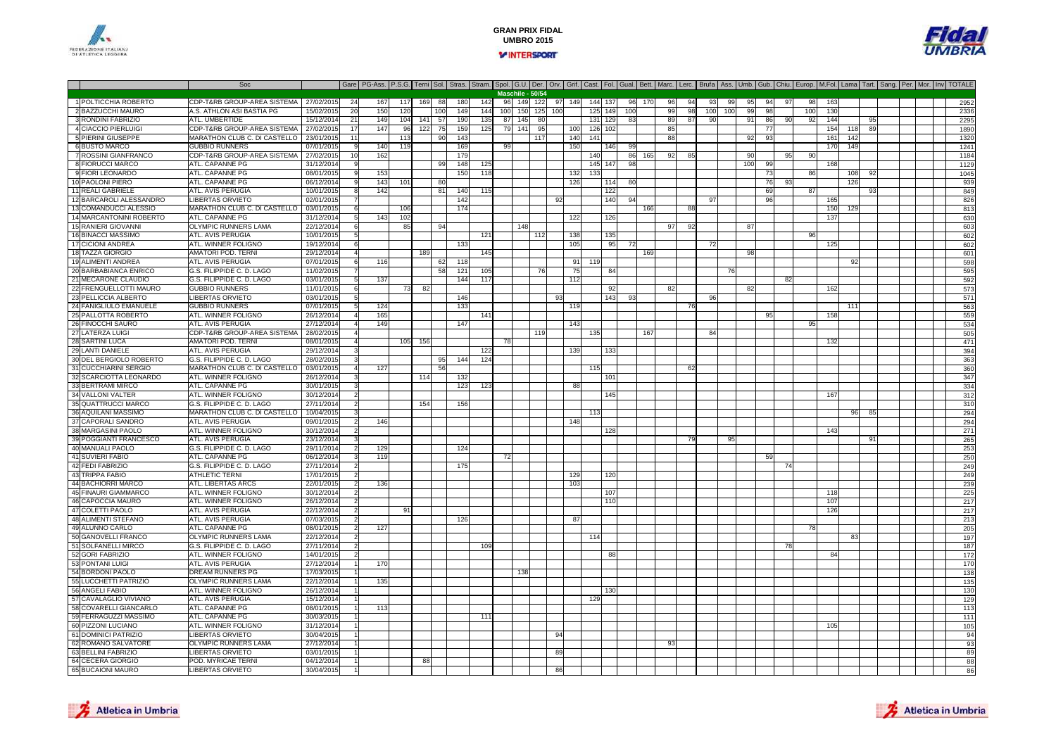# GRAN PRIX FIDAL UMBRIA 2015

INTERSPORT

| | | Soc | | Gare | PG-Ass. | P.S.G. | Terni | Sol. | Stras. | Stram. | Spol. | G.U. | Der. | Orv. | Grif. | Cast. | Fol. | Gual. | Bett. | Marc. | Lerc. | Bruf | Ass. | Umb. | Gub. | Chiu. | Europ. | M.Fol. | Lama | Tart. | Sang. | Per. | Mor. | Inv | TOTALE |
|---|---|---|---|---|---|---|---|---|---|---|---|---|---|---|---|---|---|---|---|---|---|---|---|---|---|---|---|---|---|---|---|---|---|---|---|
| | Maschile - 50/54 | | | | | | | | | | | | | | | | | | | | | | | | | | | | | | | | | | |
| 1 | POLTICCHIA ROBERTO | CDP-T&RB GROUP-AREA SISTEMA | 27/02/2015 | 24 | 167 | 117 | 169 | 88 | 180 | 142 | 96 | 149 | 122 | 97 | 149 | 144 | 137 | 96 | 170 | 96 | 94 | 93 | 99 | 95 | 94 | 97 | 98 | 163 | | | | | | | 2952 |
| 2 | BAZZUCCHI MAURO | A.S. ATHLON ASI BASTIA PG | 15/02/2015 | 20 | 150 | 120 | | 100 | 149 | 144 | 100 | 150 | 125 | 100 | | 125 | 149 | 100 | | 99 | 98 | 100 | 100 | 99 | 98 | | 100 | 130 | | | | | | | 2336 |
| 3 | RONDINI FABRIZIO | ATL. UMBERTIDE | 15/12/2014 | 21 | 149 | 104 | 141 | 57 | 190 | 135 | 87 | 145 | 80 | | | 131 | 129 | 83 | | 89 | 87 | 90 | | 91 | 86 | 90 | 92 | 144 | | | 95 | | | | 2295 |
| 4 | CIACCIO PIERLUIGI | CDP-T&RB GROUP-AREA SISTEMA | 27/02/2015 | 17 | 147 | 96 | 122 | 75 | 159 | 125 | 79 | 141 | 95 | | 100 | 126 | 102 | | | 85 | | | | | 77 | | | 154 | 118 | 89 | | | | | 1890 |
| 5 | PIERINI GIUSEPPE | MARATHON CLUB C. DI CASTELLO | 23/01/2015 | 11 | | 113 | | 90 | 143 | | | | 117 | | 140 | 141 | | | | 88 | | | | 92 | 93 | | | 161 | 142 | | | | | | 1320 |
| 6 | BUSTO MARCO | GUBBIO RUNNERS | 07/01/2015 | 9 | 140 | 119 | | | 169 | | | 99 | | | 150 | | 146 | 99 | | | | | | | | | | 170 | 149 | | | | | | 1241 |
| 7 | ROSSINI GIANFRANCO | CDP-T&RB GROUP-AREA SISTEMA | 27/02/2015 | 10 | 162 | | | | 179 | | | | | | | 140 | | 86 | 165 | 92 | 85 | | | 90 | | 95 | 90 | | | | | | | | 1184 |
| 8 | FIORUCCI MARCO | ATL. CAPANNE PG | 31/12/2014 | 9 | | | | 99 | 148 | 125 | | | | | | 145 | 147 | 98 | | | | | | 100 | 99 | | | 168 | | | | | | | 1129 |
| 9 | FIORI LEONARDO | ATL. CAPANNE PG | 08/01/2015 | 9 | 153 | | | | 150 | 118 | | | | | 132 | 133 | | | | | | | | | 73 | | 86 | | 108 | 92 | | | | | 1045 |
| 10 | PAOLONI PIERO | ATL. CAPANNE PG | 06/12/2014 | 9 | 143 | 101 | | 80 | | | | | | | 126 | | 114 | 80 | | | | | | | 76 | 93 | | | 126 | | | | | | 939 |
| 11 | REALI GABRIELE | ATL. AVIS PERUGIA | 10/01/2015 | 8 | 142 | | | 81 | 140 | 115 | | | | | | | 122 | | | | | | | | 69 | | 87 | | | 93 | | | | | 849 |
| 12 | BARCAROLI ALESSANDRO | LIBERTAS ORVIETO | 02/01/2015 | 7 | | | | | 142 | | | | | 92 | | | 140 | 94 | | | | 97 | | | 96 | | | 165 | | | | | | | 826 |
| 13 | COMANDUCCI ALESSIO | MARATHON CLUB C. DI CASTELLO | 03/01/2015 | 6 | | 106 | | | 174 | | | | | | | | | | 166 | | 88 | | | | | | | 150 | 129 | | | | | | 813 |
| 14 | MARCANTONINI ROBERTO | ATL. CAPANNE PG | 31/12/2014 | 5 | 143 | 102 | | | | | | | | | 122 | | 126 | | | | | | | | | | | 137 | | | | | | | 630 |
| 15 | RANIERI GIOVANNI | OLYMPIC RUNNERS LAMA | 22/12/2014 | 6 | | 85 | | 94 | | | | 148 | | | | | | | | 97 | 92 | | | 87 | | | | | | | | | | | 603 |
| 16 | BINACCI MASSIMO | ATL. AVIS PERUGIA | 10/01/2015 | 5 | | | | | | 121 | | | 112 | | 138 | | 135 | | | | | | | | | | 96 | | | | | | | | 602 |
| 17 | CICIONI ANDREA | ATL. WINNER FOLIGNO | 19/12/2014 | 6 | | | | | 133 | | | | | | 105 | | 95 | 72 | | | | 72 | | | | | | 125 | | | | | | | 602 |
| 18 | TAZZA GIORGIO | AMATORI POD. TERNI | 29/12/2014 | 4 | | | 189 | | | 145 | | | | | | | | | 169 | | | | | 98 | | | | | | | | | | | 601 |
| 19 | ALIMENTI ANDREA | ATL. AVIS PERUGIA | 07/01/2015 | 6 | 116 | | | 62 | 118 | | | | | | 91 | 119 | | | | | | | | | | | | | 92 | | | | | | 598 |
| 20 | BARBABIANCA ENRICO | G.S. FILIPPIDE C. D. LAGO | 11/02/2015 | 7 | | | | 58 | 121 | 105 | | | 76 | | 75 | | 84 | | | | | | 76 | | | | | | | | | | | | 595 |
| 21 | MECARONE CLAUDIO | G.S. FILIPPIDE C. D. LAGO | 03/01/2015 | 5 | 137 | | | | 144 | 117 | | | | | 112 | | | | | | | | | | | 82 | | | | | | | | | 592 |
| 22 | FRENGUELLOTTI MAURO | GUBBIO RUNNERS | 11/01/2015 | 6 | | 73 | 82 | | | | | | | | | | 92 | | | 82 | | | | 82 | | | | 162 | | | | | | | 573 |
| 23 | PELLICCIA ALBERTO | LIBERTAS ORVIETO | 03/01/2015 | 5 | | | | | 146 | | | | | 93 | | | 143 | 93 | | | | 96 | | | | | | | | | | | | | 571 |
| 24 | FANIGLIULO EMANUELE | GUBBIO RUNNERS | 07/01/2015 | 5 | 124 | | | | 133 | | | | | | 119 | | | | | | 76 | | | | | | | | 111 | | | | | | 563 |
| 25 | PALLOTTA ROBERTO | ATL. WINNER FOLIGNO | 26/12/2014 | 4 | 165 | | | | | 141 | | | | | | | | | | | | | | | 95 | | | 158 | | | | | | | 559 |
| 26 | FINOCCHI SAURO | ATL. AVIS PERUGIA | 27/12/2014 | 4 | 149 | | | | 147 | | | | | | 143 | | | | | | | | | | | | 95 | | | | | | | | 534 |
| 27 | LATERZA LUIGI | CDP-T&RB GROUP-AREA SISTEMA | 28/02/2015 | 4 | | | | | | | | | 119 | | | 135 | | | 167 | | | 84 | | | | | | | | | | | | | 505 |
| 28 | SARTINI LUCA | AMATORI POD. TERNI | 08/01/2015 | 4 | | 105 | 156 | | | | 78 | | | | | | | | | | | | | | | | | 132 | | | | | | | 471 |
| 29 | LANTI DANIELE | ATL. AVIS PERUGIA | 29/12/2014 | 3 | | | | | | 122 | | | | | 139 | | 133 | | | | | | | | | | | | | | | | | | 394 |
| 30 | DEL BERGIOLO ROBERTO | G.S. FILIPPIDE C. D. LAGO | 28/02/2015 | 3 | | | | 95 | 144 | 124 | | | | | | | | | | | | | | | | | | | | | | | | | 363 |
| 31 | CUCCHIARINI SERGIO | MARATHON CLUB C. DI CASTELLO | 03/01/2015 | 4 | 127 | | | 56 | | | | | | | | 115 | | | | | 62 | | | | | | | | | | | | | | 360 |
| 32 | SCARCIOTTA LEONARDO | ATL. WINNER FOLIGNO | 26/12/2014 | 3 | | | 114 | | 132 | | | | | | | | 101 | | | | | | | | | | | | | | | | | | 347 |
| 33 | BERTRAMI MIRCO | ATL. CAPANNE PG | 30/01/2015 | 3 | | | | | 123 | 123 | | | | | 88 | | | | | | | | | | | | | | | | | | | | 334 |
| 34 | VALLONI VALTER | ATL. WINNER FOLIGNO | 30/12/2014 | 2 | | | | | | | | | | | | | 145 | | | | | | | | | | | 167 | | | | | | | 312 |
| 35 | QUATTRUCCI MARCO | G.S. FILIPPIDE C. D. LAGO | 27/11/2014 | 2 | | | 154 | | 156 | | | | | | | | | | | | | | | | | | | | | | | | | | 310 |
| 36 | AQUILANI MASSIMO | MARATHON CLUB C. DI CASTELLO | 10/04/2015 | 3 | | | | | | | | | | | | 113 | | | | | | | | | | | | | 96 | 85 | | | | | 294 |
| 37 | CAPORALI SANDRO | ATL. AVIS PERUGIA | 09/01/2015 | 2 | 146 | | | | | | | | | | 148 | | | | | | | | | | | | | | | | | | | | 294 |
| 38 | MARGASINI PAOLO | ATL. WINNER FOLIGNO | 30/12/2014 | 2 | | | | | | | | | | | | | 128 | | | | | | | | | | | 143 | | | | | | | 271 |
| 39 | POGGIANTI FRANCESCO | ATL. AVIS PERUGIA | 23/12/2014 | 3 | | | | | | | | | | | | | | | | | 79 | | 95 | | | | | | | 91 | | | | | 265 |
| 40 | MANUALI PAOLO | G.S. FILIPPIDE C. D. LAGO | 29/11/2014 | 2 | 129 | | | | 124 | | | | | | | | | | | | | | | | | | | | | | | | | | 253 |
| 41 | SUVIERI FABIO | ATL. CAPANNE PG | 06/12/2014 | 3 | 119 | | | | | | 72 | | | | | | | | | | | | | | 59 | | | | | | | | | | 250 |
| 42 | FEDI FABRIZIO | G.S. FILIPPIDE C. D. LAGO | 27/11/2014 | 2 | | | | | 175 | | | | | | | | | | | | | | | | | 74 | | | | | | | | | 249 |
| 43 | TRIPPA FABIO | ATHLETIC TERNI | 17/01/2015 | 2 | | | | | | | | | | | 129 | | 120 | | | | | | | | | | | | | | | | | | 249 |
| 44 | BACHIORRI MARCO | ATL. LIBERTAS ARCS | 22/01/2015 | 2 | 136 | | | | | | | | | | 103 | | | | | | | | | | | | | | | | | | | | 239 |
| 45 | FINAURI GIAMMARCO | ATL. WINNER FOLIGNO | 30/12/2014 | 2 | | | | | | | | | | | | | 107 | | | | | | | | | | | 118 | | | | | | | 225 |
| 46 | CAPOCCIA MAURO | ATL. WINNER FOLIGNO | 26/12/2014 | 2 | | | | | | | | | | | | | 110 | | | | | | | | | | | 107 | | | | | | | 217 |
| 47 | COLETTI PAOLO | ATL. AVIS PERUGIA | 22/12/2014 | 2 | | 91 | | | | | | | | | | | | | | | | | | | | | | 126 | | | | | | | 217 |
| 48 | ALIMENTI STEFANO | ATL. AVIS PERUGIA | 07/03/2015 | 2 | | | | | 126 | | | | | | 87 | | | | | | | | | | | | | | | | | | | | 213 |
| 49 | ALUNNO CARLO | ATL. CAPANNE PG | 08/01/2015 | 2 | 127 | | | | | | | | | | | | | | | | | | | | | | 78 | | | | | | | | 205 |
| 50 | GANOVELLI FRANCO | OLYMPIC RUNNERS LAMA | 22/12/2014 | 2 | | | | | | | | | | | | 114 | | | | | | | | | | | | | 83 | | | | | | 197 |
| 51 | SOLFANELLI MIRCO | G.S. FILIPPIDE C. D. LAGO | 27/11/2014 | 2 | | | | | | 109 | | | | | | | | | | | | | | | | 78 | | | | | | | | | 187 |
| 52 | GORI FABRIZIO | ATL. WINNER FOLIGNO | 14/01/2015 | 2 | | | | | | | | | | | | | 88 | | | | | | | | | | | 84 | | | | | | | 172 |
| 53 | PONTANI LUIGI | ATL. AVIS PERUGIA | 27/12/2014 | 1 | 170 | | | | | | | | | | | | | | | | | | | | | | | | | | | | | | 170 |
| 54 | BORDONI PAOLO | DREAM RUNNERS PG | 17/03/2015 | 1 | | | | | | | | 138 | | | | | | | | | | | | | | | | | | | | | | | 138 |
| 55 | LUCCHETTI PATRIZIO | OLYMPIC RUNNERS LAMA | 22/12/2014 | 1 | 135 | | | | | | | | | | | | | | | | | | | | | | | | | | | | | | 135 |
| 56 | ANGELI FABIO | ATL. WINNER FOLIGNO | 26/12/2014 | 1 | | | | | | | | | | | | | 130 | | | | | | | | | | | | | | | | | | 130 |
| 57 | CAVALAGLIO VIVIANO | ATL. AVIS PERUGIA | 15/12/2014 | 1 | | | | | | | | | | | | 129 | | | | | | | | | | | | | | | | | | | 129 |
| 58 | COVARELLI GIANCARLO | ATL. CAPANNE PG | 08/01/2015 | 1 | 113 | | | | | | | | | | | | | | | | | | | | | | | | | | | | | | 113 |
| 59 | FERRAGUZZI MASSIMO | ATL. CAPANNE PG | 30/03/2015 | 1 | | | | | | 111 | | | | | | | | | | | | | | | | | | | | | | | | | 111 |
| 60 | PIZZONI LUCIANO | ATL. WINNER FOLIGNO | 31/12/2014 | 1 | | | | | | | | | | | | | | | | | | | | | | | | 105 | | | | | | | 105 |
| 61 | DOMINICI PATRIZIO | LIBERTAS ORVIETO | 30/04/2015 | 1 | | | | | | | | | | 94 | | | | | | | | | | | | | | | | | | | | | 94 |
| 62 | ROMANO SALVATORE | OLYMPIC RUNNERS LAMA | 27/12/2014 | 1 | | | | | | | | | | | | | | | | 93 | | | | | | | | | | | | | | | 93 |
| 63 | BELLINI FABRIZIO | LIBERTAS ORVIETO | 03/01/2015 | 1 | | | | | | | | | | 89 | | | | | | | | | | | | | | | | | | | | | 89 |
| 64 | CECERA GIORGIO | POD. MYRICAE TERNI | 04/12/2014 | 1 | | | 88 | | | | | | | | | | | | | | | | | | | | | | | | | | | | 88 |
| 65 | BUCAIONI MAURO | LIBERTAS ORVIETO | 30/04/2015 | 1 | | | | | | | | | | 86 | | | | | | | | | | | | | | | | | | | | | 86 |

Atletica in Umbria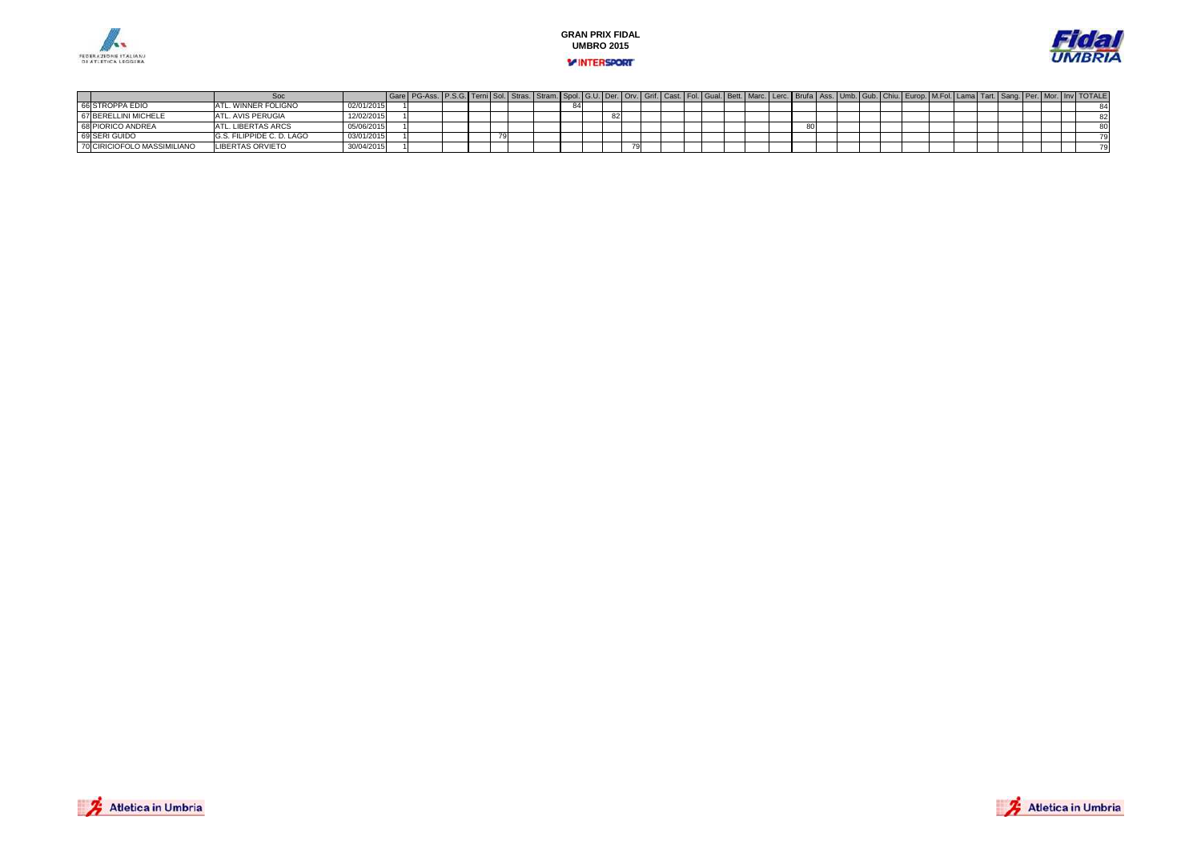| | | Soc | | Gare | PG-Ass. | P.S.G. | Terni | Sol. | Stras. | Stram. | Spol. | G.U. | Der. | Orv. | Grif. | Cast. | Fol. | Gual. | Bett. | Marc. | Lerc. | Brufa | Ass. | Umb. | Gub. | Chiu. | Europ. | M.Fol. | Lama | Tart. | Sang. | Per. | Mor. | Inv | TOTALE |
|---|---|---|---|---|---|---|---|---|---|---|---|---|---|---|---|---|---|---|---|---|---|---|---|---|---|---|---|---|---|---|---|---|---|---|---|
| 66 | STROPPA EDIO | ATL. WINNER FOLIGNO | 02/01/2015 | 1 | | | | | | | 84 | | | | | | | | | | | | | | | | | | | | | | | | 84 |
| 67 | BERELLINI MICHELE | ATL. AVIS PERUGIA | 12/02/2015 | 1 | | | | | | | | | 82 | | | | | | | | | | | | | | | | | | | | | | 82 |
| 68 | PIORICO ANDREA | ATL. LIBERTAS ARCS | 05/06/2015 | 1 | | | | | | | | | | | | | | | | | | 80 | | | | | | | | | | | | | 80 |
| 69 | SERI GUIDO | G.S. FILIPPIDE C. D. LAGO | 03/01/2015 | 1 | | | | 79 | | | | | | | | | | | | | | | | | | | | | | | | | | | 79 |
| 70 | CIRICIOFOLO MASSIMILIANO | LIBERTAS ORVIETO | 30/04/2015 | 1 | | | | | | | | | | 79 | | | | | | | | | | | | | | | | | | | | | 79 |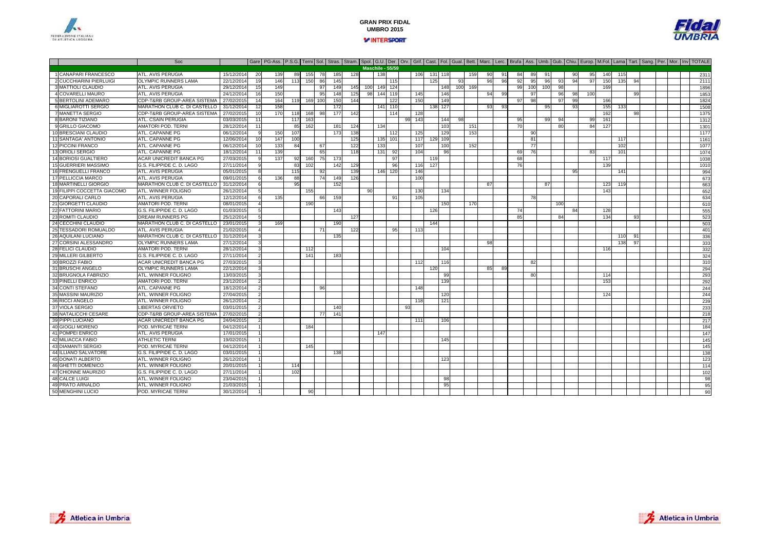# GRAN PRIX FIDAL UMBRO 2015

## Maschile - 55/59

| | | Soc | | Gare | PG-Ass. | P.S.G. | Terni | Sol. | Stras. | Stram. | Spol. | G.U. | Der. | Orv. | Grif. | Cast. | Fol. | Gual. | Bett. | Marc. | Lerc. | Brufa | Ass. | Umb. | Gub. | Chiu. | Europ. | M.Fol. | Lama | Tart. | Sang. | Per. | Mor. | Inv | TOTALE |
|---|---|---|---|---|---|---|---|---|---|---|---|---|---|---|---|---|---|---|---|---|---|---|---|---|---|---|---|---|---|---|---|---|---|---|---|
| 1 | CANAPARI FRANCESCO | ATL. AVIS PERUGIA | 15/12/2014 | 20 | 139 | 89 | 155 | 78 | 185 | 128 | | 138 | | | 106 | 131 | 118 | | 159 | 90 | 91 | 84 | 89 | 91 | | 90 | 95 | 140 | 115 | | | | | | 2311 |
| 2 | CUCCHIARINI PIERLUIGI | OLYMPIC RUNNERS LAMA | 22/12/2014 | 19 | 146 | 113 | 150 | 86 | 145 | | | | 115 | | | 125 | | 93 | | 96 | 96 | 92 | 95 | 96 | 93 | 94 | 97 | 150 | 135 | 94 | | | | | 2111 |
| 3 | MATTIOLI CLAUDIO | ATL. AVIS PERUGIA | 29/12/2014 | 15 | 149 | | | 97 | 149 | 145 | 100 | 149 | 124 | | | | 148 | 100 | 169 | | | 99 | 100 | 100 | 98 | | | 169 | | | | | | | 1896 |
| 4 | COVARELLI MAURO | ATL. AVIS PERUGIA | 24/12/2014 | 16 | 150 | | | 95 | 148 | 125 | 98 | 144 | 119 | | 145 | | 146 | | | 94 | 99 | | 97 | | 96 | 98 | 100 | | | 99 | | | | | 1853 |
| 5 | BERTOLINI ADEMARO | CDP-T&RB GROUP-AREA SISTEMA | 27/02/2015 | 14 | 164 | 119 | 169 | 100 | 150 | 144 | | | 122 | | 150 | | 149 | | | | | 97 | 98 | | 97 | 99 | | 166 | | | | | | | 1824 |
| 6 | MIGLIAROTTI SERGIO | MARATHON CLUB C. DI CASTELLO | 31/12/2014 | 12 | 158 | | | | 172 | | | 141 | 110 | | | 138 | 127 | | | 93 | 93 | | | 95 | | 93 | | 155 | 133 | | | | | | 1508 |
| 7 | MANETTA SERGIO | CDP-T&RB GROUP-AREA SISTEMA | 27/02/2015 | 10 | 170 | 118 | 168 | 98 | 177 | 142 | | | 114 | | 128 | | | | | | | | | | | | | 162 | | 98 | | | | | 1375 |
| 8 | BARONI TIZIANO | ATL. CSAIN PERUGIA | 03/03/2015 | 11 | | 117 | 163 | | | | | | | 99 | 143 | | 144 | 98 | | | | 95 | | 99 | 94 | | 99 | 161 | | | | | | | 1312 |
| 9 | GRILLO GIACOMO | AMATORI POD. TERNI | 28/12/2014 | 11 | | 85 | 162 | | 181 | 124 | | 134 | | | | | 103 | | 151 | | | 70 | | | 80 | | 84 | 127 | | | | | | | 1301 |
| 10 | BRESCIANI CLAUDIO | ATL. CAPANNE PG | 06/12/2014 | 9 | 150 | 107 | | | 173 | 138 | | | 112 | | 125 | | 129 | | 153 | | | | 90 | | | | | | | | | | | | 1177 |
| 11 | SANTAGA' ANTONIO | ATL. CAPANNE PG | 12/06/2014 | 10 | 147 | 100 | | | | 125 | | 135 | 101 | | 117 | 129 | 109 | | | | | | 81 | | | | | | 117 | | | | | | 1161 |
| 12 | PICCINI FRANCO | ATL. CAPANNE PG | 06/12/2014 | 10 | 133 | 84 | | 67 | | 122 | | 133 | | | 107 | | 100 | | 152 | | | | 77 | | | | | | 102 | | | | | | 1077 |
| 13 | ORIOLI SERGIO | ATL. CAPANNE PG | 18/12/2014 | 11 | 139 | | | 65 | | 118 | | 131 | 92 | | 104 | | 96 | | | | | 69 | 76 | | | | 83 | | 101 | | | | | | 1074 |
| 14 | BORIOSI GUALTIERO | ACAR UNICREDIT BANCA PG | 27/03/2015 | 9 | 137 | 92 | 160 | 75 | 173 | | | | 97 | | | 119 | | | | | | 68 | | | | | | 117 | | | | | | | 1038 |
| 15 | GUERRIERI MASSIMO | G.S. FILIPPIDE C. D. LAGO | 27/11/2014 | 9 | | 83 | 102 | | 142 | 129 | | | 96 | | 116 | 127 | | | | | | 76 | | | | | | 139 | | | | | | | 1010 |
| 16 | FRENGUELLI FRANCO | ATL. AVIS PERUGIA | 05/01/2015 | 8 | | 115 | | 92 | | 139 | | 146 | 120 | | 146 | | | | | | | | | | | 95 | | | 141 | | | | | | 994 |
| 17 | PELLICCIA MARCO | ATL. AVIS PERUGIA | 09/01/2015 | 6 | 136 | 88 | | 74 | 149 | 126 | | | | | 100 | | | | | | | | | | | | | | | | | | | | 673 |
| 18 | MARTINELLI GIORGIO | MARATHON CLUB C. DI CASTELLO | 31/12/2014 | 6 | | 95 | | | 152 | | | | | | | | | | | 87 | | | | 87 | | | | 123 | 119 | | | | | | 663 |
| 19 | FILIPPI COCCETTA GIACOMO | ATL. WINNER FOLIGNO | 26/12/2014 | 5 | | | 155 | | | | 90 | | | | 130 | | 134 | | | | | | | | | | | 143 | | | | | | | 652 |
| 20 | CAPORALI CARLO | ATL. AVIS PERUGIA | 12/12/2014 | 6 | 135 | | | 66 | 159 | | | | 91 | | 105 | | | | | | | | 78 | | | | | | | | | | | | 634 |
| 21 | GIORGETTI CLAUDIO | AMATORI POD. TERNI | 08/01/2015 | 4 | | | 190 | | | | | | | | | | 150 | | 170 | | | | | | 100 | | | | | | | | | | 610 |
| 22 | FATTORINI MARIO | G.S. FILIPPIDE C. D. LAGO | 01/03/2015 | 5 | | | | | 143 | | | | | | | 126 | | | | | | 74 | | | | 84 | | 128 | | | | | | | 555 |
| 23 | ROMITI CLAUDIO | DREAM RUNNERS PG | 25/12/2014 | 5 | | | | | | 127 | | | | | | | | | | | | 85 | | | 84 | | | 134 | | 93 | | | | | 523 |
| 24 | CECCHINI CLAUDIO | MARATHON CLUB C. DI CASTELLO | 23/01/2015 | 3 | 169 | | | | 190 | | | | | | | 144 | | | | | | | | | | | | | | | | | | | 503 |
| 25 | TESSADORI ROMUALDO | ATL. AVIS PERUGIA | 21/02/2015 | 4 | | | | 71 | | 122 | | | 95 | | 113 | | | | | | | | | | | | | | | | | | | | 401 |
| 26 | AQUILANI LUCIANO | MARATHON CLUB C. DI CASTELLO | 31/12/2014 | 3 | | | | | 135 | | | | | | | | | | | | | | | | | | | | 110 | 91 | | | | | 336 |
| 27 | CORSINI ALESSANDRO | OLYMPIC RUNNERS LAMA | 27/12/2014 | 3 | | | | | | | | | | | | | | | | 98 | | | | | | | | | 138 | 97 | | | | | 333 |
| 28 | FELICI CLAUDIO | AMATORI POD. TERNI | 28/12/2014 | 3 | | | 112 | | | | | | | | | | 104 | | | | | | | | | | | 116 | | | | | | | 332 |
| 29 | MILLERI GILBERTO | G.S. FILIPPIDE C. D. LAGO | 27/11/2014 | 2 | | | 141 | | 183 | | | | | | | | | | | | | | | | | | | | | | | | | | 324 |
| 30 | BROZZI FABIO | ACAR UNICREDIT BANCA PG | 27/03/2015 | 3 | | | | | | | | | | | 112 | | 116 | | | | | | 82 | | | | | | | | | | | | 310 |
| 31 | BRUSCHI ANGELO | OLYMPIC RUNNERS LAMA | 22/12/2014 | 3 | | | | | | | | | | | | 120 | | | | 85 | 89 | | | | | | | | | | | | | | 294 |
| 32 | BRUGNOLA FABRIZIO | ATL. WINNER FOLIGNO | 13/03/2015 | 3 | | | | | | | | | | | | | 99 | | | | | | 80 | | | | | 114 | | | | | | | 293 |
| 33 | PINELLI ENRICO | AMATORI POD. TERNI | 23/12/2014 | 2 | | | | | | | | | | | | | 139 | | | | | | | | | | | 153 | | | | | | | 292 |
| 34 | CONTI STEFANO | ATL. CAPANNE PG | 18/12/2014 | 2 | | | | 96 | | | | | | | 148 | | | | | | | | | | | | | | | | | | | | 244 |
| 35 | MASSINI MAURIZIO | ATL. WINNER FOLIGNO | 27/04/2015 | 2 | | | | | | | | | | | | | 120 | | | | | | | | | | | 124 | | | | | | | 244 |
| 36 | RICCI ANGELO | ATL. WINNER FOLIGNO | 26/12/2014 | 2 | | | | | | | | | | | 118 | | 121 | | | | | | | | | | | | | | | | | | 239 |
| 37 | VIOLA SERGIO | LIBERTAS ORVIETO | 03/01/2015 | 2 | | | | | 140 | | | | | 93 | | | | | | | | | | | | | | | | | | | | | 233 |
| 38 | NATALICCHI CESARE | CDP-T&RB GROUP-AREA SISTEMA | 27/02/2015 | 2 | | | | 77 | 141 | | | | | | | | | | | | | | | | | | | | | | | | | | 218 |
| 39 | PIPPI LUCIANO | ACAR UNICREDIT BANCA PG | 24/04/2015 | 2 | | | | | | | | | | | 111 | | 106 | | | | | | | | | | | | | | | | | | 217 |
| 40 | GIOGLI MORENO | POD. MYRICAE TERNI | 04/12/2014 | 1 | | | 184 | | | | | | | | | | | | | | | | | | | | | | | | | | | | 184 |
| 41 | POMPEI ENRICO | ATL. AVIS PERUGIA | 17/01/2015 | 1 | | | | | | | | 147 | | | | | | | | | | | | | | | | | | | | | | | 147 |
| 42 | MILIACCA FABIO | ATHLETIC TERNI | 19/02/2015 | 1 | | | | | | | | | | | | | 145 | | | | | | | | | | | | | | | | | | 145 |
| 43 | DIAMANTI SERGIO | POD. MYRICAE TERNI | 04/12/2014 | 1 | | | 145 | | | | | | | | | | | | | | | | | | | | | | | | | | | | 145 |
| 44 | ILLIANO SALVATORE | G.S. FILIPPIDE C. D. LAGO | 03/01/2015 | 1 | | | | | 138 | | | | | | | | | | | | | | | | | | | | | | | | | | 138 |
| 45 | DONATI ALBERTO | ATL. WINNER FOLIGNO | 26/12/2014 | 1 | | | | | | | | | | | | | 123 | | | | | | | | | | | | | | | | | | 123 |
| 46 | GHETTI DOMENICO | ATL. WINNER FOLIGNO | 20/01/2015 | 1 | | 114 | | | | | | | | | | | | | | | | | | | | | | | | | | | | | 114 |
| 47 | CHIONNE MAURIZIO | G.S. FILIPPIDE C. D. LAGO | 27/11/2014 | 1 | | 102 | | | | | | | | | | | | | | | | | | | | | | | | | | | | | 102 |
| 48 | CALCE LUIGI | ATL. WINNER FOLIGNO | 23/04/2015 | 1 | | | | | | | | | | | | | 98 | | | | | | | | | | | | | | | | | | 98 |
| 49 | PRATO ARNALDO | ATL. WINNER FOLIGNO | 21/03/2015 | 1 | | | | | | | | | | | | | 95 | | | | | | | | | | | | | | | | | | 95 |
| 50 | MENGHINI LUCIO | POD. MYRICAE TERNI | 30/12/2014 | 1 | | | 90 | | | | | | | | | | | | | | | | | | | | | | | | | | | | 90 |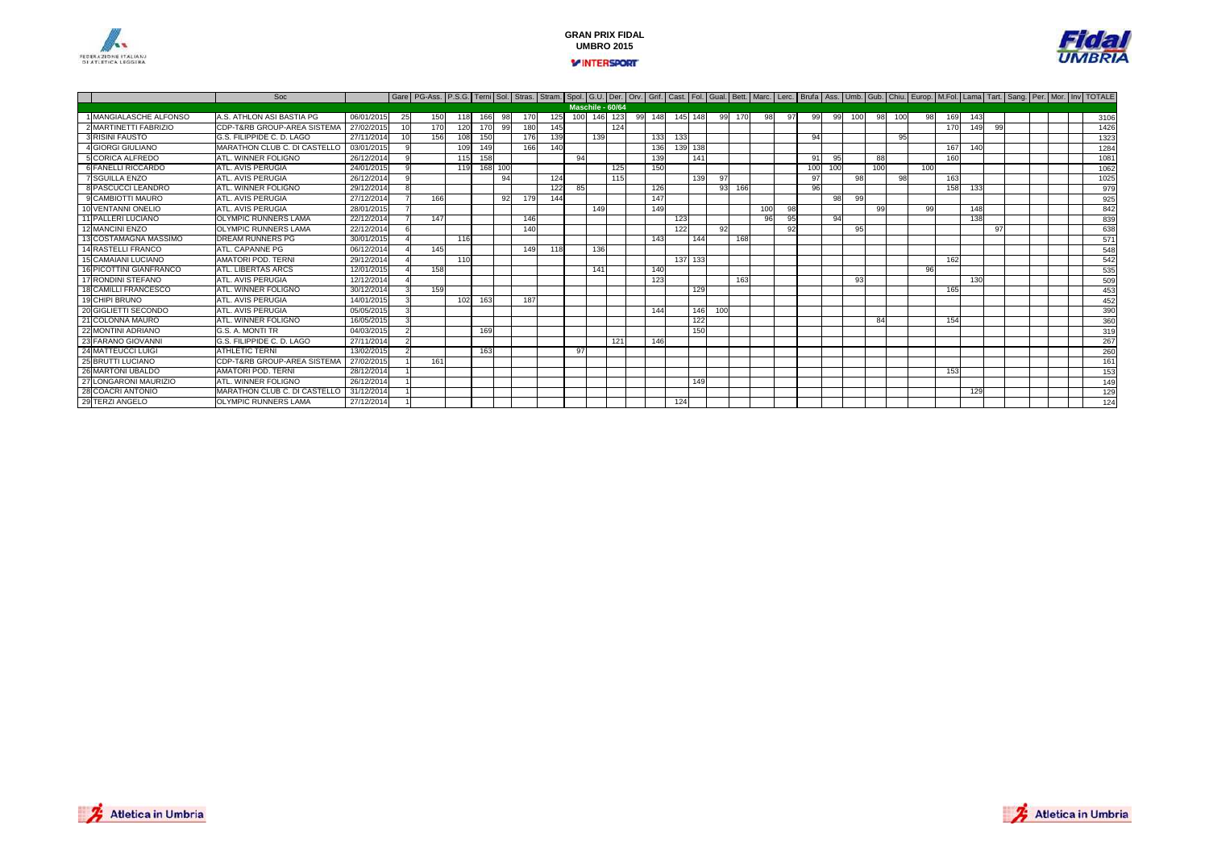# GRAN PRIX FIDAL UMBRO 2015

INTERSPORT

| | Soc | | Gare | PG-Ass. | P.S.G. | Terni | Sol. | Stras. | Stram. | Spol. | G.U. | Der. | Orv. | Grif. | Cast. | Fol. | Gual. | Bett. | Marc. | Lerc. | Brufa | Ass. | Umb. | Gub. | Chiu. | Europ. | M.Fol. | Lama | Tart. | Sang. | Per. | Mor. | Inv | TOTALE |
|---|---|---|---|---|---|---|---|---|---|---|---|---|---|---|---|---|---|---|---|---|---|---|---|---|---|---|---|---|---|---|---|---|---|---|
| **Maschile - 60/64** | | | | | | | | | | | | | | | | | | | | | | | | | | | | | | | | | | |
| 1 MANGIALASCHE ALFONSO | A.S. ATHLON ASI BASTIA PG | 06/01/2015 | 25 | 150 | 118 | 166 | 98 | 170 | 125 | 100 | 146 | 123 | 99 | 148 | 145 | 148 | 99 | 170 | 98 | 97 | 99 | 99 | 100 | 98 | 100 | 98 | 169 | 143 | | | | | | 3106 |
| 2 MARTINETTI FABRIZIO | CDP-T&RB GROUP-AREA SISTEMA | 27/02/2015 | 10 | 170 | 120 | 170 | 99 | 180 | 145 | | | 124 | | | | | | | | | | | | | | | 170 | 149 | 99 | | | | | 1426 |
| 3 RISINI FAUSTO | G.S. FILIPPIDE C. D. LAGO | 27/11/2014 | 10 | 156 | 108 | 150 | | 176 | 139 | | 139 | | | 133 | 133 | | | | | | 94 | | | | 95 | | | | | | | | | 1323 |
| 4 GIORGI GIULIANO | MARATHON CLUB C. DI CASTELLO | 03/01/2015 | 9 | | 109 | 149 | | 166 | 140 | | | | | 136 | 139 | 138 | | | | | | | | | | | 167 | 140 | | | | | | 1284 |
| 5 CORICA ALFREDO | ATL. WINNER FOLIGNO | 26/12/2014 | 9 | | 115 | 158 | | | | 94 | | | | 139 | | 141 | | | | | 91 | 95 | | 88 | | | 160 | | | | | | | 1081 |
| 6 FANELLI RICCARDO | ATL. AVIS PERUGIA | 24/01/2015 | 9 | | 119 | 168 | 100 | | | | | 125 | | 150 | | | | | | | 100 | 100 | | 100 | | 100 | | | | | | | | 1062 |
| 7 SGUILLA ENZO | ATL. AVIS PERUGIA | 26/12/2014 | 9 | | | | 94 | | 124 | | | 115 | | | | 139 | 97 | | | | 97 | | 98 | | 98 | | 163 | | | | | | | 1025 |
| 8 PASCUCCI LEANDRO | ATL. WINNER FOLIGNO | 29/12/2014 | 8 | | | | | | 122 | 85 | | | | 126 | | | 93 | 166 | | | 96 | | | | | | 158 | 133 | | | | | | 979 |
| 9 CAMBIOTTI MAURO | ATL. AVIS PERUGIA | 27/12/2014 | 7 | 166 | | | 92 | 179 | 144 | | | | | 147 | | | | | | | | 98 | 99 | | | | | | | | | | | 925 |
| 10 VENTANNI ONELIO | ATL. AVIS PERUGIA | 28/01/2015 | 7 | | | | | | | | 149 | | | 149 | | | | | 100 | 98 | | | | 99 | | 99 | | 148 | | | | | | 842 |
| 11 PALLERI LUCIANO | OLYMPIC RUNNERS LAMA | 22/12/2014 | 7 | 147 | | | | 146 | | | | | | | 123 | | | | 96 | 95 | | 94 | | | | | | 138 | | | | | | 839 |
| 12 MANCINI ENZO | OLYMPIC RUNNERS LAMA | 22/12/2014 | 6 | | | | | 140 | | | | | | | 122 | | 92 | | | 92 | | | 95 | | | | | | 97 | | | | | 638 |
| 13 COSTAMAGNA MASSIMO | DREAM RUNNERS PG | 30/01/2015 | 4 | | 116 | | | | | | | | | 143 | | 144 | | 168 | | | | | | | | | | | | | | | | 571 |
| 14 RASTELLI FRANCO | ATL. CAPANNE PG | 06/12/2014 | 4 | 145 | | | | 149 | 118 | | 136 | | | | | | | | | | | | | | | | | | | | | | | 548 |
| 15 CAMAIANI LUCIANO | AMATORI POD. TERNI | 29/12/2014 | 4 | | 110 | | | | | | | | | | 137 | 133 | | | | | | | | | | | 162 | | | | | | | 542 |
| 16 PICOTTINI GIANFRANCO | ATL. LIBERTAS ARCS | 12/01/2015 | 4 | 158 | | | | | | | 141 | | | 140 | | | | | | | | | | | | 96 | | | | | | | | 535 |
| 17 RONDINI STEFANO | ATL. AVIS PERUGIA | 12/12/2014 | 4 | | | | | | | | | | | 123 | | | | 163 | | | | | 93 | | | | | 130 | | | | | | 509 |
| 18 CAMILLI FRANCESCO | ATL. WINNER FOLIGNO | 30/12/2014 | 3 | 159 | | | | | | | | | | | | 129 | | | | | | | | | | | 165 | | | | | | | 453 |
| 19 CHIPI BRUNO | ATL. AVIS PERUGIA | 14/01/2015 | 3 | | 102 | 163 | | 187 | | | | | | | | | | | | | | | | | | | | | | | | | | 452 |
| 20 GIGLIETTI SECONDO | ATL. AVIS PERUGIA | 05/05/2015 | 3 | | | | | | | | | | | 144 | | 146 | 100 | | | | | | | | | | | | | | | | | 390 |
| 21 COLONNA MAURO | ATL. WINNER FOLIGNO | 16/05/2015 | 3 | | | | | | | | | | | | | 122 | | | | | | | | 84 | | | 154 | | | | | | | 360 |
| 22 MONTINI ADRIANO | G.S. A. MONTI TR | 04/03/2015 | 2 | | | 169 | | | | | | | | | | 150 | | | | | | | | | | | | | | | | | | 319 |
| 23 FARANO GIOVANNI | G.S. FILIPPIDE C. D. LAGO | 27/11/2014 | 2 | | | | | | | | | 121 | | 146 | | | | | | | | | | | | | | | | | | | | 267 |
| 24 MATTEUCCI LUIGI | ATHLETIC TERNI | 13/02/2015 | 2 | | | 163 | | | | 97 | | | | | | | | | | | | | | | | | | | | | | | | 260 |
| 25 BRUTTI LUCIANO | CDP-T&RB GROUP-AREA SISTEMA | 27/02/2015 | 1 | 161 | | | | | | | | | | | | | | | | | | | | | | | | | | | | | | 161 |
| 26 MARTONI UBALDO | AMATORI POD. TERNI | 28/12/2014 | 1 | | | | | | | | | | | | | | | | | | | | | | | | 153 | | | | | | | 153 |
| 27 LONGARONI MAURIZIO | ATL. WINNER FOLIGNO | 26/12/2014 | 1 | | | | | | | | | | | | | 149 | | | | | | | | | | | | | | | | | | 149 |
| 28 COACRI ANTONIO | MARATHON CLUB C. DI CASTELLO | 31/12/2014 | 1 | | | | | | | | | | | | | | | | | | | | | | | | | 129 | | | | | | 129 |
| 29 TERZI ANGELO | OLYMPIC RUNNERS LAMA | 27/12/2014 | 1 | | | | | | | | | | | | 124 | | | | | | | | | | | | | | | | | | | 124 |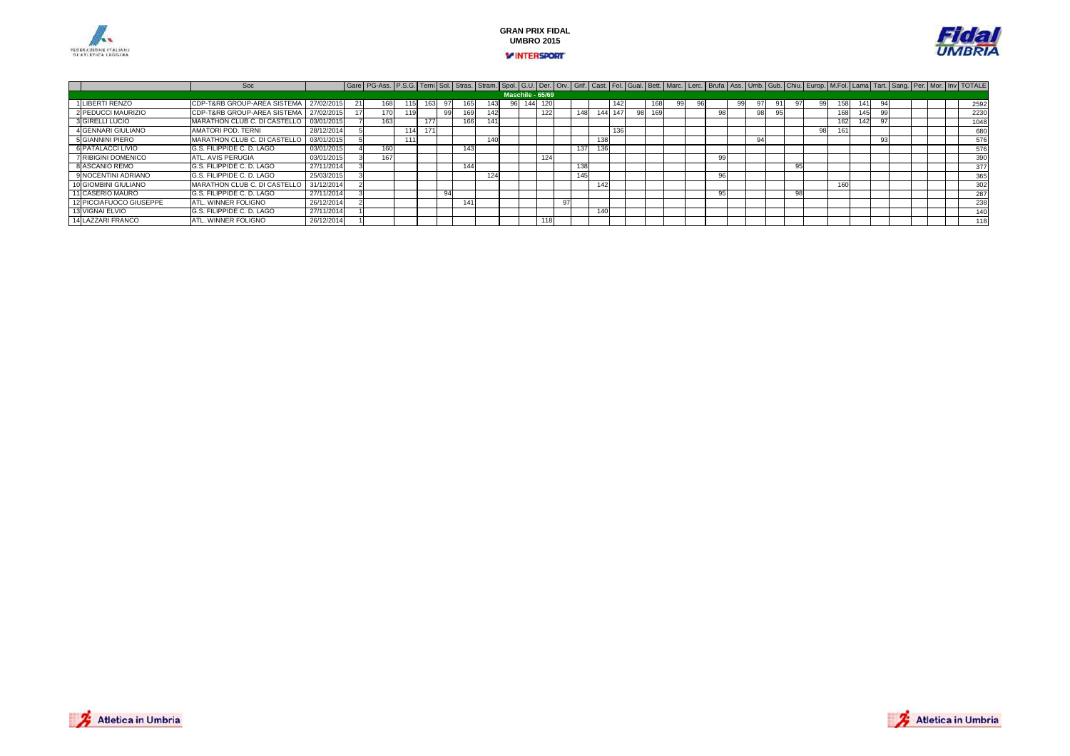# GRAN PRIX FIDAL UMBRO 2015

INTERSPORT

| | Soc | | Gare | PG-Ass. | P.S.G. | Terni | Sol. | Stras. | Stram. | Spol. | G.U. | Der. | Orv. | Grif. | Cast. | Fol. | Gual. | Bett. | Marc. | Lerc. | Brufa | Ass. | Umb. | Gub. | Chiu. | Europ. | M.Fol. | Lama | Tart. | Sang. | Per. | Mor. | Inv | TOTALE |
|---|---|---|---|---|---|---|---|---|---|---|---|---|---|---|---|---|---|---|---|---|---|---|---|---|---|---|---|---|---|---|---|---|---|---|
| **Maschile - 65/69** | | | | | | | | | | | | | | | | | | | | | | | | | | | | | | | | | | |
| 1 LIBERTI RENZO | CDP-T&RB GROUP-AREA SISTEMA | 27/02/2015 | 21 | 168 | 115 | 163 | 97 | 165 | 143 | 96 | 144 | 120 | | | | 142 | | 168 | 99 | 96 | | 99 | 97 | 91 | 97 | 99 | 158 | 141 | 94 | | | | | 2592 |
| 2 PEDUCCI MAURIZIO | CDP-T&RB GROUP-AREA SISTEMA | 27/02/2015 | 17 | 170 | 119 | | 99 | 169 | 142 | | | 122 | | 148 | 144 | 147 | 98 | 169 | | | 98 | | 98 | 95 | | | 168 | 145 | 99 | | | | | 2230 |
| 3 GIRELLI LUCIO | MARATHON CLUB C. DI CASTELLO | 03/01/2015 | 7 | 163 | | 177 | | 166 | 141 | | | | | | | | | | | | | | | | | | 162 | 142 | 97 | | | | | 1048 |
| 4 GENNARI GIULIANO | AMATORI POD. TERNI | 28/12/2014 | 5 | | 114 | 171 | | | | | | | | | | 136 | | | | | | | | | | 98 | 161 | | | | | | | 680 |
| 5 GIANNINI PIERO | MARATHON CLUB C. DI CASTELLO | 03/01/2015 | 5 | | 111 | | | | 140 | | | | | | 138 | | | | | | | | 94 | | | | | | 93 | | | | | 576 |
| 6 PATALACCI LIVIO | G.S. FILIPPIDE C. D. LAGO | 03/01/2015 | 4 | 160 | | | | 143 | | | | | | 137 | 136 | | | | | | | | | | | | | | | | | | | 576 |
| 7 RIBIGINI DOMENICO | ATL. AVIS PERUGIA | 03/01/2015 | 3 | 167 | | | | | | | | 124 | | | | | | | | | 99 | | | | | | | | | | | | | 390 |
| 8 ASCANIO REMO | G.S. FILIPPIDE C. D. LAGO | 27/11/2014 | 3 | | | | | 144 | | | | | | 138 | | | | | | | | | | | 95 | | | | | | | | | 377 |
| 9 NOCENTINI ADRIANO | G.S. FILIPPIDE C. D. LAGO | 25/03/2015 | 3 | | | | | | 124 | | | | | 145 | | | | | | | 96 | | | | | | | | | | | | | 365 |
| 10 GIOMBINI GIULIANO | MARATHON CLUB C. DI CASTELLO | 31/12/2014 | 2 | | | | | | | | | | | | 142 | | | | | | | | | | | | 160 | | | | | | | 302 |
| 11 CASERIO MAURO | G.S. FILIPPIDE C. D. LAGO | 27/11/2014 | 3 | | | | 94 | | | | | | | | | | | | | | 95 | | | | 98 | | | | | | | | | 287 |
| 12 PICCIAFUOCO GIUSEPPE | ATL. WINNER FOLIGNO | 26/12/2014 | 2 | | | | | 141 | | | | | 97 | | | | | | | | | | | | | | | | | | | | | 238 |
| 13 VIGNAI ELVIO | G.S. FILIPPIDE C. D. LAGO | 27/11/2014 | 1 | | | | | | | | | | | | 140 | | | | | | | | | | | | | | | | | | | 140 |
| 14 LAZZARI FRANCO | ATL. WINNER FOLIGNO | 26/12/2014 | 1 | | | | | | | | | 118 | | | | | | | | | | | | | | | | | | | | | | 118 |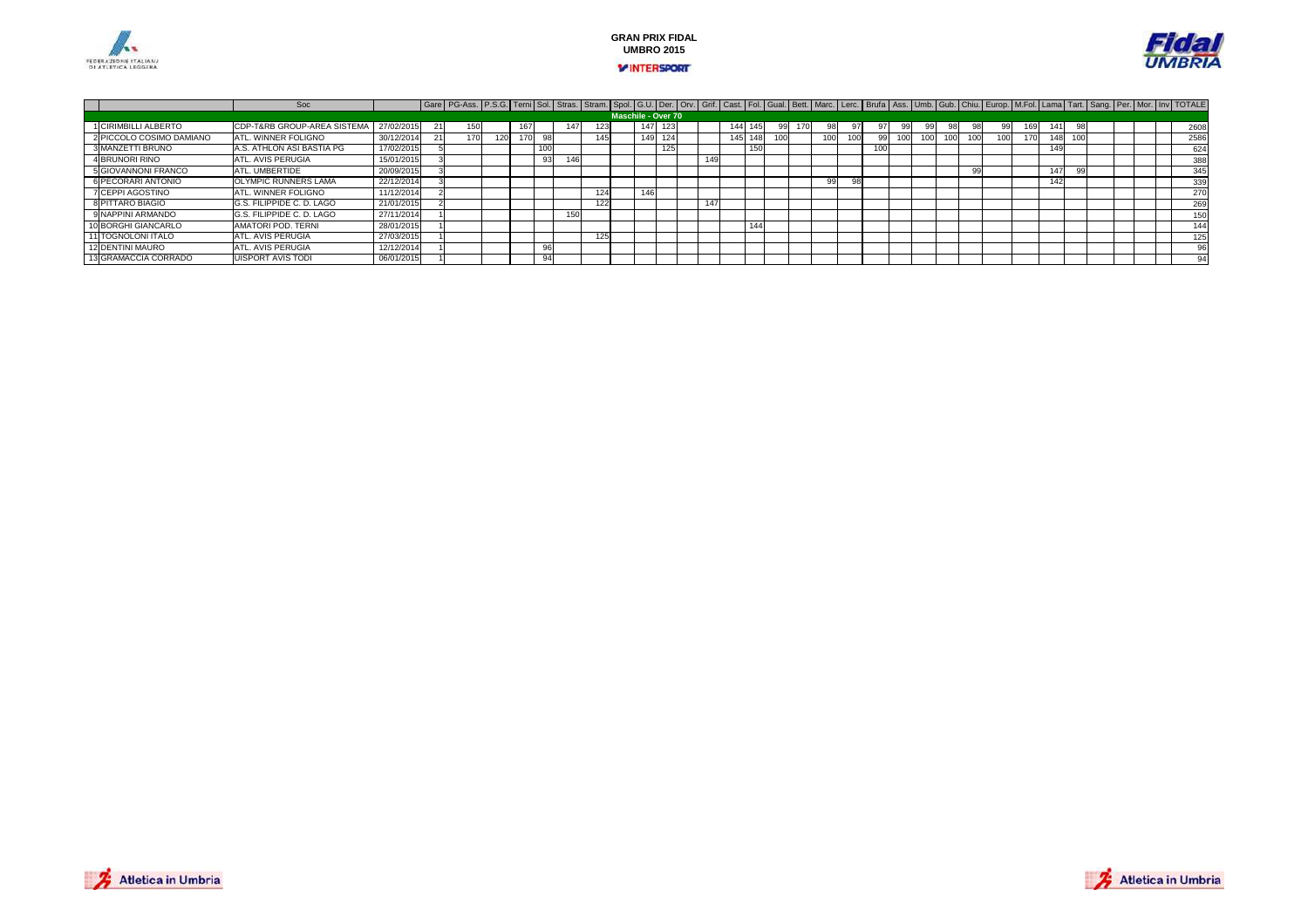**GRAN PRIX FIDAL**
**UMBRO 2015**

INTERSPORT

| | | Soc | | Gare | PG-Ass. | P.S.G. | Terni | Sol. | Stras. | Stram. | Spol. | G.U. | Der. | Orv. | Grif. | Cast. | Fol. | Gual. | Bett. | Marc. | Lerc. | Bruf. | Ass. | Umb. | Gub. | Chiu. | Europ. | M.Fol. | Lama | Tart. | Sang. | Per. | Mor. | Inv | TOTALE |
|---|---|---|---|---|---|---|---|---|---|---|---|---|---|---|---|---|---|---|---|---|---|---|---|---|---|---|---|---|---|---|---|---|---|---|---|
| | | | | | | | | | | | **Maschile - Over 70** | | | | | | | | | | | | | | | | | | | | | | | | |
| 1 | CIRIMBILLI ALBERTO | CDP-T&RB GROUP-AREA SISTEMA | 27/02/2015 | 21 | 150 | | 167 | | 147 | 123 | | 147 | 123 | | | 144 | 145 | 99 | 170 | 98 | 97 | 97 | 99 | 99 | 98 | 98 | 99 | 169 | 141 | 98 | | | | | 2608 |
| 2 | PICCOLO COSIMO DAMIANO | ATL. WINNER FOLIGNO | 30/12/2014 | 21 | 170 | 120 | 170 | 98 | | 145 | | 149 | 124 | | | 145 | 148 | 100 | | 100 | 100 | 99 | 100 | 100 | 100 | 100 | 100 | 170 | 148 | 100 | | | | | 2586 |
| 3 | MANZETTI BRUNO | A.S. ATHLON ASI BASTIA PG | 17/02/2015 | 5 | | | | 100 | | | | | 125 | | | | 150 | | | | | 100 | | | | | | | 149 | | | | | | 624 |
| 4 | BRUNORI RINO | ATL. AVIS PERUGIA | 15/01/2015 | 3 | | | | 93 | 146 | | | | | | 149 | | | | | | | | | | | | | | | | | | | | 388 |
| 5 | GIOVANNONI FRANCO | ATL. UMBERTIDE | 20/09/2015 | 3 | | | | | | | | | | | | | | | | | | | | | | 99 | | | 147 | 99 | | | | | 345 |
| 6 | PECORARI ANTONIO | OLYMPIC RUNNERS LAMA | 22/12/2014 | 3 | | | | | | | | | | | | | | | | 99 | 98 | | | | | | | | 142 | | | | | | 339 |
| 7 | CEPPI AGOSTINO | ATL. WINNER FOLIGNO | 11/12/2014 | 2 | | | | | | 124 | | 146 | | | | | | | | | | | | | | | | | | | | | | | 270 |
| 8 | PITTARO BIAGIO | G.S. FILIPPIDE C. D. LAGO | 21/01/2015 | 2 | | | | | | 122 | | | | | 147 | | | | | | | | | | | | | | | | | | | | 269 |
| 9 | NAPPINI ARMANDO | G.S. FILIPPIDE C. D. LAGO | 27/11/2014 | 1 | | | | | 150 | | | | | | | | | | | | | | | | | | | | | | | | | | 150 |
| 10 | BORGHI GIANCARLO | AMATORI POD. TERNI | 28/01/2015 | 1 | | | | | | | | | | | | | 144 | | | | | | | | | | | | | | | | | | 144 |
| 11 | TOGNOLONI ITALO | ATL. AVIS PERUGIA | 27/03/2015 | 1 | | | | | | 125 | | | | | | | | | | | | | | | | | | | | | | | | | 125 |
| 12 | DENTINI MAURO | ATL. AVIS PERUGIA | 12/12/2014 | 1 | | | | 96 | | | | | | | | | | | | | | | | | | | | | | | | | | | 96 |
| 13 | GRAMACCIA CORRADO | UISPORT AVIS TODI | 06/01/2015 | 1 | | | | 94 | | | | | | | | | | | | | | | | | | | | | | | | | | | 94 |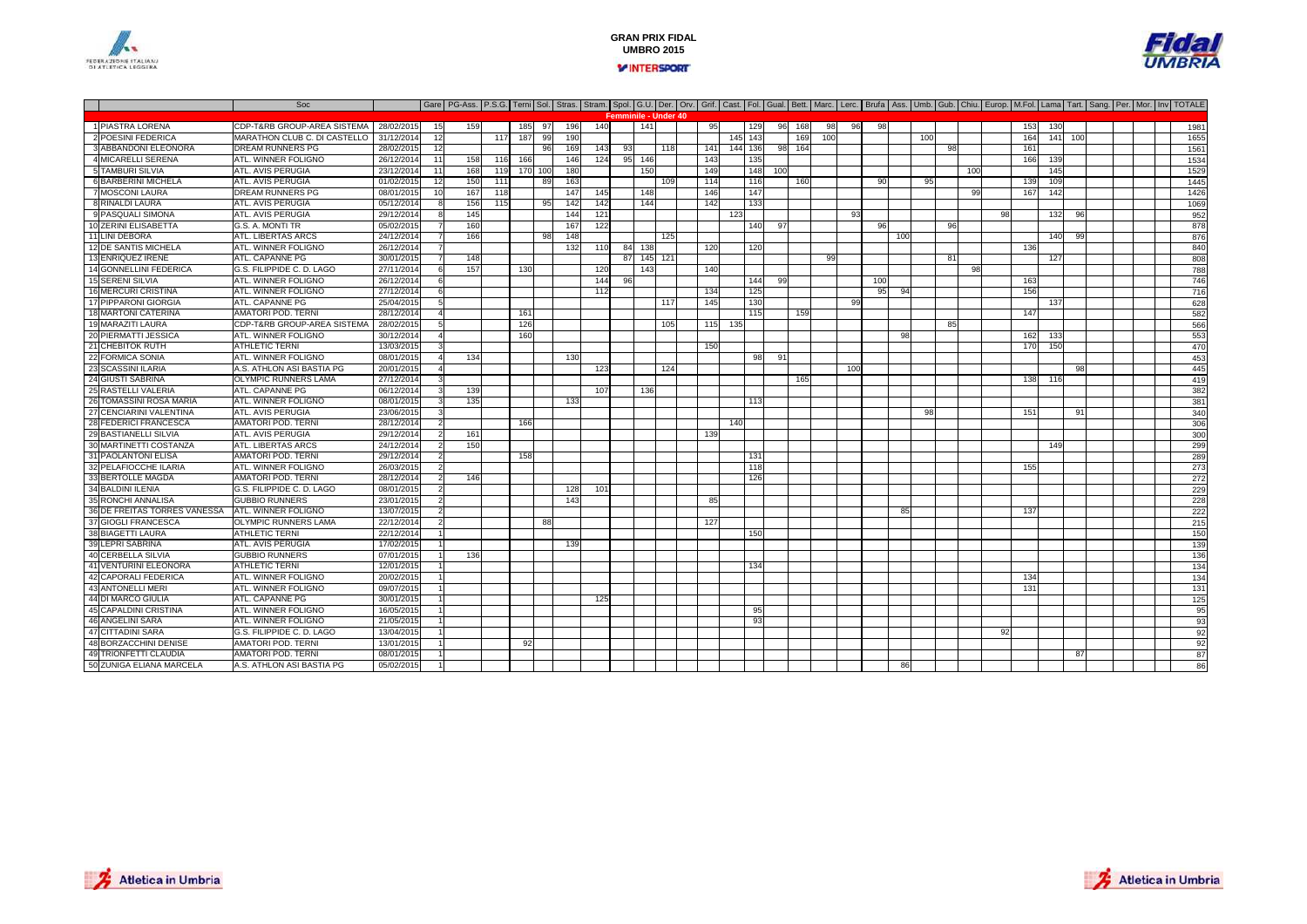# GRAN PRIX FIDAL UMBRO 2015

INTERSPORT

| | | Soc | | Gare | PG-Ass. | P.S.G. | Terni | Sol. | Stras. | Stram. | Spol. | G.U. | Der. | Orv. | Grif. | Cast. | Fol. | Gual. | Bett. | Marc. | Lerc. | Brufa | Ass. | Umb. | Gub. | Chiu. | Europ. | M.Fol. | Lama | Tart. | Sang. | Per. | Mor. | Inv | TOTALE |
|---|---|---|---|---|---|---|---|---|---|---|---|---|---|---|---|---|---|---|---|---|---|---|---|---|---|---|---|---|---|---|---|---|---|---|---|
| | | | | | | | | | | | | Femminile - Under 40 | | | | | | | | | | | | | | | | | | | | | | | |
| 1 | PIASTRA LORENA | CDP-T&RB GROUP-AREA SISTEMA | 28/02/2015 | 15 | 159 | | 185 | 97 | 196 | 140 | | 141 | | | 95 | | 129 | 96 | 168 | 98 | 96 | 98 | | | | | | 153 | 130 | | | | | | 1981 |
| 2 | POESINI FEDERICA | MARATHON CLUB C. DI CASTELLO | 31/12/2014 | 12 | | 117 | 187 | 99 | 190 | | | | | | | 145 | 143 | | 169 | 100 | | | | 100 | | | | 164 | 141 | 100 | | | | | 1655 |
| 3 | ABBANDONI ELEONORA | DREAM RUNNERS PG | 28/02/2015 | 12 | | | | 96 | 169 | 143 | 93 | | 118 | | 141 | 144 | 136 | 98 | 164 | | | | | | | 98 | | 161 | | | | | | | 1561 |
| 4 | MICARELLI SERENA | ATL. WINNER FOLIGNO | 26/12/2014 | 11 | 158 | 116 | 166 | | 146 | 124 | 95 | 146 | | | 143 | | 135 | | | | | | | | | | | 166 | 139 | | | | | | 1534 |
| 5 | TAMBURI SILVIA | ATL. AVIS PERUGIA | 23/12/2014 | 11 | 168 | 119 | 170 | 100 | 180 | | | 150 | | | 149 | | 148 | 100 | | | | | | | | | 100 | | 145 | | | | | | 1529 |
| 6 | BARBERINI MICHELA | ATL. AVIS PERUGIA | 01/02/2015 | 12 | 150 | 111 | | 89 | 163 | | | | 109 | | 114 | | 116 | | 160 | | | 90 | | 95 | | | | 139 | 109 | | | | | | 1445 |
| 7 | MOSCONI LAURA | DREAM RUNNERS PG | 08/01/2015 | 10 | 167 | 118 | | | 147 | 145 | | 148 | | | 146 | | 147 | | | | | | | | | 99 | | 167 | 142 | | | | | | 1426 |
| 8 | RINALDI LAURA | ATL. AVIS PERUGIA | 05/12/2014 | 8 | 156 | 115 | | 95 | 142 | 142 | | 144 | | | 142 | | 133 | | | | | | | | | | | | | | | | | | 1069 |
| 9 | PASQUALI SIMONA | ATL. AVIS PERUGIA | 29/12/2014 | 8 | 145 | | | | 144 | 121 | | | | | | 123 | | | | | 93 | | | | | | 98 | | 132 | 96 | | | | | 952 |
| 10 | ZERINI ELISABETTA | G.S. A. MONTI TR | 05/02/2015 | 7 | 160 | | | | 167 | 122 | | | | | | | 140 | 97 | | | | 96 | | | 96 | | | | | | | | | | 878 |
| 11 | LINI DEBORA | ATL. LIBERTAS ARCS | 24/12/2014 | 7 | 166 | | | 98 | 148 | | | | 125 | | | | | | | | | | 100 | | | | | | 140 | 99 | | | | | 876 |
| 12 | DE SANTIS MICHELA | ATL. WINNER FOLIGNO | 26/12/2014 | 7 | | | | | 132 | 110 | 84 | 138 | | | 120 | | 120 | | | | | | | | | | | 136 | | | | | | | 840 |
| 13 | ENRIQUEZ IRENE | ATL. CAPANNE PG | 30/01/2015 | 7 | 148 | | | | | | 87 | 145 | 121 | | | | | | | 99 | | | | | | 81 | | | 127 | | | | | | 808 |
| 14 | GONNELLINI FEDERICA | G.S. FILIPPIDE C. D. LAGO | 27/11/2014 | 6 | 157 | | 130 | | | 120 | | 143 | | | 140 | | | | | | | | | | | | 98 | | | | | | | | 788 |
| 15 | SERENI SILVIA | ATL. WINNER FOLIGNO | 26/12/2014 | 6 | | | | | | 144 | 96 | | | | | | 144 | 99 | | | | 100 | | | | | | 163 | | | | | | | 746 |
| 16 | MERCURI CRISTINA | ATL. WINNER FOLIGNO | 27/12/2014 | 6 | | | | | | 112 | | | | | 134 | | 125 | | | | | 95 | 94 | | | | | 156 | | | | | | | 716 |
| 17 | PIPPARONI GIORGIA | ATL. CAPANNE PG | 25/04/2015 | 5 | | | | | | | | | 117 | | 145 | | 130 | | | | 99 | | | | | | | | 137 | | | | | | 628 |
| 18 | MARTONI CATERINA | AMATORI POD. TERNI | 28/12/2014 | 4 | | | 161 | | | | | | | | | | 115 | | 159 | | | | | | | | | 147 | | | | | | | 582 |
| 19 | MARAZITI LAURA | CDP-T&RB GROUP-AREA SISTEMA | 28/02/2015 | 5 | | | 126 | | | | | | 105 | | 115 | 135 | | | | | | | | | 85 | | | | | | | | | | 566 |
| 20 | PIERMATTI JESSICA | ATL. WINNER FOLIGNO | 30/12/2014 | 4 | | | 160 | | | | | | | | | | | | | | | | 98 | | | | | 162 | 133 | | | | | | 553 |
| 21 | CHEBITOK RUTH | ATHLETIC TERNI | 13/03/2015 | 3 | | | | | | | | | | | 150 | | | | | | | | | | | | | 170 | 150 | | | | | | 470 |
| 22 | FORMICA SONIA | ATL. WINNER FOLIGNO | 08/01/2015 | 4 | 134 | | | | 130 | | | | | | | | 98 | 91 | | | | | | | | | | | | | | | | | 453 |
| 23 | SCASSINI ILARIA | A.S. ATHLON ASI BASTIA PG | 20/01/2015 | 4 | | | | | | 123 | | | 124 | | | | | | | | 100 | | | | | | | | | 98 | | | | | 445 |
| 24 | GIUSTI SABRINA | OLYMPIC RUNNERS LAMA | 27/12/2014 | 3 | | | | | | | | | | | | | | | 165 | | | | | | | | | 138 | 116 | | | | | | 419 |
| 25 | RASTELLI VALERIA | ATL. CAPANNE PG | 06/12/2014 | 3 | 139 | | | | | 107 | | 136 | | | | | | | | | | | | | | | | | | | | | | | 382 |
| 26 | TOMASSINI ROSA MARIA | ATL. WINNER FOLIGNO | 08/01/2015 | 3 | 135 | | | | 133 | | | | | | | | 113 | | | | | | | | | | | | | | | | | | 381 |
| 27 | CENCIARINI VALENTINA | ATL. AVIS PERUGIA | 23/06/2015 | 3 | | | | | | | | | | | | | | | | | | | | 98 | | | | 151 | | 91 | | | | | 340 |
| 28 | FEDERICI FRANCESCA | AMATORI POD. TERNI | 28/12/2014 | 2 | | | 166 | | | | | | | | | 140 | | | | | | | | | | | | | | | | | | | 306 |
| 29 | BASTIANELLI SILVIA | ATL. AVIS PERUGIA | 29/12/2014 | 2 | 161 | | | | | | | | | | 139 | | | | | | | | | | | | | | | | | | | | 300 |
| 30 | MARTINETTI COSTANZA | ATL. LIBERTAS ARCS | 24/12/2014 | 2 | 150 | | | | | | | | | | | | | | | | | | | | | | | | 149 | | | | | | 299 |
| 31 | PAOLANTONI ELISA | AMATORI POD. TERNI | 29/12/2014 | 2 | | | 158 | | | | | | | | | | 131 | | | | | | | | | | | | | | | | | | 289 |
| 32 | PELAFIOCCHE ILARIA | ATL. WINNER FOLIGNO | 26/03/2015 | 2 | | | | | | | | | | | | | 118 | | | | | | | | | | | 155 | | | | | | | 273 |
| 33 | BERTOLLE MAGDA | AMATORI POD. TERNI | 28/12/2014 | 2 | 146 | | | | | | | | | | | | 126 | | | | | | | | | | | | | | | | | | 272 |
| 34 | BALDINI ILENIA | G.S. FILIPPIDE C. D. LAGO | 08/01/2015 | 2 | | | | | 128 | 101 | | | | | | | | | | | | | | | | | | | | | | | | | 229 |
| 35 | RONCHI ANNALISA | GUBBIO RUNNERS | 23/01/2015 | 2 | | | | | 143 | | | | | | 85 | | | | | | | | | | | | | | | | | | | | 228 |
| 36 | DE FREITAS TORRES VANESSA | ATL. WINNER FOLIGNO | 13/07/2015 | 2 | | | | | | | | | | | | | | | | | | | 85 | | | | | 137 | | | | | | | 222 |
| 37 | GIOGLI FRANCESCA | OLYMPIC RUNNERS LAMA | 22/12/2014 | 2 | | | | 88 | | | | | | | 127 | | | | | | | | | | | | | | | | | | | | 215 |
| 38 | BIAGETTI LAURA | ATHLETIC TERNI | 22/12/2014 | 1 | | | | | | | | | | | | | 150 | | | | | | | | | | | | | | | | | | 150 |
| 39 | LEPRI SABRINA | ATL. AVIS PERUGIA | 17/02/2015 | 1 | | | | | 139 | | | | | | | | | | | | | | | | | | | | | | | | | | 139 |
| 40 | CERBELLA SILVIA | GUBBIO RUNNERS | 07/01/2015 | 1 | 136 | | | | | | | | | | | | | | | | | | | | | | | | | | | | | | 136 |
| 41 | VENTURINI ELEONORA | ATHLETIC TERNI | 12/01/2015 | 1 | | | | | | | | | | | | | 134 | | | | | | | | | | | | | | | | | | 134 |
| 42 | CAPORALI FEDERICA | ATL. WINNER FOLIGNO | 20/02/2015 | 1 | | | | | | | | | | | | | | | | | | | | | | | | 134 | | | | | | | 134 |
| 43 | ANTONELLI MERI | ATL. WINNER FOLIGNO | 09/07/2015 | 1 | | | | | | | | | | | | | | | | | | | | | | | | 131 | | | | | | | 131 |
| 44 | DI MARCO GIULIA | ATL. CAPANNE PG | 30/01/2015 | 1 | | | | | | 125 | | | | | | | | | | | | | | | | | | | | | | | | | 125 |
| 45 | CAPALDINI CRISTINA | ATL. WINNER FOLIGNO | 16/05/2015 | 1 | | | | | | | | | | | | | 95 | | | | | | | | | | | | | | | | | | 95 |
| 46 | ANGELINI SARA | ATL. WINNER FOLIGNO | 21/05/2015 | 1 | | | | | | | | | | | | | 93 | | | | | | | | | | | | | | | | | | 93 |
| 47 | CITTADINI SARA | G.S. FILIPPIDE C. D. LAGO | 13/04/2015 | 1 | | | | | | | | | | | | | | | | | | | | | | | 92 | | | | | | | | 92 |
| 48 | BORZACCHINI DENISE | AMATORI POD. TERNI | 13/01/2015 | 1 | | | 92 | | | | | | | | | | | | | | | | | | | | | | | | | | | | 92 |
| 49 | TRIONFETTI CLAUDIA | AMATORI POD. TERNI | 08/01/2015 | 1 | | | | | | | | | | | | | | | | | | | | | | | | | | 87 | | | | | 87 |
| 50 | ZUNIGA ELIANA MARCELA | A.S. ATHLON ASI BASTIA PG | 05/02/2015 | 1 | | | | | | | | | | | | | | | | | | | 86 | | | | | | | | | | | | 86 |

Atletica in Umbria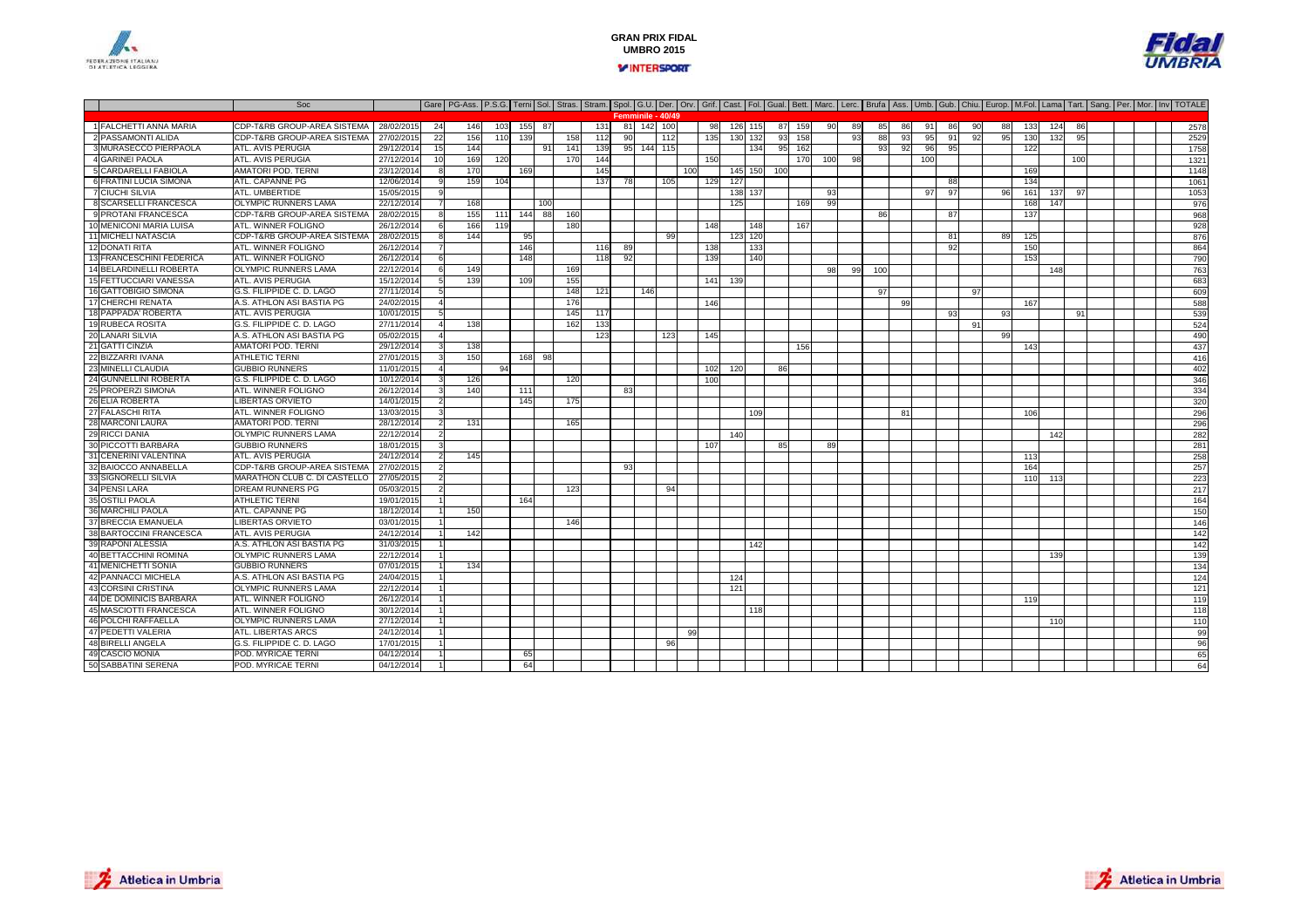# GRAN PRIX FIDAL UMBRO 2015

INTERSPORT

| | Soc | | Gare | PG-Ass. | P.S.G. | Terni | Sol. | Stras. | Stram. | Spol. | G.U. | Der. | Orv. | Grif. | Cast. | Fol. | Gual. | Bett. | Marc. | Lerc. | Brufa | Ass. | Umb. | Gub. | Chiu. | Europ. | M.Fol. | Lama | Tart. | Sang. | Per. | Mor. | Inv | TOTALE |
|---|---|---|---|---|---|---|---|---|---|---|---|---|---|---|---|---|---|---|---|---|---|---|---|---|---|---|---|---|---|---|---|---|---|---|
| | | | | | | | | | | Femminile - 40/49 | | | | | | | | | | | | | | | | | | | | | | | | |
| 1 FALCHETTI ANNA MARIA | CDP-T&RB GROUP-AREA SISTEMA | 28/02/2015 | 24 | 146 | 103 | 155 | 87 | | 131 | 81 | 142 | 100 | | 98 | 126 | 115 | 87 | 159 | 90 | 89 | 85 | 86 | 91 | 86 | 90 | 88 | 133 | 124 | 86 | | | | | 2578 |
| 2 PASSAMONTI ALIDA | CDP-T&RB GROUP-AREA SISTEMA | 27/02/2015 | 22 | 156 | 110 | 139 | | 158 | 112 | 90 | | 112 | | 135 | 130 | 132 | 93 | 158 | | 93 | 88 | 93 | 95 | 91 | 92 | 95 | 130 | 132 | 95 | | | | | 2529 |
| 3 MURASECCO PIERPAOLA | ATL. AVIS PERUGIA | 29/12/2014 | 15 | 144 | | | 91 | 141 | 139 | 95 | 144 | 115 | | | | 134 | 95 | 162 | | | 93 | 92 | 96 | 95 | | | 122 | | | | | | | 1758 |
| 4 GARINEI PAOLA | ATL. AVIS PERUGIA | 27/12/2014 | 10 | 169 | 120 | | | 170 | 144 | | | | | 150 | | | | 170 | 100 | 98 | | | 100 | | | | | | 100 | | | | | 1321 |
| 5 CARDARELLI FABIOLA | AMATORI POD. TERNI | 23/12/2014 | 8 | 170 | | 169 | | | 145 | | | | 100 | | 145 | 150 | 100 | | | | | | | | | | 169 | | | | | | | 1148 |
| 6 FRATINI LUCIA SIMONA | ATL. CAPANNE PG | 12/06/2014 | 9 | 159 | 104 | | | | 137 | 78 | | 105 | | 129 | 127 | | | | | | | | | 88 | | | 134 | | | | | | | 1061 |
| 7 CIUCHI SILVIA | ATL. UMBERTIDE | 15/05/2015 | 9 | | | | | | | | | | | | 138 | 137 | | | 93 | | | | 97 | 97 | | 96 | 161 | 137 | 97 | | | | | 1053 |
| 8 SCARSELLI FRANCESCA | OLYMPIC RUNNERS LAMA | 22/12/2014 | 7 | 168 | | | 100 | | | | | | | | 125 | | | 169 | 99 | | | | | | | | 168 | 147 | | | | | | 976 |
| 9 PROTANI FRANCESCA | CDP-T&RB GROUP-AREA SISTEMA | 28/02/2015 | 8 | 155 | 111 | 144 | 88 | 160 | | | | | | | | | | | | | 86 | | | 87 | | | 137 | | | | | | | 968 |
| 10 MENICONI MARIA LUISA | ATL. WINNER FOLIGNO | 26/12/2014 | 6 | 166 | 119 | | | 180 | | | | | | 148 | | 148 | | 167 | | | | | | | | | | | | | | | | 928 |
| 11 MICHELI NATASCIA | CDP-T&RB GROUP-AREA SISTEMA | 28/02/2015 | 8 | 144 | | 95 | | | | | | 99 | | | 123 | 120 | | | | | | | | 81 | | 89 | 125 | | | | | | | 876 |
| 12 DONATI RITA | ATL. WINNER FOLIGNO | 26/12/2014 | 7 | | | 146 | | | 116 | 89 | | | | 138 | | 133 | | | | | | | | 92 | | | 150 | | | | | | | 864 |
| 13 FRANCESCHINI FEDERICA | ATL. WINNER FOLIGNO | 26/12/2014 | 6 | | | 148 | | | 118 | 92 | | | | 139 | | 140 | | | | | | | | | | | 153 | | | | | | | 790 |
| 14 BELARDINELLI ROBERTA | OLYMPIC RUNNERS LAMA | 22/12/2014 | 6 | 149 | | | | 169 | | | | | | | | | | | 98 | 99 | 100 | | | | | | | 148 | | | | | | 763 |
| 15 FETTUCCIARI VANESSA | ATL. AVIS PERUGIA | 15/12/2014 | 5 | 139 | | 109 | | 155 | | | | | | 141 | 139 | | | | | | | | | | | | | | | | | | | 683 |
| 16 GATTOBIGIO SIMONA | G.S. FILIPPIDE C. D. LAGO | 27/11/2014 | 5 | | | | | 148 | 121 | | 146 | | | | | | | | | | 97 | | | | 97 | | | | | | | | | 609 |
| 17 CHERCHI RENATA | A.S. ATHLON ASI BASTIA PG | 24/02/2015 | 4 | | | | | 176 | | | | | | 146 | | | | | | | | 99 | | | | | 167 | | | | | | | 588 |
| 18 PAPPADA' ROBERTA | ATL. AVIS PERUGIA | 10/01/2015 | 5 | | | | | 145 | 117 | | | | | | | | | | | | | | | 93 | | 93 | | | 91 | | | | | 539 |
| 19 RUBECA ROSITA | G.S. FILIPPIDE C. D. LAGO | 27/11/2014 | 4 | 138 | | | | 162 | 133 | | | | | | | | | | | | | | | | 91 | | | | | | | | | 524 |
| 20 LANARI SILVIA | A.S. ATHLON ASI BASTIA PG | 05/02/2015 | 4 | | | | | | 123 | | | 123 | | 145 | | | | | | | | | | | | 99 | | | | | | | | 490 |
| 21 GATTI CINZIA | AMATORI POD. TERNI | 29/12/2014 | 3 | 138 | | | | | | | | | | | | | | 156 | | | | | | | | | 143 | | | | | | | 437 |
| 22 BIZZARRI IVANA | ATHLETIC TERNI | 27/01/2015 | 3 | 150 | | 168 | 98 | | | | | | | | | | | | | | | | | | | | | | | | | | | 416 |
| 23 MINELLI CLAUDIA | GUBBIO RUNNERS | 11/01/2015 | 4 | | 94 | | | | | | | | | 102 | 120 | | 86 | | | | | | | | | | | | | | | | | 402 |
| 24 GUNNELLINI ROBERTA | G.S. FILIPPIDE C. D. LAGO | 10/12/2014 | 3 | 126 | | | | 120 | | | | | | 100 | | | | | | | | | | | | | | | | | | | | 346 |
| 25 PROPERZI SIMONA | ATL. WINNER FOLIGNO | 26/12/2014 | 3 | 140 | | 111 | | | | 83 | | | | | | | | | | | | | | | | | | | | | | | | 334 |
| 26 ELIA ROBERTA | LIBERTAS ORVIETO | 14/01/2015 | 2 | | | 145 | | 175 | | | | | | | | | | | | | | | | | | | | | | | | | | 320 |
| 27 FALASCHI RITA | ATL. WINNER FOLIGNO | 13/03/2015 | 3 | | | | | | | | | | | | | 109 | | | | | | 81 | | | | | 106 | | | | | | | 296 |
| 28 MARCONI LAURA | AMATORI POD. TERNI | 28/12/2014 | 2 | 131 | | | | 165 | | | | | | | | | | | | | | | | | | | | | | | | | | 296 |
| 29 RICCI DANIA | OLYMPIC RUNNERS LAMA | 22/12/2014 | 2 | | | | | | | | | | | | 140 | | | | | | | | | | | | | 142 | | | | | | 282 |
| 30 PICCOTTI BARBARA | GUBBIO RUNNERS | 18/01/2015 | 3 | | | | | | | | | | | 107 | | | 85 | | 89 | | | | | | | | | | | | | | | 281 |
| 31 CENERINI VALENTINA | ATL. AVIS PERUGIA | 24/12/2014 | 2 | 145 | | | | | | | | | | | | | | | | | | | | | | | 113 | | | | | | | 258 |
| 32 BAIOCCO ANNABELLA | CDP-T&RB GROUP-AREA SISTEMA | 27/02/2015 | 2 | | | | | | | 93 | | | | | | | | | | | | | | | | | 164 | | | | | | | 257 |
| 33 SIGNORELLI SILVIA | MARATHON CLUB C. DI CASTELLO | 27/05/2015 | 2 | | | | | | | | | | | | | | | | | | | | | | | | 110 | 113 | | | | | | 223 |
| 34 PENSI LARA | DREAM RUNNERS PG | 05/03/2015 | 2 | | | | | 123 | | | | 94 | | | | | | | | | | | | | | | | | | | | | | 217 |
| 35 OSTILI PAOLA | ATHLETIC TERNI | 19/01/2015 | 1 | | | 164 | | | | | | | | | | | | | | | | | | | | | | | | | | | | 164 |
| 36 MARCHILI PAOLA | ATL. CAPANNE PG | 18/12/2014 | 1 | 150 | | | | | | | | | | | | | | | | | | | | | | | | | | | | | | 150 |
| 37 BRECCIA EMANUELA | LIBERTAS ORVIETO | 03/01/2015 | 1 | | | | | 146 | | | | | | | | | | | | | | | | | | | | | | | | | | 146 |
| 38 BARTOCCINI FRANCESCA | ATL. AVIS PERUGIA | 24/12/2014 | 1 | 142 | | | | | | | | | | | | | | | | | | | | | | | | | | | | | | 142 |
| 39 RAPONI ALESSIA | A.S. ATHLON ASI BASTIA PG | 31/03/2015 | 1 | | | | | | | | | | | | | 142 | | | | | | | | | | | | | | | | | | 142 |
| 40 BETTACCHINI ROMINA | OLYMPIC RUNNERS LAMA | 22/12/2014 | 1 | | | | | | | | | | | | | | | | | | | | | | | | | 139 | | | | | | 139 |
| 41 MENICHETTI SONIA | GUBBIO RUNNERS | 07/01/2015 | 1 | 134 | | | | | | | | | | | | | | | | | | | | | | | | | | | | | | 134 |
| 42 PANNACCI MICHELA | A.S. ATHLON ASI BASTIA PG | 24/04/2015 | 1 | | | | | | | | | | | | 124 | | | | | | | | | | | | | | | | | | | 124 |
| 43 CORSINI CRISTINA | OLYMPIC RUNNERS LAMA | 22/12/2014 | 1 | | | | | | | | | | | | 121 | | | | | | | | | | | | | | | | | | | 121 |
| 44 DE DOMINICIS BARBARA | ATL. WINNER FOLIGNO | 26/12/2014 | 1 | | | | | | | | | | | | | | | | | | | | | | | | 119 | | | | | | | 119 |
| 45 MASCIOTTI FRANCESCA | ATL. WINNER FOLIGNO | 30/12/2014 | 1 | | | | | | | | | | | | | 118 | | | | | | | | | | | | | | | | | | 118 |
| 46 POLCHI RAFFAELLA | OLYMPIC RUNNERS LAMA | 27/12/2014 | 1 | | | | | | | | | | | | | | | | | | | | | | | | | 110 | | | | | | 110 |
| 47 PEDETTI VALERIA | ATL. LIBERTAS ARCS | 24/12/2014 | 1 | | | | | | | | | | 99 | | | | | | | | | | | | | | | | | | | | | 99 |
| 48 BIRELLI ANGELA | G.S. FILIPPIDE C. D. LAGO | 17/01/2015 | 1 | | | | | | | | | 96 | | | | | | | | | | | | | | | | | | | | | | 96 |
| 49 CASCIO MONIA | POD. MYRICAE TERNI | 04/12/2014 | 1 | | | 65 | | | | | | | | | | | | | | | | | | | | | | | | | | | | 65 |
| 50 SABBATINI SERENA | POD. MYRICAE TERNI | 04/12/2014 | 1 | | | 64 | | | | | | | | | | | | | | | | | | | | | | | | | | | | 64 |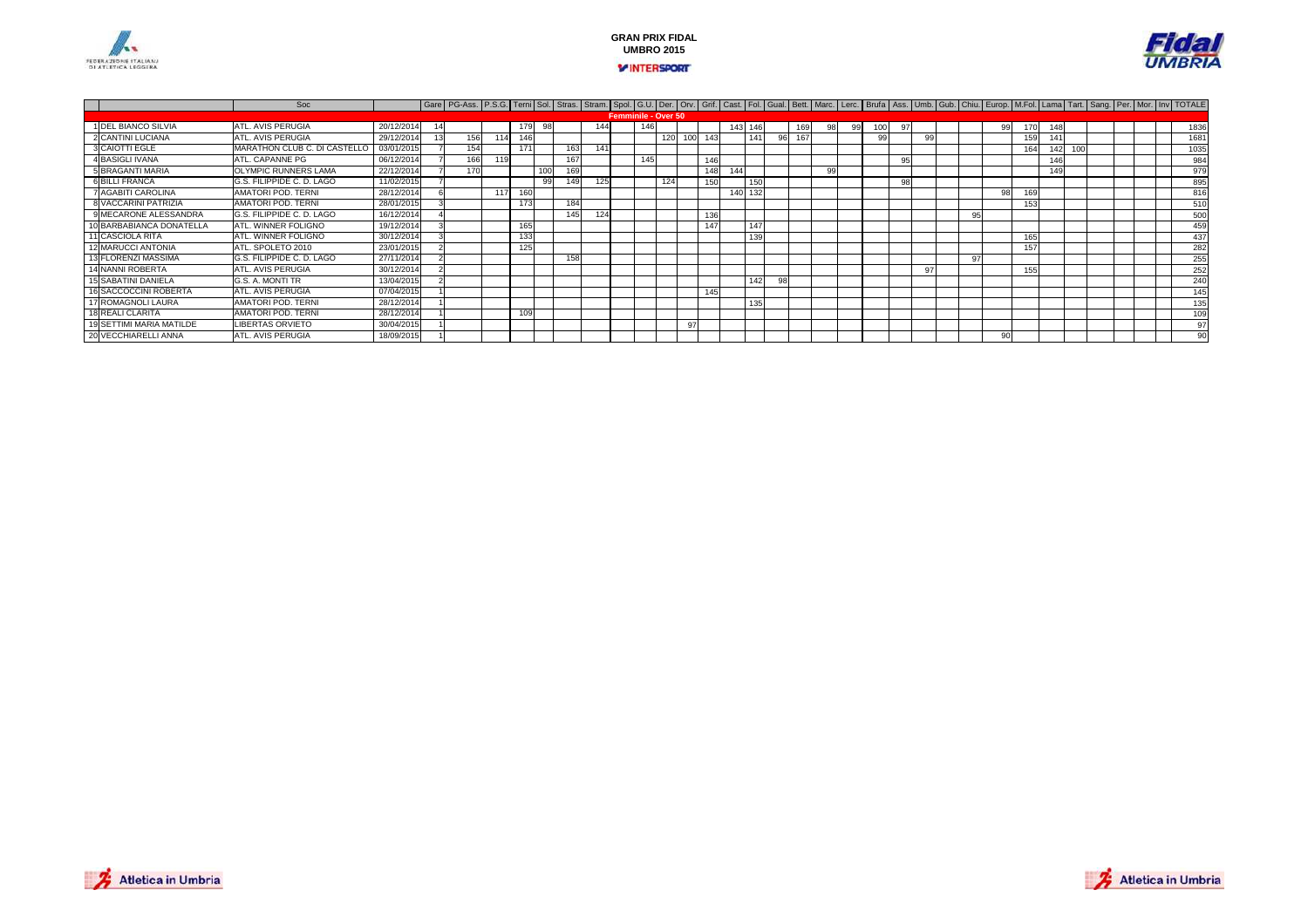# GRAN PRIX FIDAL
## UMBRO 2015

| | Soc | | Gare | PG-Ass. | P.S.G. | Terni | Sol. | Stras. | Stram. | Spol. | G.U. | Der. | Orv. | Grif. | Cast. | Fol. | Gual. | Bett. | Marc. | Lerc. | Brufa | Ass. | Umb. | Gub. | Chiu. | Europ. | M.Fol. | Lama | Tart. | Sang. | Per. | Mor. | Inv | TOTALE |
|---|---|---|---|---|---|---|---|---|---|---|---|---|---|---|---|---|---|---|---|---|---|---|---|---|---|---|---|---|---|---|---|---|---|---|
| **Femminile - Over 50** | | | | | | | | | | | | | | | | | | | | | | | | | | | | | | | | | | |
| 1 DEL BIANCO SILVIA | ATL. AVIS PERUGIA | 20/12/2014 | 14 | | | 179 | 98 | | 144 | | 146 | | | | 143 | 146 | | 169 | 98 | 99 | 100 | 97 | | | | 99 | 170 | 148 | | | | | | 1836 |
| 2 CANTINI LUCIANA | ATL. AVIS PERUGIA | 29/12/2014 | 13 | 156 | 114 | 146 | | | | | | 120 | 100 | 143 | | 141 | 96 | 167 | | | 99 | | 99 | | | | 159 | 141 | | | | | | 1681 |
| 3 CAIOTTI EGLE | MARATHON CLUB C. DI CASTELLO | 03/01/2015 | 7 | 154 | | 171 | | 163 | 141 | | | | | | | | | | | | | | | | | | 164 | 142 | 100 | | | | | 1035 |
| 4 BASIGLI IVANA | ATL. CAPANNE PG | 06/12/2014 | 7 | 166 | 119 | | | 167 | | 145 | | | | 146 | | | | | | | | 95 | | | | | | 146 | | | | | | 984 |
| 5 BRAGANTI MARIA | OLYMPIC RUNNERS LAMA | 22/12/2014 | 7 | 170 | | | 100 | 169 | | | | | | 148 | 144 | | | | 99 | | | | | | | | | 149 | | | | | | 979 |
| 6 BILLI FRANCA | G.S. FILIPPIDE C. D. LAGO | 11/02/2015 | 7 | | | | 99 | 149 | 125 | | | 124 | | 150 | | 150 | | | | | | 98 | | | | | | | | | | | | 895 |
| 7 AGABITI CAROLINA | AMATORI POD. TERNI | 28/12/2014 | 6 | | 117 | 160 | | | | | | | | | 140 | 132 | | | | | | | | | | 98 | 169 | | | | | | | 816 |
| 8 VACCARINI PATRIZIA | AMATORI POD. TERNI | 28/01/2015 | 3 | | | 173 | | 184 | | | | | | | | | | | | | | | | | | | 153 | | | | | | | 510 |
| 9 MECARONE ALESSANDRA | G.S. FILIPPIDE C. D. LAGO | 16/12/2014 | 4 | | | | | 145 | 124 | | | | | 136 | | | | | | | | | | | 95 | | | | | | | | | 500 |
| 10 BARBABIANCA DONATELLA | ATL. WINNER FOLIGNO | 19/12/2014 | 3 | | | 165 | | | | | | | | 147 | | 147 | | | | | | | | | | | | | | | | | | 459 |
| 11 CASCIOLA RITA | ATL. WINNER FOLIGNO | 30/12/2014 | 3 | | | 133 | | | | | | | | | | 139 | | | | | | | | | | | 165 | | | | | | | 437 |
| 12 MARUCCI ANTONIA | ATL. SPOLETO 2010 | 23/01/2015 | 2 | | | 125 | | | | | | | | | | | | | | | | | | | | | 157 | | | | | | | 282 |
| 13 FLORENZI MASSIMA | G.S. FILIPPIDE C. D. LAGO | 27/11/2014 | 2 | | | | | 158 | | | | | | | | | | | | | | | | | 97 | | | | | | | | | 255 |
| 14 NANNI ROBERTA | ATL. AVIS PERUGIA | 30/12/2014 | 2 | | | | | | | | | | | | | | | | | | | | | 97 | | | 155 | | | | | | | 252 |
| 15 SABATINI DANIELA | G.S. A. MONTI TR | 13/04/2015 | 2 | | | | | | | | | | | | | 142 | 98 | | | | | | | | | | | | | | | | | 240 |
| 16 SACCOCCINI ROBERTA | ATL. AVIS PERUGIA | 07/04/2015 | 1 | | | | | | | | | | | 145 | | | | | | | | | | | | | | | | | | | | 145 |
| 17 ROMAGNOLI LAURA | AMATORI POD. TERNI | 28/12/2014 | 1 | | | | | | | | | | | | | 135 | | | | | | | | | | | | | | | | | | 135 |
| 18 REALI CLARITA | AMATORI POD. TERNI | 28/12/2014 | 1 | | | 109 | | | | | | | | | | | | | | | | | | | | | | | | | | | | 109 |
| 19 SETTIMI MARIA MATILDE | LIBERTAS ORVIETO | 30/04/2015 | 1 | | | | | | | | | | 97 | | | | | | | | | | | | | | | | | | | | | 97 |
| 20 VECCHIARELLI ANNA | ATL. AVIS PERUGIA | 18/09/2015 | 1 | | | | | | | | | | | | | | | | | | | | | | | 90 | | | | | | | | 90 |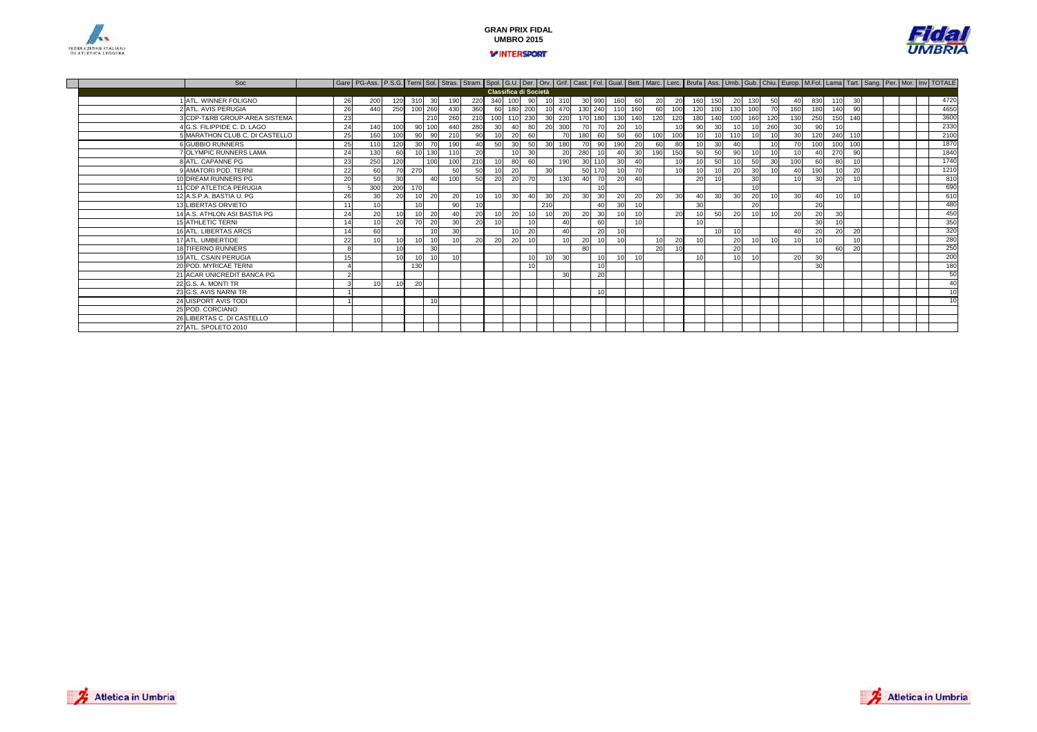# GRAN PRIX FIDAL UMBRO 2015

INTERSPORT

**Classifica di Società**

| Soc | Gare | PG-Ass. | P.S.G. | Terni | Sol. | Stras. | Stram. | Spol. | G.U. | Der. | Orv. | Grif. | Cast. | Fol. | Gual. | Bett. | Marc. | Lerc. | Brufa | Ass. | Umb. | Gub. | Chiu. | Europ. | M.Fol. | Lama | Tart. | Sang. | Per. | Mor. | Inv | TOTALE |
|---|---|---|---|---|---|---|---|---|---|---|---|---|---|---|---|---|---|---|---|---|---|---|---|---|---|---|---|---|---|---|---|---|
| 1 ATL. WINNER FOLIGNO | 26 | 200 | 120 | 310 | 30 | 190 | 220 | 340 | 100 | 90 | 10 | 310 | 30 | 990 | 160 | 60 | 20 | 20 | 160 | 150 | 20 | 130 | 50 | 40 | 830 | 110 | 30 | | | | | 4720 |
| 2 ATL. AVIS PERUGIA | 26 | 440 | 250 | 100 | 260 | 430 | 360 | 60 | 180 | 200 | 10 | 470 | 130 | 240 | 110 | 160 | 60 | 100 | 120 | 100 | 130 | 100 | 70 | 160 | 180 | 140 | 90 | | | | | 4650 |
| 3 CDP-T&RB GROUP-AREA SISTEMA | 23 | | | | 210 | 260 | 210 | 100 | 110 | 230 | 30 | 220 | 170 | 180 | 130 | 140 | 120 | 120 | 180 | 140 | 100 | 160 | 120 | 130 | 250 | 150 | 140 | | | | | 3600 |
| 4 G.S. FILIPPIDE C. D. LAGO | 24 | 140 | 100 | 90 | 100 | 440 | 280 | 30 | 40 | 80 | 20 | 300 | 70 | 70 | 20 | 10 | | 10 | 90 | 30 | 10 | 10 | 260 | 30 | 90 | 10 | | | | | | 2330 |
| 5 MARATHON CLUB C. DI CASTELLO | 25 | 160 | 100 | 90 | 90 | 210 | 90 | 10 | 20 | 60 | | 70 | 180 | 60 | 50 | 60 | 100 | 100 | 10 | 10 | 110 | 10 | 10 | 30 | 120 | 240 | 110 | | | | | 2100 |
| 6 GUBBIO RUNNERS | 25 | 110 | 120 | 30 | 70 | 190 | 40 | 50 | 30 | 50 | 30 | 180 | 70 | 90 | 190 | 20 | 60 | 80 | 10 | 30 | 40 | | 10 | 70 | 100 | 100 | 100 | | | | | 1870 |
| 7 OLYMPIC RUNNERS LAMA | 24 | 130 | 60 | 10 | 130 | 110 | 20 | | 10 | 30 | | 20 | 280 | 10 | 40 | 30 | 190 | 150 | 50 | 50 | 90 | 10 | 10 | 10 | 40 | 270 | 90 | | | | | 1840 |
| 8 ATL. CAPANNE PG | 23 | 250 | 120 | | 100 | 100 | 210 | 10 | 80 | 60 | | 190 | 30 | 110 | 30 | 40 | | 10 | 10 | 50 | 10 | 50 | 30 | 100 | 60 | 80 | 10 | | | | | 1740 |
| 9 AMATORI POD. TERNI | 22 | 60 | 70 | 270 | | 50 | 50 | 10 | 20 | | 30 | | 50 | 170 | 10 | 70 | | 10 | 10 | 10 | 20 | 30 | 10 | 40 | 190 | 10 | 20 | | | | | 1210 |
| 10 DREAM RUNNERS PG | 20 | 50 | 30 | | 40 | 100 | 50 | 20 | 20 | 70 | | 130 | 40 | 70 | 20 | 40 | | | 20 | 10 | | 30 | | 10 | 30 | 20 | 10 | | | | | 810 |
| 11 CDP ATLETICA PERUGIA | 5 | 300 | 200 | 170 | | | | | | | | | | 10 | | | | | | | | 10 | | | | | | | | | | 690 |
| 12 A.S.P.A. BASTIA U. PG | 26 | 30 | 20 | 10 | 20 | 20 | 10 | 10 | 30 | 40 | 30 | 20 | 30 | 30 | 20 | 20 | 20 | 30 | 40 | 30 | 30 | 20 | 10 | 30 | 40 | 10 | 10 | | | | | 610 |
| 13 LIBERTAS ORVIETO | 11 | 10 | | 10 | | 90 | 10 | | | | 210 | | | 40 | 30 | 10 | | | 30 | | | 20 | | | 20 | | | | | | | 480 |
| 14 A.S. ATHLON ASI BASTIA PG | 24 | 20 | 10 | 10 | 20 | 40 | 20 | 10 | 20 | 10 | 10 | 20 | 20 | 30 | 10 | 10 | | 20 | 10 | 50 | 20 | 10 | 10 | 20 | 20 | 30 | | | | | | 450 |
| 15 ATHLETIC TERNI | 14 | 10 | 20 | 70 | 20 | 30 | 20 | 10 | | 10 | | 40 | | 60 | | 10 | | | 10 | | | | | | 30 | 10 | | | | | | 350 |
| 16 ATL. LIBERTAS ARCS | 14 | 60 | | | 10 | 30 | | | 10 | 20 | | 40 | | 20 | 10 | | | | | 10 | 10 | | | 40 | 20 | 20 | 20 | | | | | 320 |
| 17 ATL. UMBERTIDE | 22 | 10 | 10 | 10 | 10 | 10 | 20 | 20 | 20 | 10 | | 10 | 20 | 10 | 10 | | 10 | 20 | 10 | | 20 | 10 | 10 | 10 | 10 | | 10 | | | | | 280 |
| 18 TIFERNO RUNNERS | 8 | | 10 | | 30 | | | | | | | | 80 | | | | 20 | 10 | | | 20 | | | | | 60 | 20 | | | | | 250 |
| 19 ATL. CSAIN PERUGIA | 15 | | 10 | 10 | 10 | 10 | | | | 10 | 10 | 30 | | 10 | 10 | 10 | | | 10 | | 10 | 10 | | 20 | 30 | | | | | | | 200 |
| 20 POD. MYRICAE TERNI | 4 | | | 130 | | | | | | 10 | | | | 10 | | | | | | | | | | | 30 | | | | | | | 180 |
| 21 ACAR UNICREDIT BANCA PG | 2 | | | | | | | | | | | 30 | | 20 | | | | | | | | | | | | | | | | | | 50 |
| 22 G.S. A. MONTI TR | 3 | 10 | 10 | 20 | | | | | | | | | | | | | | | | | | | | | | | | | | | | 40 |
| 23 G.S. AVIS NARNI TR | 1 | | | | | | | | | | | | | 10 | | | | | | | | | | | | | | | | | | 10 |
| 24 UISPORT AVIS TODI | 1 | | | | 10 | | | | | | | | | | | | | | | | | | | | | | | | | | | 10 |
| 25 POD. CORCIANO | | | | | | | | | | | | | | | | | | | | | | | | | | | | | | | | |
| 26 LIBERTAS C. DI CASTELLO | | | | | | | | | | | | | | | | | | | | | | | | | | | | | | | | |
| 27 ATL. SPOLETO 2010 | | | | | | | | | | | | | | | | | | | | | | | | | | | | | | | | |